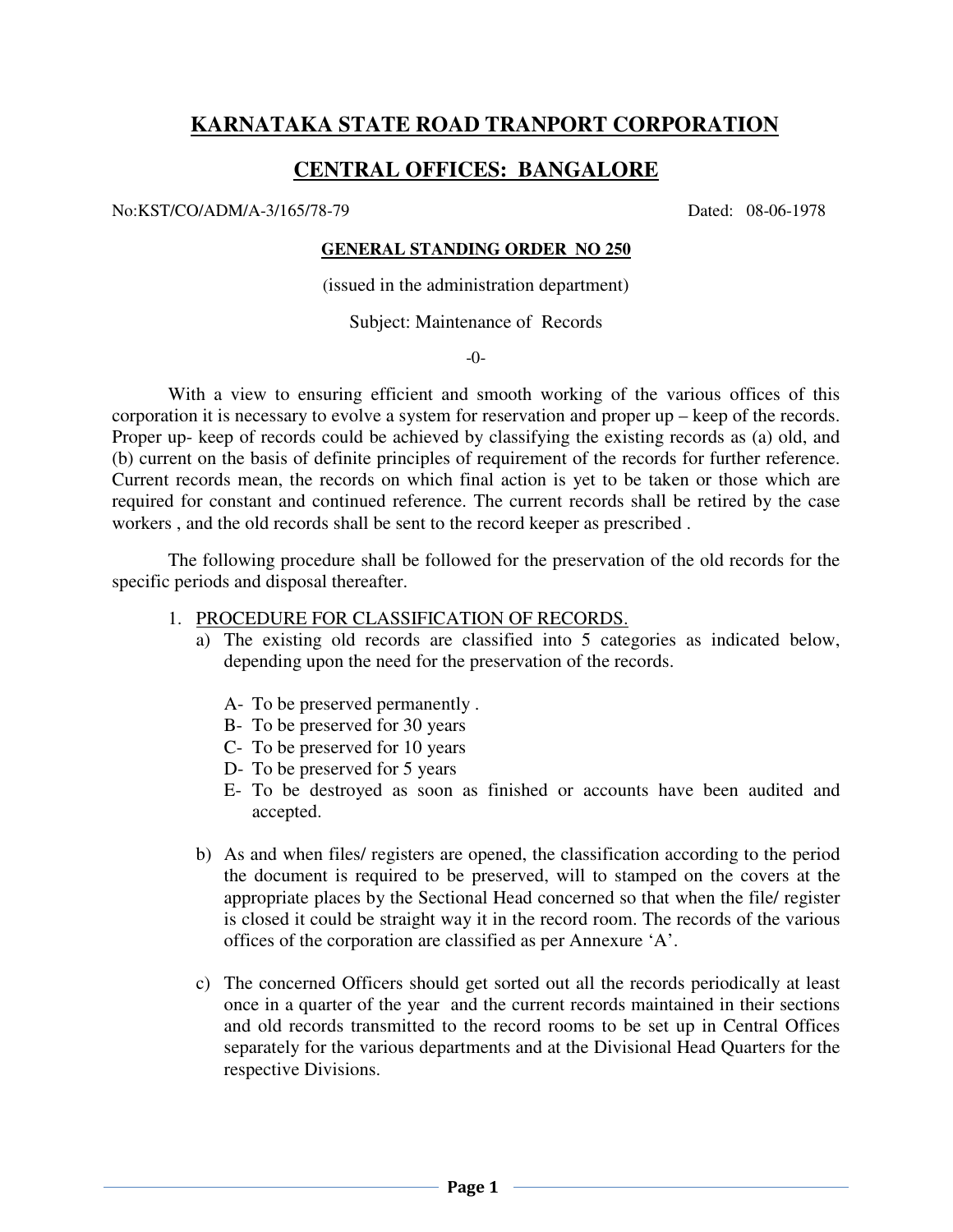# KARNATAKA STATE ROAD TRANPORT CORPORATION

## CENTRAL OFFICES: BANGALORE

No:KST/CO/ADM/A-3/165/78-79 Dated: 08-06-1978

**GENERAL STANDING ORDER NO 250**

(issued in the administration department)

Subject: Maintenance of Records

-0-

With a view to ensuring efficient and smooth working of the various offices of this corporation it is necessary to evolve a system for reservation and proper up – keep of the records. Proper up- keep of records could be achieved by classifying the existing records as (a) old, and (b) current on the basis of definite principles of requirement of the records for further reference. Current records mean, the records on which final action is yet to be taken or those which are required for constant and continued reference. The current records shall be retired by the case workers , and the old records shall be sent to the record keeper as prescribed .

The following procedure shall be followed for the preservation of the old records for the specific periods and disposal thereafter.

1. PROCEDURE FOR CLASSIFICATION OF RECORDS.
   a) The existing old records are classified into 5 categories as indicated below, depending upon the need for the preservation of the records.

      A- To be preserved permanently .
      B- To be preserved for 30 years
      C- To be preserved for 10 years
      D- To be preserved for 5 years
      E- To be destroyed as soon as finished or accounts have been audited and accepted.

   b) As and when files/ registers are opened, the classification according to the period the document is required to be preserved, will to stamped on the covers at the appropriate places by the Sectional Head concerned so that when the file/ register is closed it could be straight way it in the record room. The records of the various offices of the corporation are classified as per Annexure 'A'.

   c) The concerned Officers should get sorted out all the records periodically at least once in a quarter of the year and the current records maintained in their sections and old records transmitted to the record rooms to be set up in Central Offices separately for the various departments and at the Divisional Head Quarters for the respective Divisions.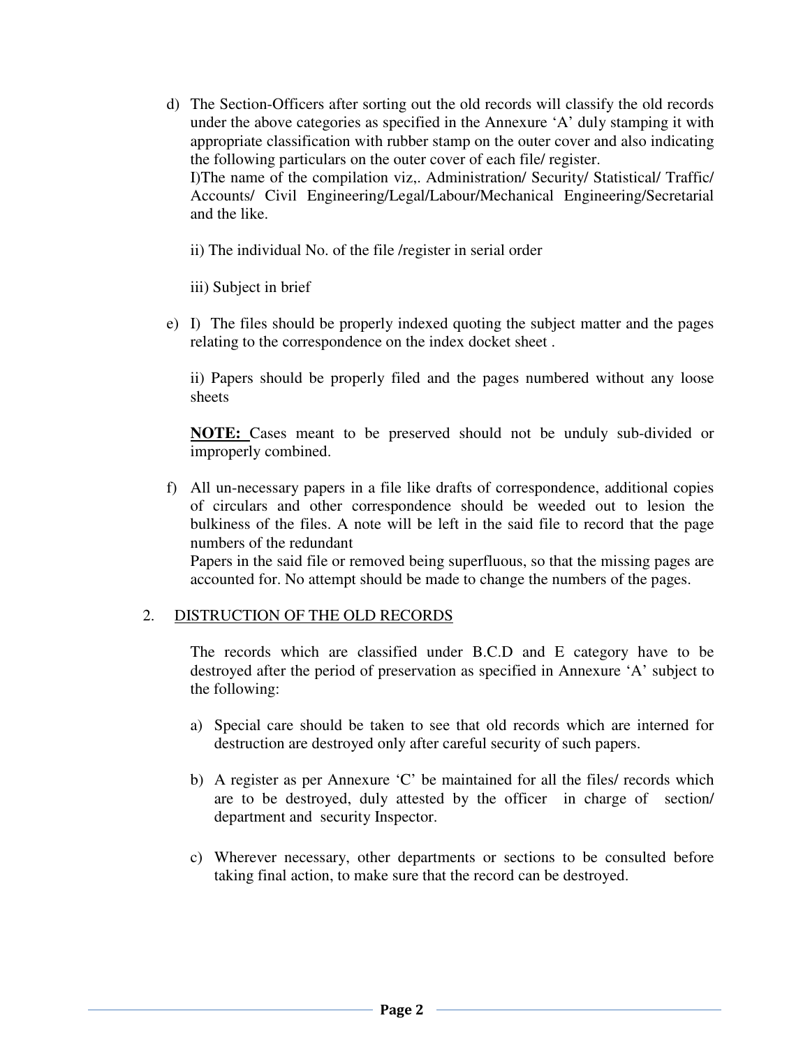d) The Section-Officers after sorting out the old records will classify the old records under the above categories as specified in the Annexure 'A' duly stamping it with appropriate classification with rubber stamp on the outer cover and also indicating the following particulars on the outer cover of each file/ register.
   I)The name of the compilation viz,. Administration/ Security/ Statistical/ Traffic/ Accounts/ Civil Engineering/Legal/Labour/Mechanical Engineering/Secretarial and the like.

   ii) The individual No. of the file /register in serial order

   iii) Subject in brief

e) I) The files should be properly indexed quoting the subject matter and the pages relating to the correspondence on the index docket sheet .

   ii) Papers should be properly filed and the pages numbered without any loose sheets

   **NOTE:** Cases meant to be preserved should not be unduly sub-divided or improperly combined.

f) All un-necessary papers in a file like drafts of correspondence, additional copies of circulars and other correspondence should be weeded out to lesion the bulkiness of the files. A note will be left in the said file to record that the page numbers of the redundant
   Papers in the said file or removed being superfluous, so that the missing pages are accounted for. No attempt should be made to change the numbers of the pages.

2. DISTRUCTION OF THE OLD RECORDS

   The records which are classified under B.C.D and E category have to be destroyed after the period of preservation as specified in Annexure 'A' subject to the following:

   a) Special care should be taken to see that old records which are interned for destruction are destroyed only after careful security of such papers.

   b) A register as per Annexure 'C' be maintained for all the files/ records which are to be destroyed, duly attested by the officer in charge of section/ department and security Inspector.

   c) Wherever necessary, other departments or sections to be consulted before taking final action, to make sure that the record can be destroyed.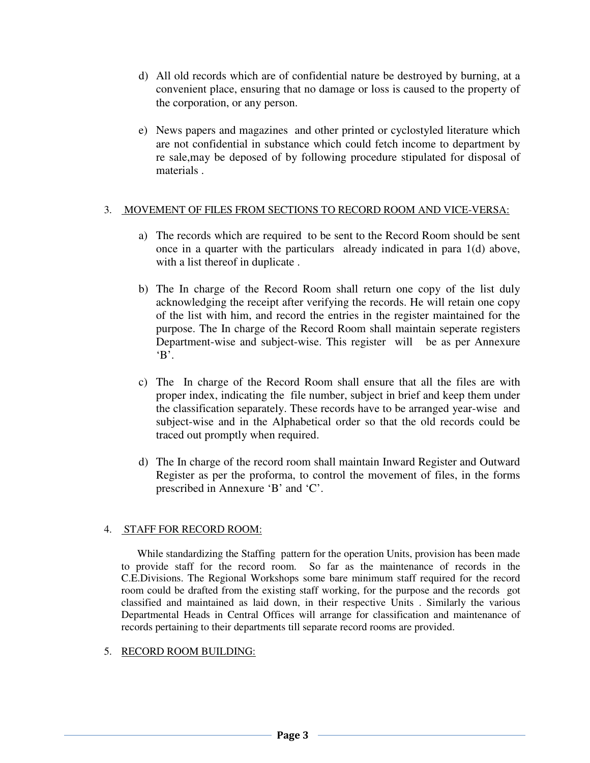d) All old records which are of confidential nature be destroyed by burning, at a convenient place, ensuring that no damage or loss is caused to the property of the corporation, or any person.

e) News papers and magazines and other printed or cyclostyled literature which are not confidential in substance which could fetch income to department by re sale,may be deposed of by following procedure stipulated for disposal of materials .

3. <u>MOVEMENT OF FILES FROM SECTIONS TO RECORD ROOM AND VICE-VERSA:</u>

a) The records which are required to be sent to the Record Room should be sent once in a quarter with the particulars already indicated in para 1(d) above, with a list thereof in duplicate .

b) The In charge of the Record Room shall return one copy of the list duly acknowledging the receipt after verifying the records. He will retain one copy of the list with him, and record the entries in the register maintained for the purpose. The In charge of the Record Room shall maintain seperate registers Department-wise and subject-wise. This register will be as per Annexure 'B'.

c) The In charge of the Record Room shall ensure that all the files are with proper index, indicating the file number, subject in brief and keep them under the classification separately. These records have to be arranged year-wise and subject-wise and in the Alphabetical order so that the old records could be traced out promptly when required.

d) The In charge of the record room shall maintain Inward Register and Outward Register as per the proforma, to control the movement of files, in the forms prescribed in Annexure 'B' and 'C'.

4. <u>STAFF FOR RECORD ROOM:</u>

While standardizing the Staffing pattern for the operation Units, provision has been made to provide staff for the record room. So far as the maintenance of records in the C.E.Divisions. The Regional Workshops some bare minimum staff required for the record room could be drafted from the existing staff working, for the purpose and the records got classified and maintained as laid down, in their respective Units . Similarly the various Departmental Heads in Central Offices will arrange for classification and maintenance of records pertaining to their departments till separate record rooms are provided.

5. <u>RECORD ROOM BUILDING:</u>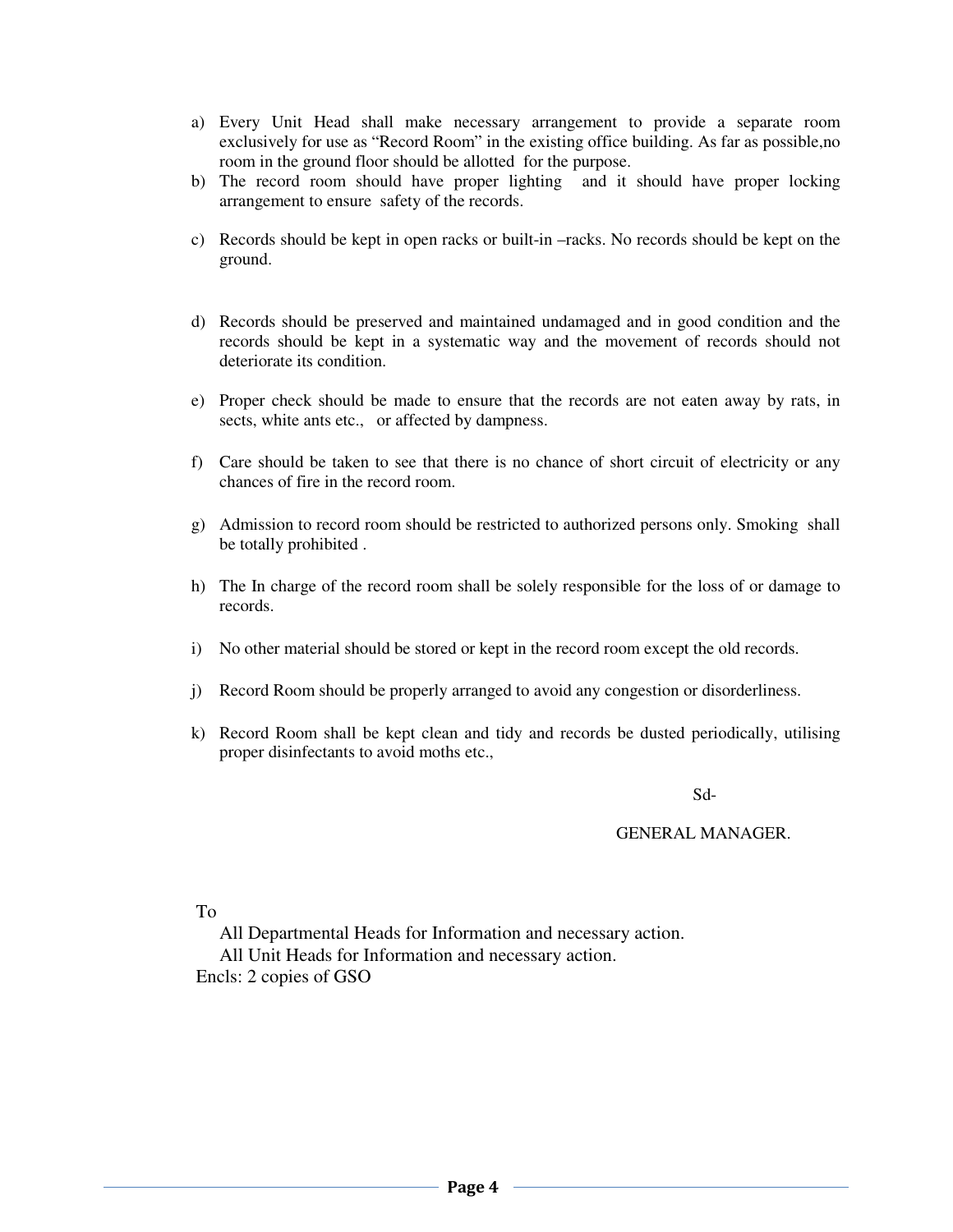a) Every Unit Head shall make necessary arrangement to provide a separate room exclusively for use as "Record Room" in the existing office building. As far as possible,no room in the ground floor should be allotted for the purpose.
b) The record room should have proper lighting and it should have proper locking arrangement to ensure safety of the records.
c) Records should be kept in open racks or built-in –racks. No records should be kept on the ground.
d) Records should be preserved and maintained undamaged and in good condition and the records should be kept in a systematic way and the movement of records should not deteriorate its condition.
e) Proper check should be made to ensure that the records are not eaten away by rats, in sects, white ants etc., or affected by dampness.
f) Care should be taken to see that there is no chance of short circuit of electricity or any chances of fire in the record room.
g) Admission to record room should be restricted to authorized persons only. Smoking shall be totally prohibited .
h) The In charge of the record room shall be solely responsible for the loss of or damage to records.
i) No other material should be stored or kept in the record room except the old records.
j) Record Room should be properly arranged to avoid any congestion or disorderliness.
k) Record Room shall be kept clean and tidy and records be dusted periodically, utilising proper disinfectants to avoid moths etc.,

Sd-

GENERAL MANAGER.

To

All Departmental Heads for Information and necessary action.
All Unit Heads for Information and necessary action.

Encls: 2 copies of GSO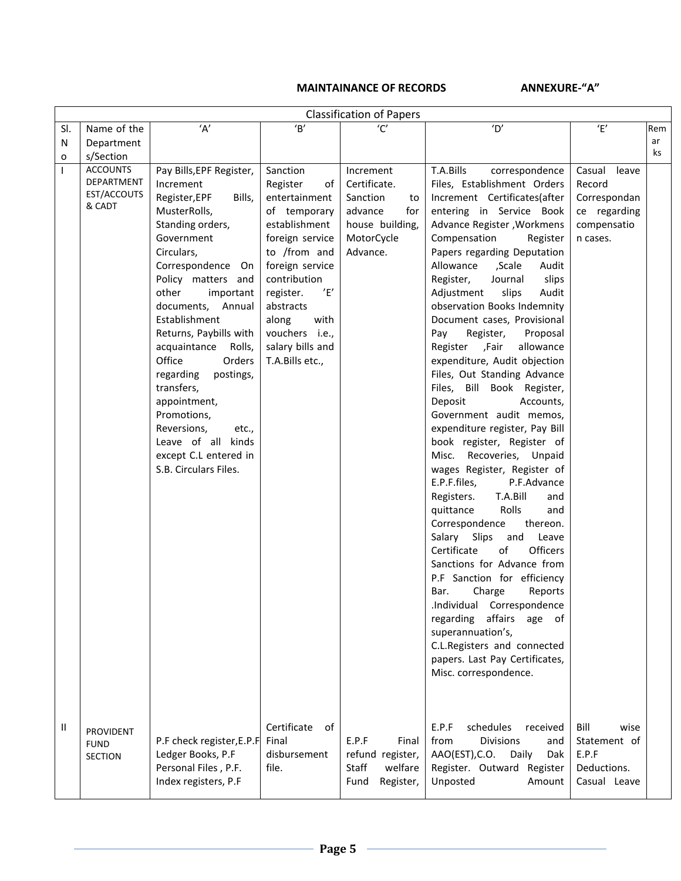**MAINTAINANCE OF RECORDS** **ANNEXURE-"A"**

| Classification of Papers | | | | | | | |
|---|---|---|---|---|---|---|---|
| Sl. No | Name of the Departments/Section | 'A' | 'B' | 'C' | 'D' | 'E' | Remarks |
| I | ACCOUNTS DEPARTMENT EST/ACCOUTS & CADT | Pay Bills,EPF Register, Increment Register,EPF Bills, MusterRolls, Standing orders, Government Circulars, Correspondence On Policy matters and other important documents, Annual Establishment Returns, Paybills with acquaintance Rolls, Office Orders regarding postings, transfers, appointment, Promotions, Reversions, etc., Leave of all kinds except C.L entered in S.B. Circulars Files. | Sanction Register of entertainment of temporary establishment foreign service to /from and foreign service contribution register. 'E' abstracts along with vouchers i.e., salary bills and T.A.Bills etc., | Increment Certificate. Sanction to advance for house building, MotorCycle Advance. | T.A.Bills correspondence Files, Establishment Orders Increment Certificates(after entering in Service Book Advance Register ,Workmens Compensation Register Papers regarding Deputation Allowance ,Scale Audit Register, Journal slips Adjustment slips Audit observation Books Indemnity Document cases, Provisional Pay Register, Proposal Register ,Fair allowance expenditure, Audit objection Files, Out Standing Advance Files, Bill Book Register, Deposit Accounts, Government audit memos, expenditure register, Pay Bill book register, Register of Misc. Recoveries, Unpaid wages Register, Register of E.P.F.files, P.F.Advance Registers. T.A.Bill and quittance Rolls and Correspondence thereon. Salary Slips and Leave Certificate of Officers Sanctions for Advance from P.F Sanction for efficiency Bar. Charge Reports .Individual Correspondence regarding affairs age of superannuation's, C.L.Registers and connected papers. Last Pay Certificates, Misc. correspondence. | Casual leave Record Correspondance regarding compensation cases. | |
| II | PROVIDENT FUND SECTION | P.F check register,E.P.F Ledger Books, P.F Personal Files , P.F. Index registers, P.F | Certificate of Final disbursement file. | E.P.F Final refund register, Staff welfare Fund Register, | E.P.F schedules received from Divisions and AAO(EST),C.O. Daily Dak Register. Outward Register Unposted Amount | Bill wise Statement of E.P.F Deductions. Casual Leave | |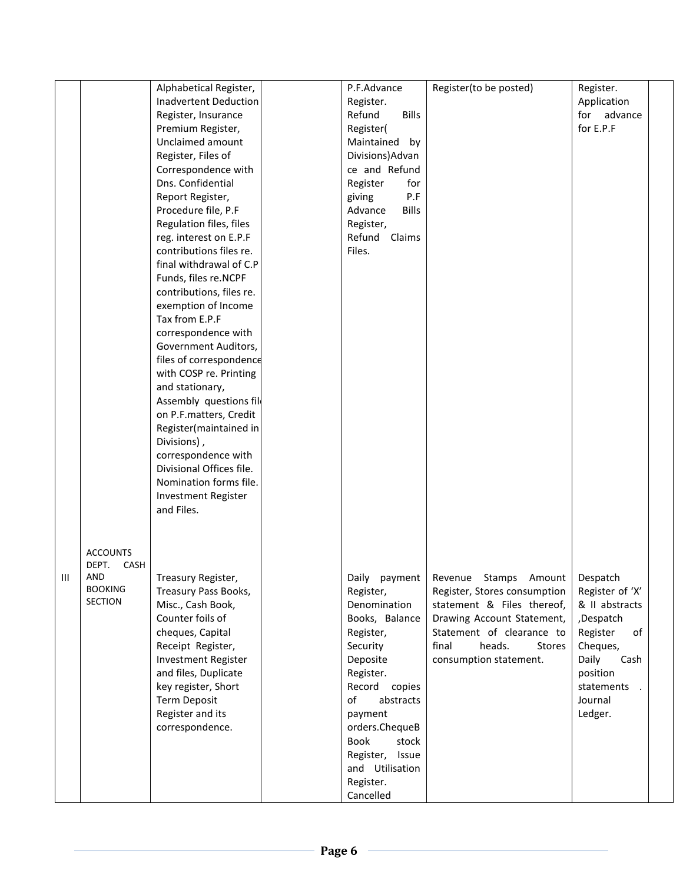| | | | | | | | |
|---|---|---|---|---|---|---|---|
| | | Alphabetical Register, Inadvertent Deduction Register, Insurance Premium Register, Unclaimed amount Register, Files of Correspondence with Dns. Confidential Report Register, Procedure file, P.F Regulation files, files reg. interest on E.P.F contributions files re. final withdrawal of C.P Funds, files re.NCPF contributions, files re. exemption of Income Tax from E.P.F correspondence with Government Auditors, files of correspondence with COSP re. Printing and stationary, Assembly questions fil on P.F.matters, Credit Register(maintained in Divisions) , correspondence with Divisional Offices file. Nomination forms file. Investment Register and Files. | | P.F.Advance Register. Refund Bills Register( Maintained by Divisions)Advance and Refund Register for giving P.F Advance Bills Register, Refund Claims Files. | Register(to be posted) | Register. Application for advance for E.P.F | |
| III | ACCOUNTS DEPT. CASH AND BOOKING SECTION | Treasury Register, Treasury Pass Books, Misc., Cash Book, Counter foils of cheques, Capital Receipt Register, Investment Register and files, Duplicate key register, Short Term Deposit Register and its correspondence. | | Daily payment Register, Denomination Books, Balance Register, Security Deposite Register. Record copies of abstracts payment orders.ChequeB Book stock Register, Issue and Utilisation Register. Cancelled | Revenue Stamps Amount Register, Stores consumption statement & Files thereof, Drawing Account Statement, Statement of clearance to final heads. Stores consumption statement. | Despatch Register of 'X' & II abstracts ,Despatch Register of Cheques, Daily Cash position statements . Journal Ledger. | |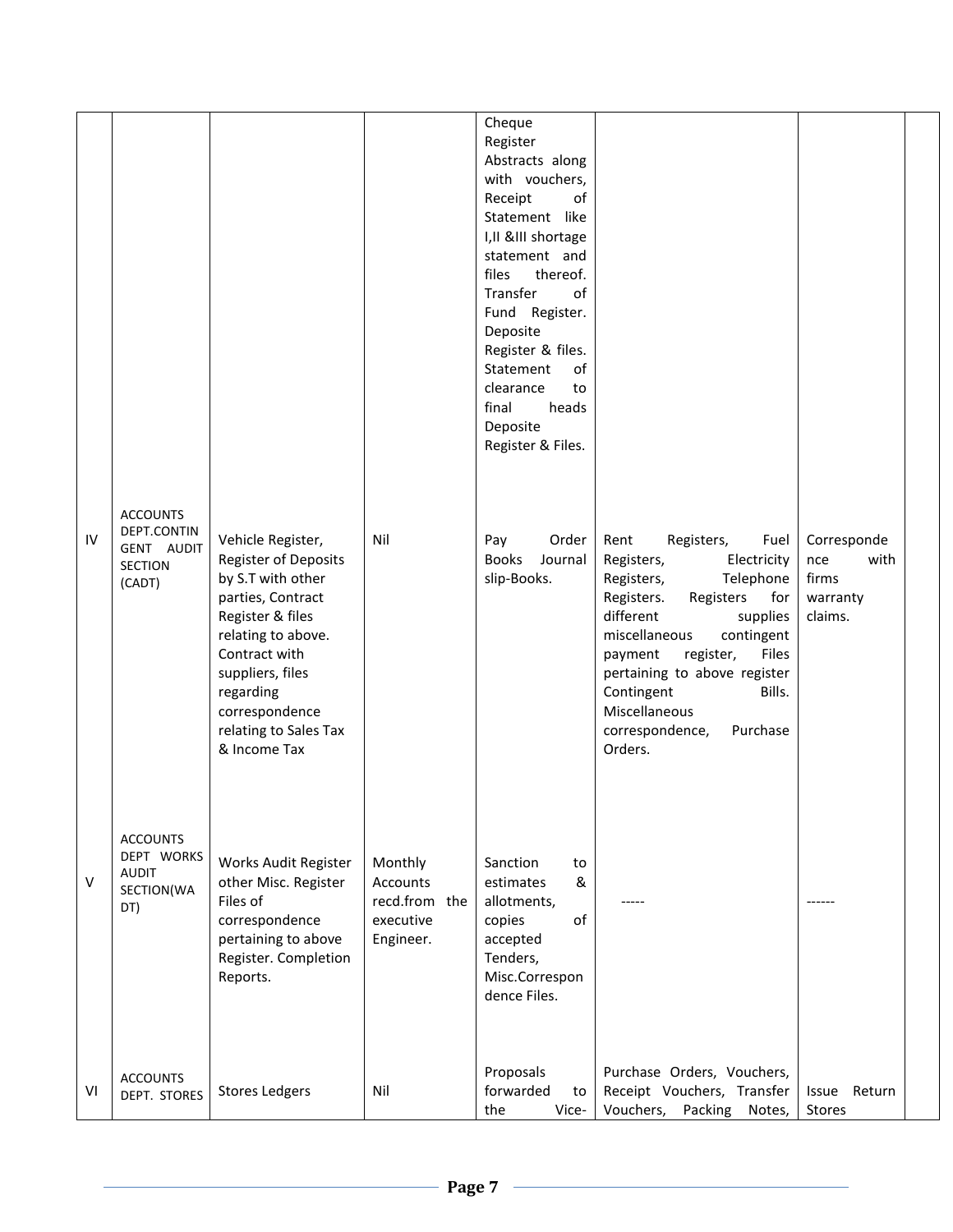| | | | | | | | |
|---|---|---|---|---|---|---|---|
| | | | | Cheque Register Abstracts along with vouchers, Receipt of Statement like I,II &III shortage statement and files thereof. Transfer of Fund Register. Deposite Register & files. Statement of clearance to final heads Deposite Register & Files. | | | |
| IV | ACCOUNTS DEPT.CONTIN GENT AUDIT SECTION (CADT) | Vehicle Register, Register of Deposits by S.T with other parties, Contract Register & files relating to above. Contract with suppliers, files regarding correspondence relating to Sales Tax & Income Tax | Nil | Pay Order Books Journal slip-Books. | Rent Registers, Fuel Registers, Electricity Registers, Telephone Registers. Registers for different supplies miscellaneous contingent payment register, Files pertaining to above register Contingent Bills. Miscellaneous correspondence, Purchase Orders. | Corresponde nce with firms warranty claims. | |
| V | ACCOUNTS DEPT WORKS AUDIT SECTION(WA DT) | Works Audit Register other Misc. Register Files of correspondence pertaining to above Register. Completion Reports. | Monthly Accounts recd.from the executive Engineer. | Sanction to estimates & allotments, copies of accepted Tenders, Misc.Correspon dence Files. | ----- | ------ | |
| VI | ACCOUNTS DEPT. STORES | Stores Ledgers | Nil | Proposals forwarded to the Vice- | Purchase Orders, Vouchers, Receipt Vouchers, Transfer Vouchers, Packing Notes, | Issue Return Stores | |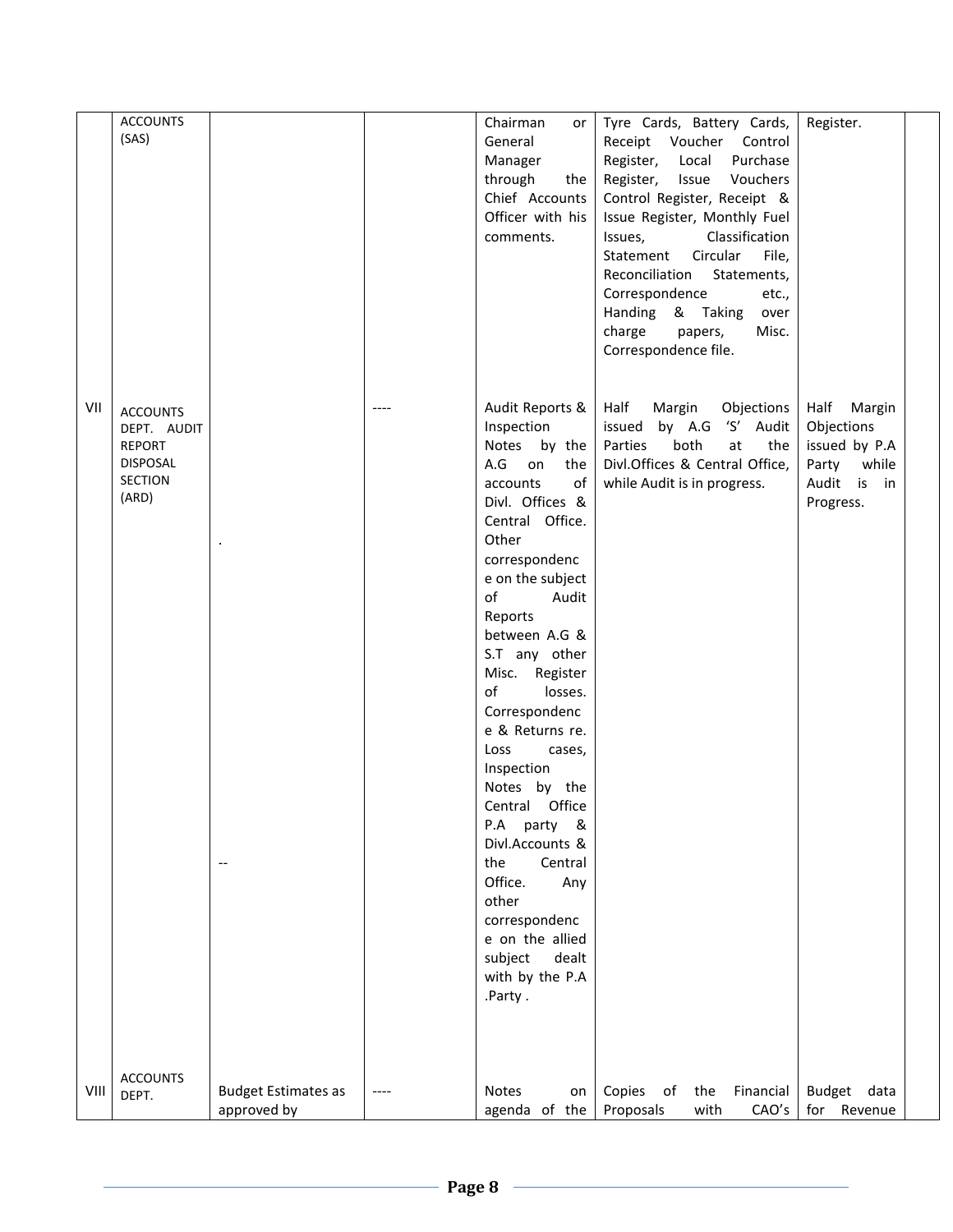| | | | | | | | |
|---|---|---|---|---|---|---|---|
| | ACCOUNTS (SAS) | | | Chairman or General Manager through the Chief Accounts Officer with his comments. | Tyre Cards, Battery Cards, Receipt Voucher Control Register, Local Purchase Register, Issue Vouchers Control Register, Receipt & Issue Register, Monthly Fuel Issues, Classification Statement Circular File, Reconciliation Statements, Correspondence etc., Handing & Taking over charge papers, Misc. Correspondence file. | Register. | |
| VII | ACCOUNTS DEPT. AUDIT REPORT DISPOSAL SECTION (ARD) | . <br> -- | ---- | Audit Reports & Inspection Notes by the A.G on the accounts of Divl. Offices & Central Office. Other correspondence on the subject of Audit Reports between A.G & S.T any other Misc. Register of losses. Correspondence & Returns re. Loss cases, Inspection Notes by the Central Office P.A party & Divl.Accounts & the Central Office. Any other correspondence on the allied subject dealt with by the P.A .Party . | Half Margin Objections issued by A.G 'S' Audit Parties both at the Divl.Offices & Central Office, while Audit is in progress. | Half Margin Objections issued by P.A Party while Audit is in Progress. | |
| VIII | ACCOUNTS DEPT. | Budget Estimates as approved by | ---- | Notes on agenda of the | Copies of the Financial Proposals with CAO's | Budget data for Revenue | |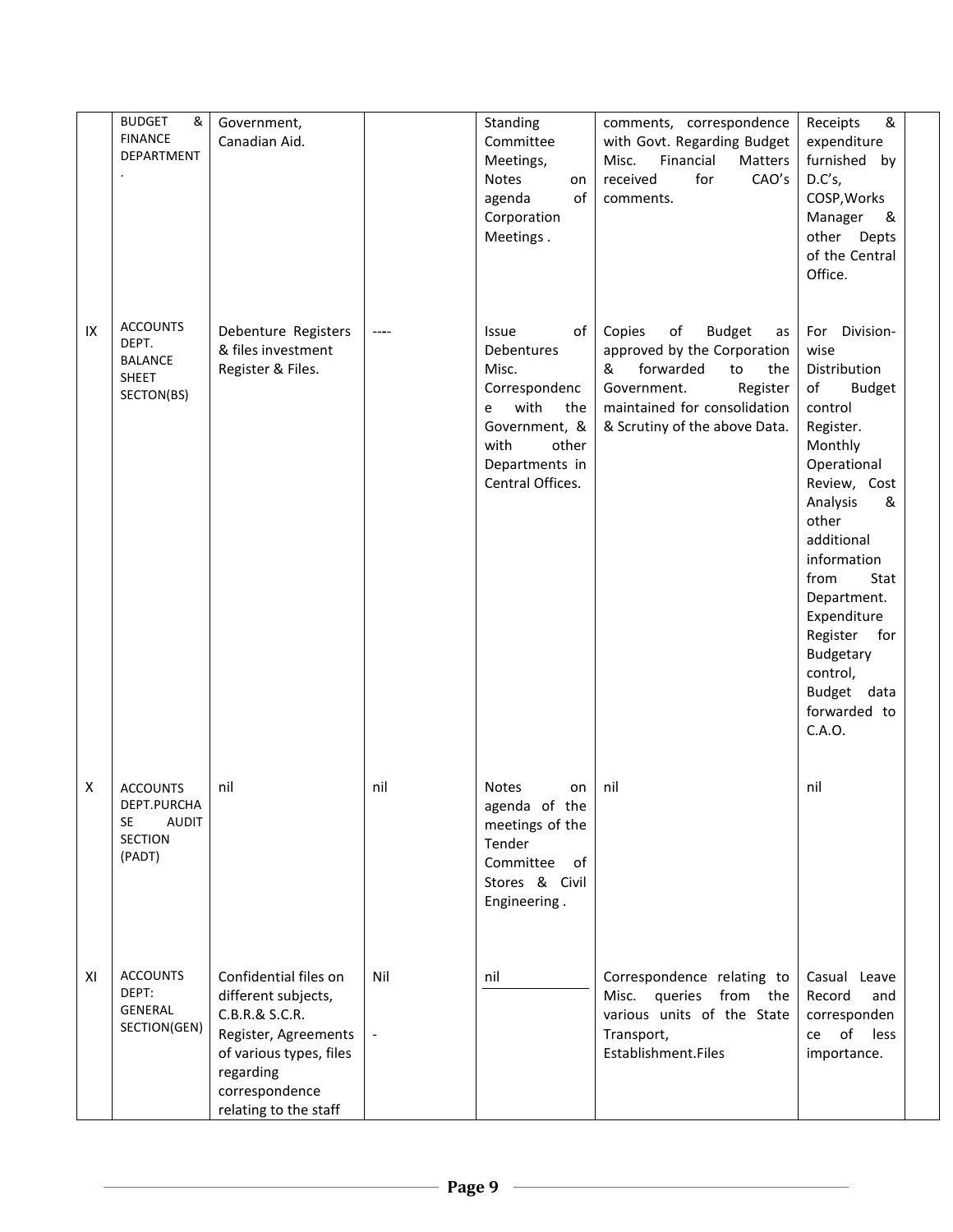|  |  |  |  |  |  |  |  |
|---|---|---|---|---|---|---|---|
|  | BUDGET & FINANCE DEPARTMENT . | Government, Canadian Aid. |  | Standing Committee Meetings, Notes on agenda of Corporation Meetings . | comments, correspondence with Govt. Regarding Budget Misc. Financial Matters received for CAO's comments. | Receipts & expenditure furnished by D.C's, COSP,Works Manager & other Depts of the Central Office. |  |
| IX | ACCOUNTS DEPT. BALANCE SHEET SECTON(BS) | Debenture Registers & files investment Register & Files. | ---- | Issue of Debentures Misc. Correspondence with the Government, & with other Departments in Central Offices. | Copies of Budget as approved by the Corporation & forwarded to the Government. Register maintained for consolidation & Scrutiny of the above Data. | For Division-wise Distribution of Budget control Register. Monthly Operational Review, Cost Analysis & other additional information from Stat Department. Expenditure Register for Budgetary control, Budget data forwarded to C.A.O. |  |
| X | ACCOUNTS DEPT.PURCHASE AUDIT SECTION (PADT) | nil | nil | Notes on agenda of the meetings of the Tender Committee of Stores & Civil Engineering . | nil | nil |  |
| XI | ACCOUNTS DEPT: GENERAL SECTION(GEN) | Confidential files on different subjects, C.B.R.& S.C.R. Register, Agreements of various types, files regarding correspondence relating to the staff | Nil<br><br>- | nil | Correspondence relating to Misc. queries from the various units of the State Transport, Establishment.Files | Casual Leave Record and correspondence of less importance. |  |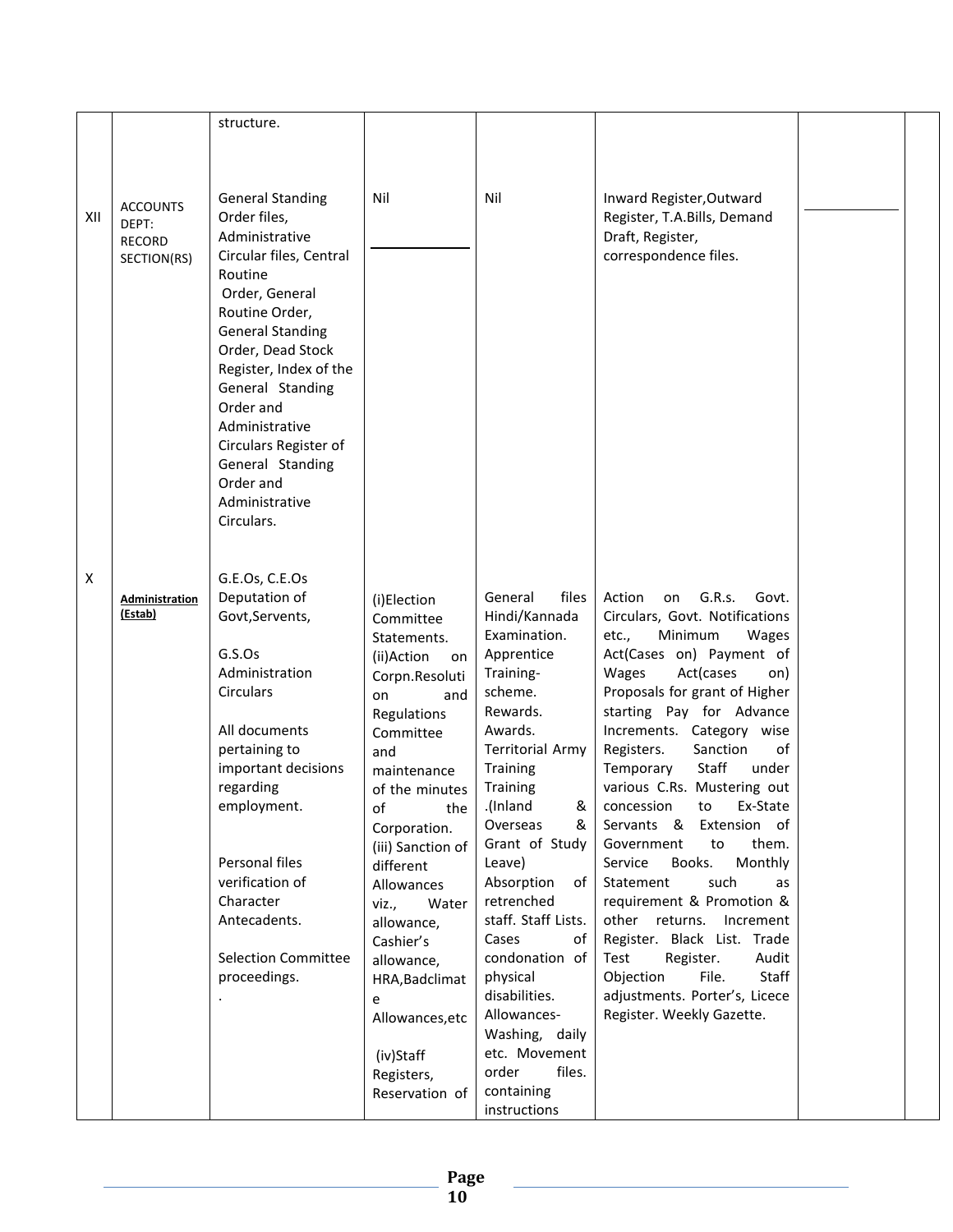| | | | | | | | |
|---|---|---|---|---|---|---|---|
| | | structure. | | | | | |
| XII | ACCOUNTS DEPT: RECORD SECTION(RS) | General Standing Order files, Administrative Circular files, Central Routine Order, General Routine Order, General Standing Order, Dead Stock Register, Index of the General Standing Order and Administrative Circulars Register of General Standing Order and Administrative Circulars. | Nil | Nil | Inward Register,Outward Register, T.A.Bills, Demand Draft, Register, correspondence files. | | |
| X | **Administration (Estab)** | G.E.Os, C.E.Os Deputation of Govt,Servents,<br><br>G.S.Os Administration Circulars<br><br>All documents pertaining to important decisions regarding employment.<br><br>Personal files verification of Character Antecedents.<br><br>Selection Committee proceedings.<br>. | (i)Election Committee Statements.<br>(ii)Action on Corpn.Resolution and Regulations Committee and maintenance of the minutes of the Corporation.<br>(iii) Sanction of different Allowances viz., Water allowance, Cashier's allowance, HRA,Badclimate Allowances,etc<br><br>(iv)Staff Registers, Reservation of | General files Hindi/Kannada Examination. Apprentice Training-scheme. Rewards. Awards. Territorial Army Training Training .(Inland & Overseas & Grant of Study Leave) Absorption of retrenched staff. Staff Lists. Cases of condonation of physical disabilities. Allowances-Washing, daily etc. Movement order files. containing instructions | Action on G.R.s. Govt. Circulars, Govt. Notifications etc., Minimum Wages Act(Cases on) Payment of Wages Act(cases on) Proposals for grant of Higher starting Pay for Advance Increments. Category wise Registers. Sanction of Temporary Staff under various C.Rs. Mustering out concession to Ex-State Servants & Extension of Government to them. Service Books. Monthly Statement such as requirement & Promotion & other returns. Increment Register. Black List. Trade Test Register. Audit Objection File. Staff adjustments. Porter's, Licece Register. Weekly Gazette. | | |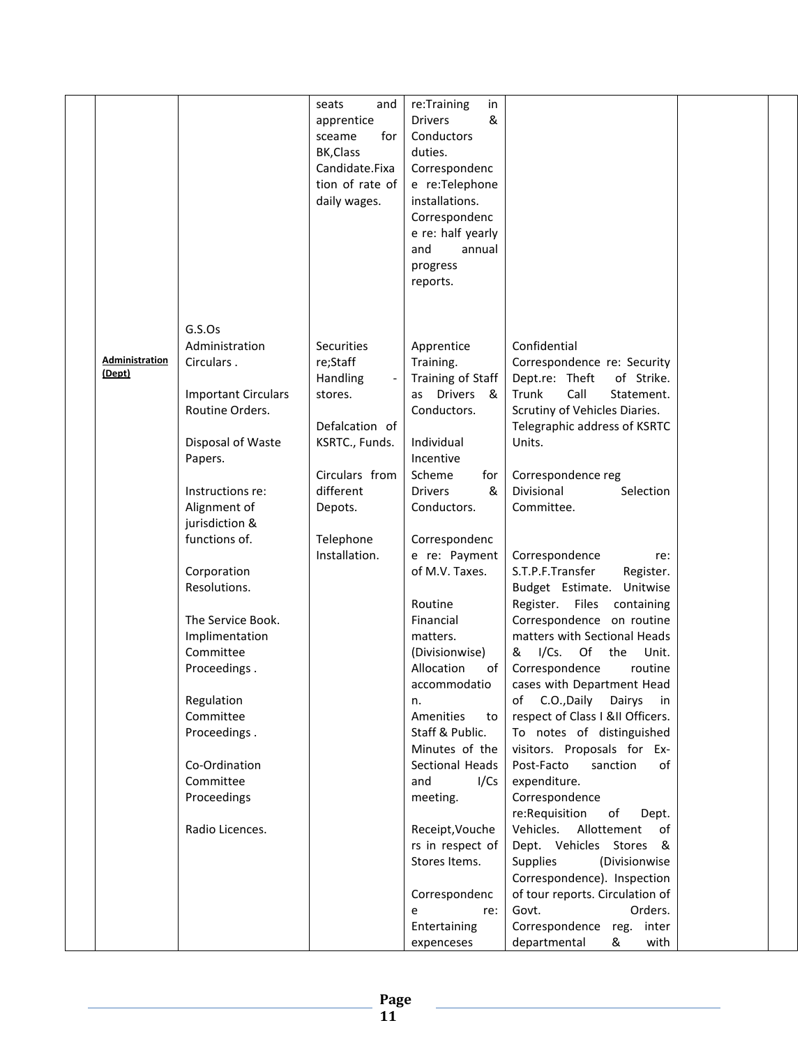| | | | | | | | |
|---|---|---|---|---|---|---|---|
| | | | seats and apprentice sceame for BK,Class Candidate.Fixation of rate of daily wages. | re:Training in Drivers & Conductors duties. Correspondence re:Telephone installations. Correspondence re: half yearly and annual progress reports. | | | |
| | **Administration (Dept)** | G.S.Os Administration Circulars . Important Circulars Routine Orders. Disposal of Waste Papers. Instructions re: Alignment of jurisdiction & functions of. Corporation Resolutions. The Service Book. Implimentation Committee Proceedings . Regulation Committee Proceedings . Co-Ordination Committee Proceedings Radio Licences. | Securities re;Staff Handling - stores. Defalcation of KSRTC., Funds. Circulars from different Depots. Telephone Installation. | Apprentice Training. Training of Staff as Drivers & Conductors. Individual Incentive Scheme for Drivers & Conductors. Correspondence re: Payment of M.V. Taxes. Routine Financial matters. (Divisionwise) Allocation of accommodation. Amenities to Staff & Public. Minutes of the Sectional Heads and I/Cs meeting. Receipt,Vouchers in respect of Stores Items. Correspondence re: Entertaining expenceses | Confidential Correspondence re: Security Dept.re: Theft of Strike. Trunk Call Statement. Scrutiny of Vehicles Diaries. Telegraphic address of KSRTC Units. Correspondence reg Divisional Selection Committee. Correspondence re: S.T.P.F.Transfer Register. Budget Estimate. Unitwise Register. Files containing Correspondence on routine matters with Sectional Heads & I/Cs. Of the Unit. Correspondence routine cases with Department Head of C.O.,Daily Dairys in respect of Class I &II Officers. To notes of distinguished visitors. Proposals for Ex-Post-Facto sanction of expenditure. Correspondence re:Requisition of Dept. Vehicles. Allottement of Dept. Vehicles Stores & Supplies (Divisionwise Correspondence). Inspection of tour reports. Circulation of Govt. Orders. Correspondence reg. inter departmental & with | | |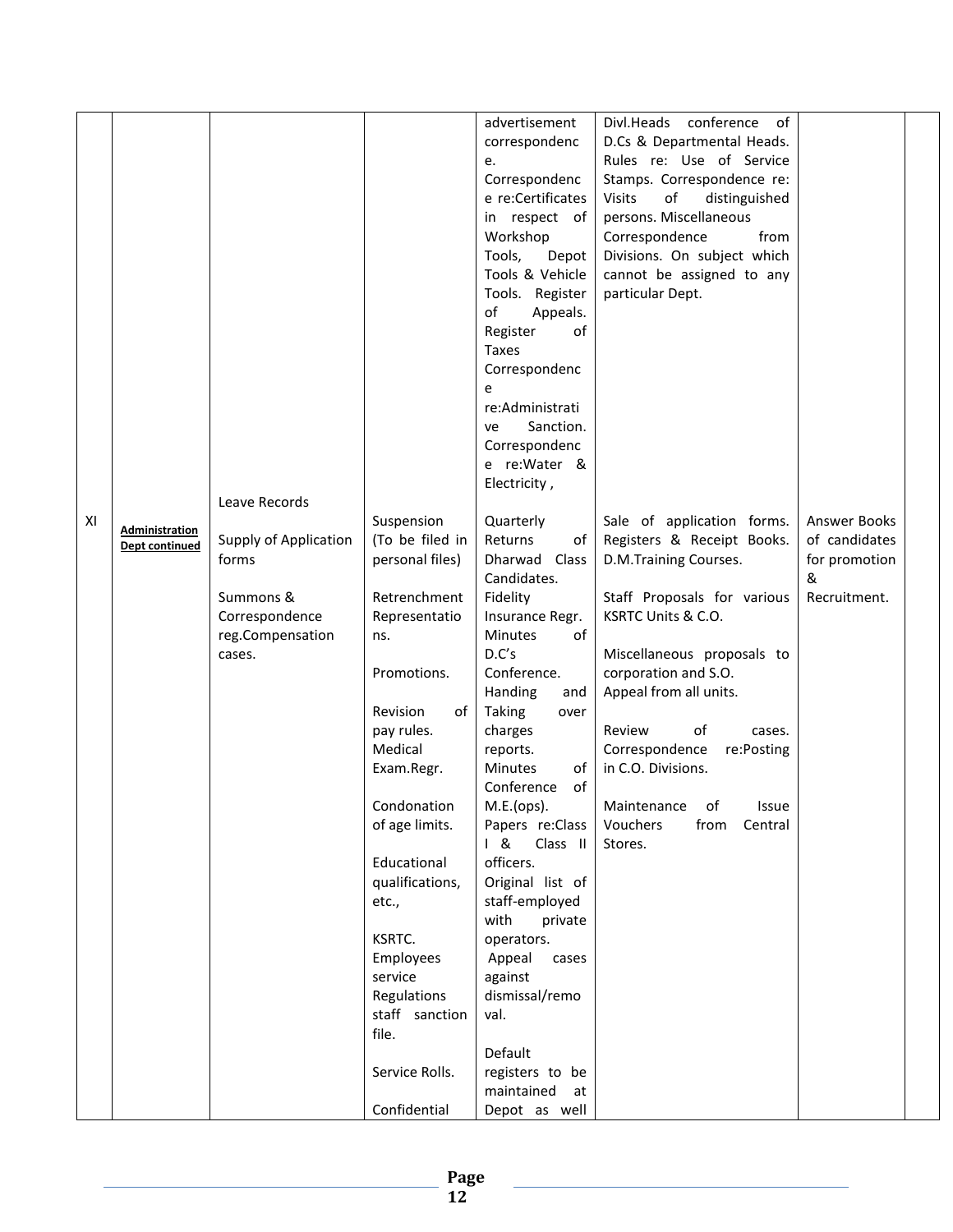|  |  |  |  |  |  |  |  |
|---|---|---|---|---|---|---|---|
|  |  |  |  | advertisement correspondence. Correspondence re:Certificates in respect of Workshop Tools, Depot Tools & Vehicle Tools. Register of Appeals. Register of Taxes Correspondence re:Administrative Sanction. Correspondence re:Water & Electricity , | Divl.Heads conference of D.Cs & Departmental Heads. Rules re: Use of Service Stamps. Correspondence re: Visits of distinguished persons. Miscellaneous Correspondence from Divisions. On subject which cannot be assigned to any particular Dept. |  |  |
| XI | **Administration Dept continued** | Leave Records<br><br>Supply of Application forms<br><br>Summons & Correspondence reg.Compensation cases. | Suspension (To be filed in personal files)<br><br>Retrenchment Representations.<br><br>Promotions.<br><br>Revision of pay rules. Medical Exam.Regr.<br><br>Condonation of age limits.<br><br>Educational qualifications, etc.,<br><br>KSRTC. Employees service Regulations staff sanction file.<br><br>Service Rolls.<br><br>Confidential | Quarterly Returns of Dharwad Class Candidates. Fidelity Insurance Regr. Minutes of D.C's Conference. Handing and Taking over charges reports. Minutes of Conference of M.E.(ops). Papers re:Class I & Class II officers. Original list of staff-employed with private operators. Appeal cases against dismissal/removal.<br><br>Default registers to be maintained at Depot as well | Sale of application forms. Registers & Receipt Books. D.M.Training Courses.<br><br>Staff Proposals for various KSRTC Units & C.O.<br><br>Miscellaneous proposals to corporation and S.O. Appeal from all units.<br><br>Review of cases. Correspondence re:Posting in C.O. Divisions.<br><br>Maintenance of Issue Vouchers from Central Stores. | Answer Books of candidates for promotion & Recruitment. |  |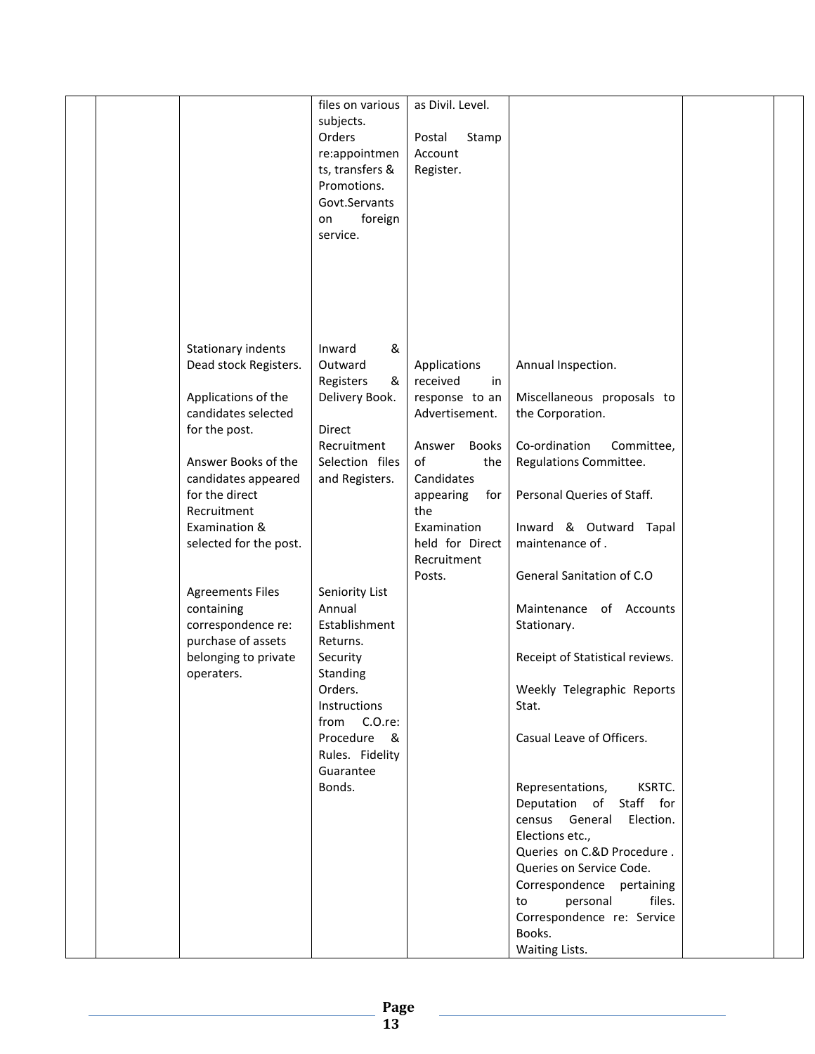| | | | | | | | |
|---|---|---|---|---|---|---|---|
| | | | files on various subjects.<br>Orders re:appointments, transfers & Promotions.<br>Govt.Servants on foreign service. | as Divil. Level.<br><br>Postal Stamp Account Register. | | | |
| | | Stationary indents Dead stock Registers.<br><br>Applications of the candidates selected for the post.<br><br>Answer Books of the candidates appeared for the direct Recruitment Examination & selected for the post.<br><br>Agreements Files containing correspondence re: purchase of assets belonging to private operaters. | Inward & Outward Registers & Delivery Book.<br><br>Direct Recruitment Selection files and Registers.<br><br>Seniority List<br>Annual Establishment Returns.<br>Security Standing Orders.<br>Instructions from C.O.re: Procedure & Rules. Fidelity Guarantee Bonds. | Applications received in response to an Advertisement.<br><br>Answer Books of the Candidates appearing for the Examination held for Direct Recruitment Posts. | Annual Inspection.<br><br>Miscellaneous proposals to the Corporation.<br><br>Co-ordination Committee, Regulations Committee.<br><br>Personal Queries of Staff.<br><br>Inward & Outward Tapal maintenance of .<br><br>General Sanitation of C.O<br><br>Maintenance of Accounts Stationary.<br><br>Receipt of Statistical reviews.<br><br>Weekly Telegraphic Reports Stat.<br><br>Casual Leave of Officers.<br><br>Representations, KSRTC. Deputation of Staff for census General Election. Elections etc.,<br>Queries on C.&D Procedure .<br>Queries on Service Code.<br>Correspondence pertaining to personal files.<br>Correspondence re: Service Books.<br>Waiting Lists. | | |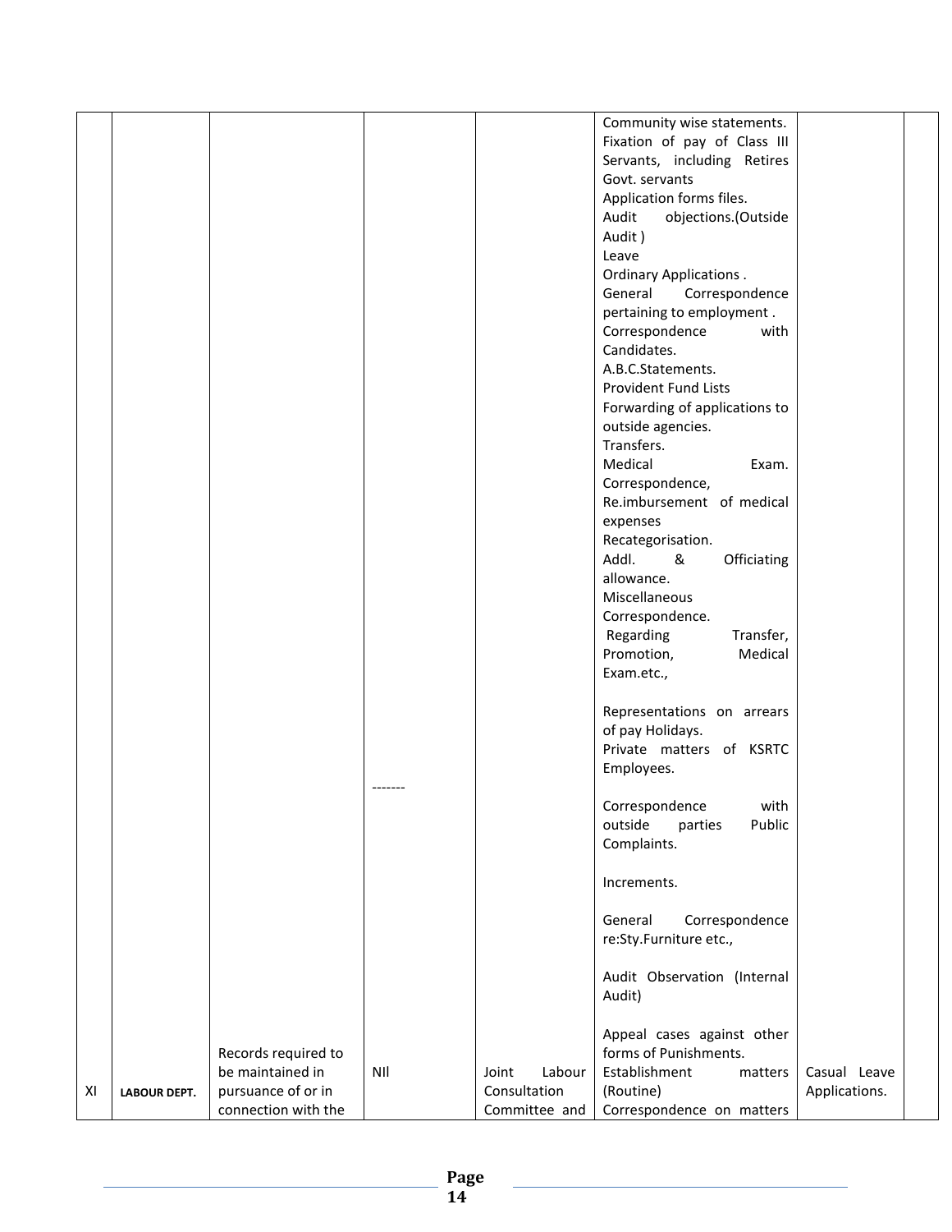|  |  |  |  |  |  |  |  |
|---|---|---|---|---|---|---|---|
|  |  |  | ------- |  | Community wise statements.<br>Fixation of pay of Class III Servants, including Retires Govt. servants<br>Application forms files.<br>Audit objections.(Outside Audit )<br>Leave<br>Ordinary Applications .<br>General Correspondence pertaining to employment .<br>Correspondence with Candidates.<br>A.B.C.Statements.<br>Provident Fund Lists<br>Forwarding of applications to outside agencies.<br>Transfers.<br>Medical Exam. Correspondence,<br>Re.imbursement of medical expenses<br>Recategorisation.<br>Addl. & Officiating allowance.<br>Miscellaneous Correspondence.<br>Regarding Transfer, Promotion, Medical Exam.etc.,<br><br>Representations on arrears of pay Holidays.<br>Private matters of KSRTC Employees.<br><br>Correspondence with outside parties Public Complaints.<br><br>Increments.<br><br>General Correspondence re:Sty.Furniture etc.,<br><br>Audit Observation (Internal Audit)<br><br>Appeal cases against other forms of Punishments. |  |  |
| XI | **LABOUR DEPT.** | Records required to be maintained in pursuance of or in connection with the | NIl | Joint Labour Consultation Committee and | Establishment matters (Routine)<br>Correspondence on matters | Casual Leave Applications. |  |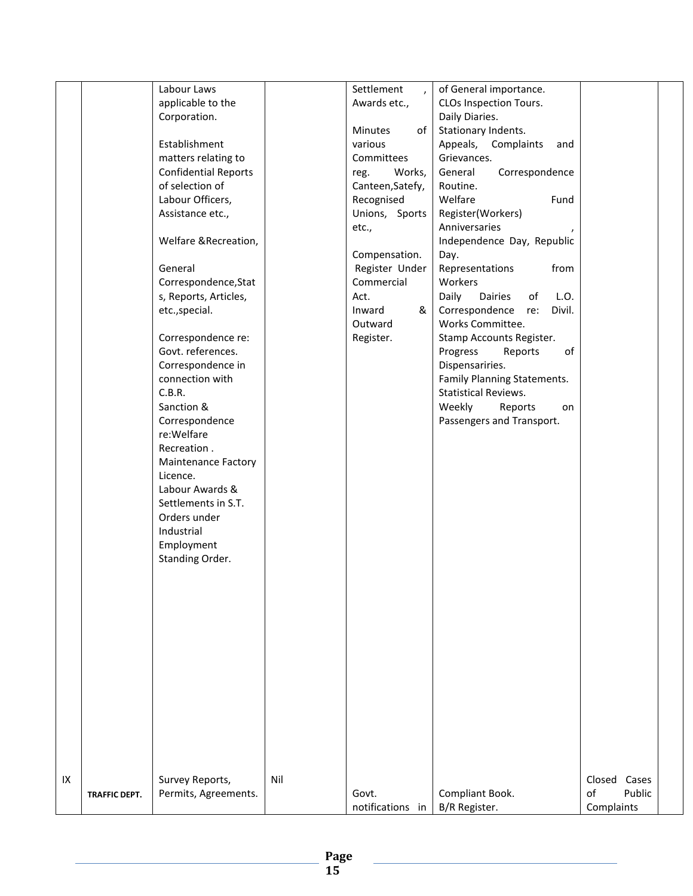| | | | | | | | |
|---|---|---|---|---|---|---|---|
| | | Labour Laws applicable to the Corporation.<br><br>Establishment matters relating to Confidential Reports of selection of Labour Officers, Assistance etc.,<br><br>Welfare &Recreation,<br><br>General Correspondence,Stats, Reports, Articles, etc.,special.<br><br>Correspondence re: Govt. references.<br>Correspondence in connection with C.B.R.<br>Sanction & Correspondence re:Welfare Recreation .<br>Maintenance Factory Licence.<br>Labour Awards & Settlements in S.T.<br>Orders under Industrial Employment Standing Order. | | Settlement , Awards etc.,<br><br>Minutes of various Committees reg. Works, Canteen,Satefy, Recognised Unions, Sports etc.,<br><br>Compensation.<br>Register Under Commercial Act.<br>Inward & Outward Register. | of General importance.<br>CLOs Inspection Tours.<br>Daily Diaries.<br>Stationary Indents.<br>Appeals, Complaints and Grievances.<br>General Correspondence Routine.<br>Welfare Fund Register(Workers)<br>Anniversaries , Independence Day, Republic Day.<br>Representations from Workers<br>Daily Dairies of L.O.<br>Correspondence re: Divil. Works Committee.<br>Stamp Accounts Register.<br>Progress Reports of Dispensariries.<br>Family Planning Statements.<br>Statistical Reviews.<br>Weekly Reports on Passengers and Transport. | | |
| IX | **TRAFFIC DEPT.** | Survey Reports, Permits, Agreements. | Nil | Govt. notifications in | Compliant Book.<br>B/R Register. | Closed Cases of Public Complaints | |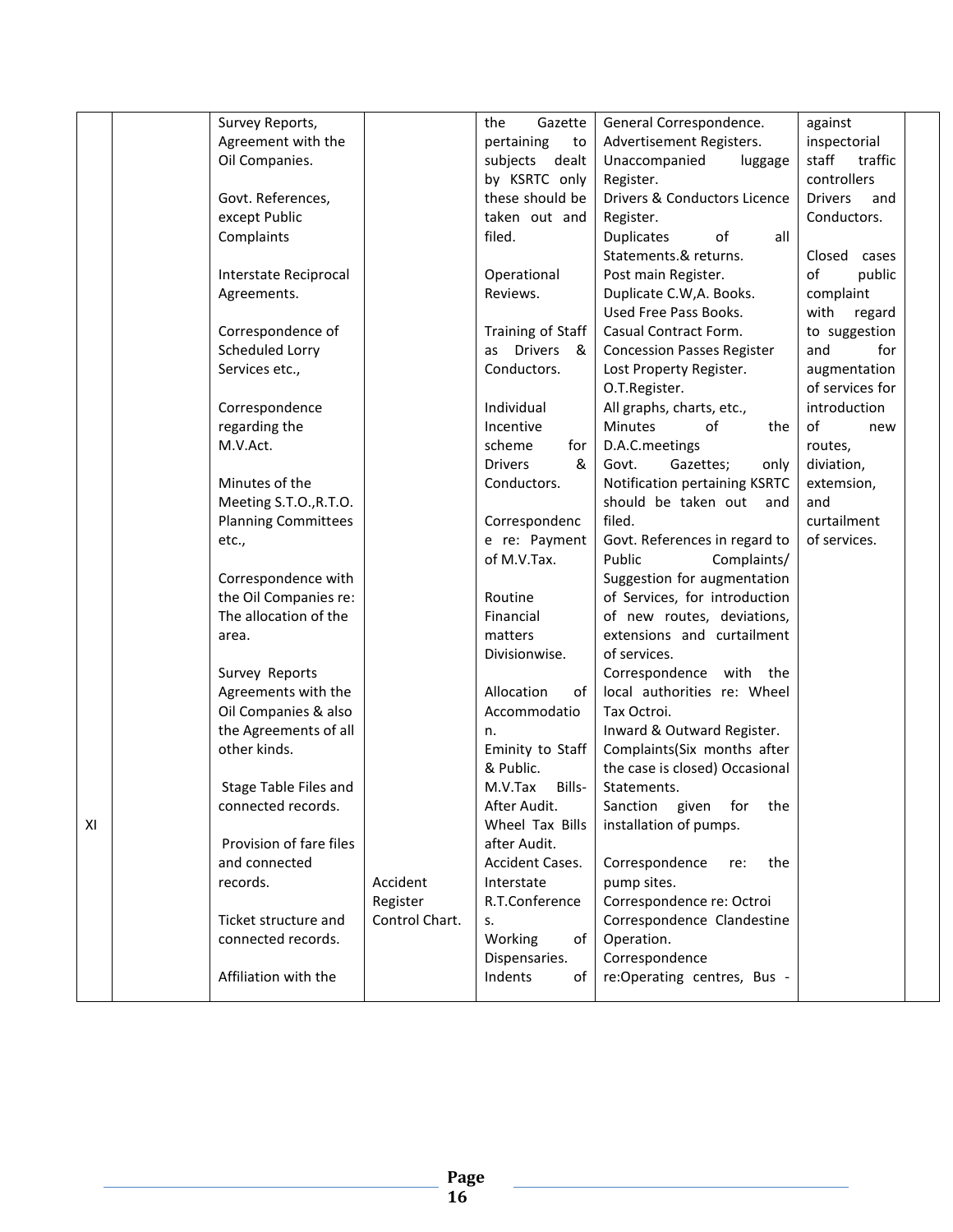| | | | | | | | |
|---|---|---|---|---|---|---|---|
| XI | | Survey Reports, Agreement with the Oil Companies.<br><br>Govt. References, except Public Complaints<br><br>Interstate Reciprocal Agreements.<br><br>Correspondence of Scheduled Lorry Services etc.,<br><br>Correspondence regarding the M.V.Act.<br><br>Minutes of the Meeting S.T.O.,R.T.O. Planning Committees etc.,<br><br>Correspondence with the Oil Companies re: The allocation of the area.<br><br>Survey Reports Agreements with the Oil Companies & also the Agreements of all other kinds.<br><br>Stage Table Files and connected records.<br><br>Provision of fare files and connected records.<br><br>Ticket structure and connected records.<br><br>Affiliation with the | Accident Register Control Chart. | the Gazette pertaining to subjects dealt by KSRTC only these should be taken out and filed.<br><br>Operational Reviews.<br><br>Training of Staff as Drivers & Conductors.<br><br>Individual Incentive scheme for Drivers & Conductors.<br><br>Correspondence re: Payment of M.V.Tax.<br><br>Routine Financial matters Divisionwise.<br><br>Allocation of Accommodation.<br>Eminity to Staff & Public.<br>M.V.Tax Bills- After Audit.<br>Wheel Tax Bills after Audit.<br>Accident Cases.<br>Interstate R.T.Conferences.<br>Working of Dispensaries.<br>Indents of | General Correspondence.<br>Advertisement Registers.<br>Unaccompanied luggage Register.<br>Drivers & Conductors Licence Register.<br>Duplicates of all Statements.& returns.<br>Post main Register.<br>Duplicate C.W,A. Books.<br>Used Free Pass Books.<br>Casual Contract Form.<br>Concession Passes Register<br>Lost Property Register.<br>O.T.Register.<br>All graphs, charts, etc.,<br>Minutes of the D.A.C.meetings<br>Govt. Gazettes; only Notification pertaining KSRTC should be taken out and filed.<br>Govt. References in regard to Public Complaints/ Suggestion for augmentation of Services, for introduction of new routes, deviations, extensions and curtailment of services.<br>Correspondence with the local authorities re: Wheel Tax Octroi.<br>Inward & Outward Register.<br>Complaints(Six months after the case is closed) Occasional Statements.<br>Sanction given for the installation of pumps.<br><br>Correspondence re: the pump sites.<br>Correspondence re: Octroi<br>Correspondence Clandestine Operation.<br>Correspondence re:Operating centres, Bus - | against inspectorial staff traffic controllers Drivers and Conductors.<br><br>Closed cases of public complaint with regard to suggestion and for augmentation of services for introduction of new routes, diviation, extemsion, and curtailment of services. | |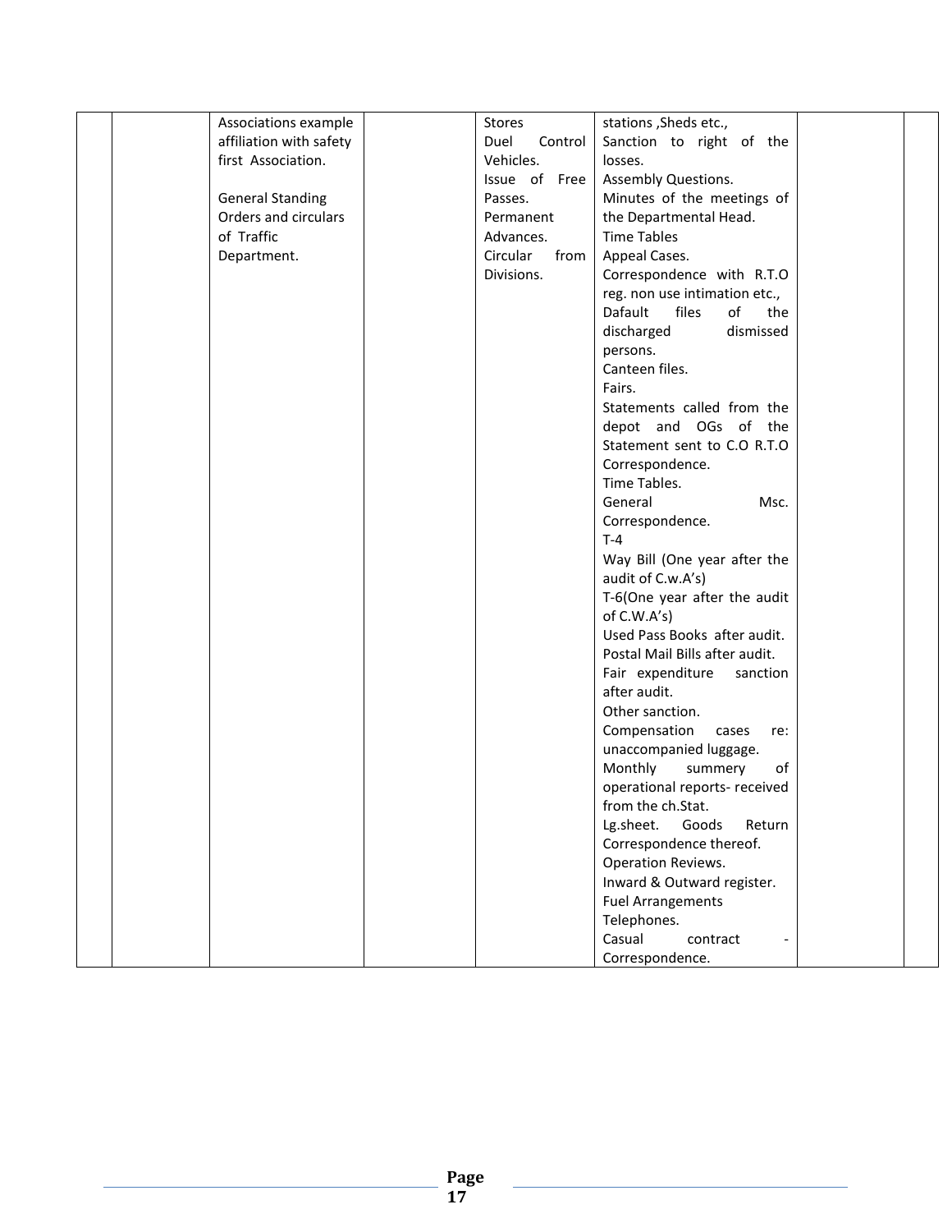|  |  | Associations example affiliation with safety first Association.<br><br>General Standing Orders and circulars of Traffic Department. |  | Stores<br>Duel Control Vehicles.<br>Issue of Free Passes.<br>Permanent Advances.<br>Circular from Divisions. | stations ,Sheds etc.,<br>Sanction to right of the losses.<br>Assembly Questions.<br>Minutes of the meetings of the Departmental Head.<br>Time Tables<br>Appeal Cases.<br>Correspondence with R.T.O reg. non use intimation etc.,<br>Dafault files of the discharged dismissed persons.<br>Canteen files.<br>Fairs.<br>Statements called from the depot and OGs of the Statement sent to C.O R.T.O Correspondence.<br>Time Tables.<br>General Msc. Correspondence.<br>T-4<br>Way Bill (One year after the audit of C.w.A's)<br>T-6(One year after the audit of C.W.A's)<br>Used Pass Books after audit.<br>Postal Mail Bills after audit.<br>Fair expenditure sanction after audit.<br>Other sanction.<br>Compensation cases re: unaccompanied luggage.<br>Monthly summery of operational reports- received from the ch.Stat.<br>Lg.sheet. Goods Return Correspondence thereof.<br>Operation Reviews.<br>Inward & Outward register.<br>Fuel Arrangements<br>Telephones.<br>Casual contract - Correspondence. |  |  |
|---|---|---|---|---|---|---|---|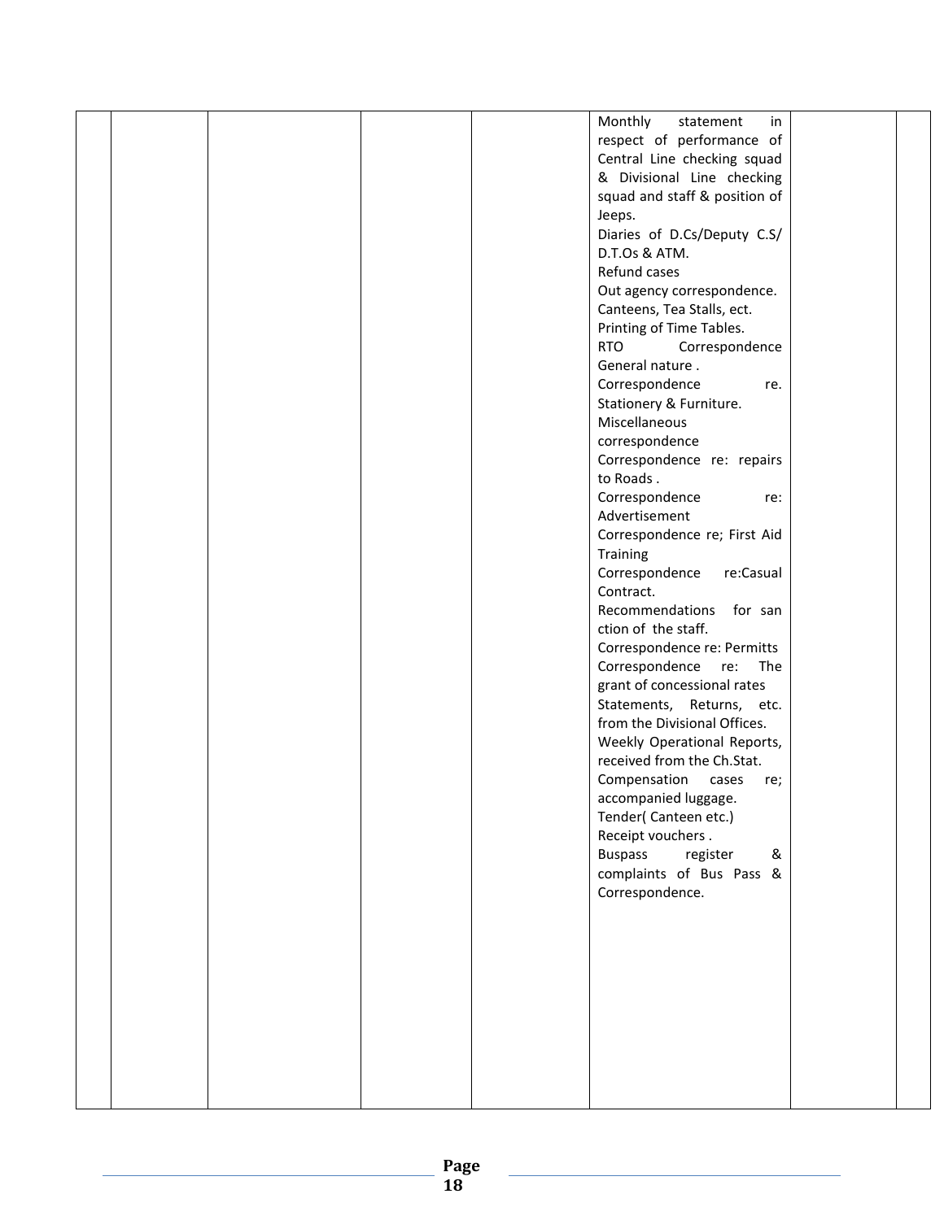| | | | | | | | |
|---|---|---|---|---|---|---|---|
| | | | | | Monthly statement in respect of performance of Central Line checking squad & Divisional Line checking squad and staff & position of Jeeps.<br>Diaries of D.Cs/Deputy C.S/ D.T.Os & ATM.<br>Refund cases<br>Out agency correspondence.<br>Canteens, Tea Stalls, ect.<br>Printing of Time Tables.<br>RTO Correspondence General nature .<br>Correspondence re. Stationery & Furniture.<br>Miscellaneous correspondence<br>Correspondence re: repairs to Roads .<br>Correspondence re: Advertisement<br>Correspondence re; First Aid Training<br>Correspondence re:Casual Contract.<br>Recommendations for san ction of the staff.<br>Correspondence re: Permitts<br>Correspondence re: The grant of concessional rates<br>Statements, Returns, etc. from the Divisional Offices.<br>Weekly Operational Reports, received from the Ch.Stat.<br>Compensation cases re; accompanied luggage.<br>Tender( Canteen etc.)<br>Receipt vouchers .<br>Buspass register & complaints of Bus Pass & Correspondence. | | |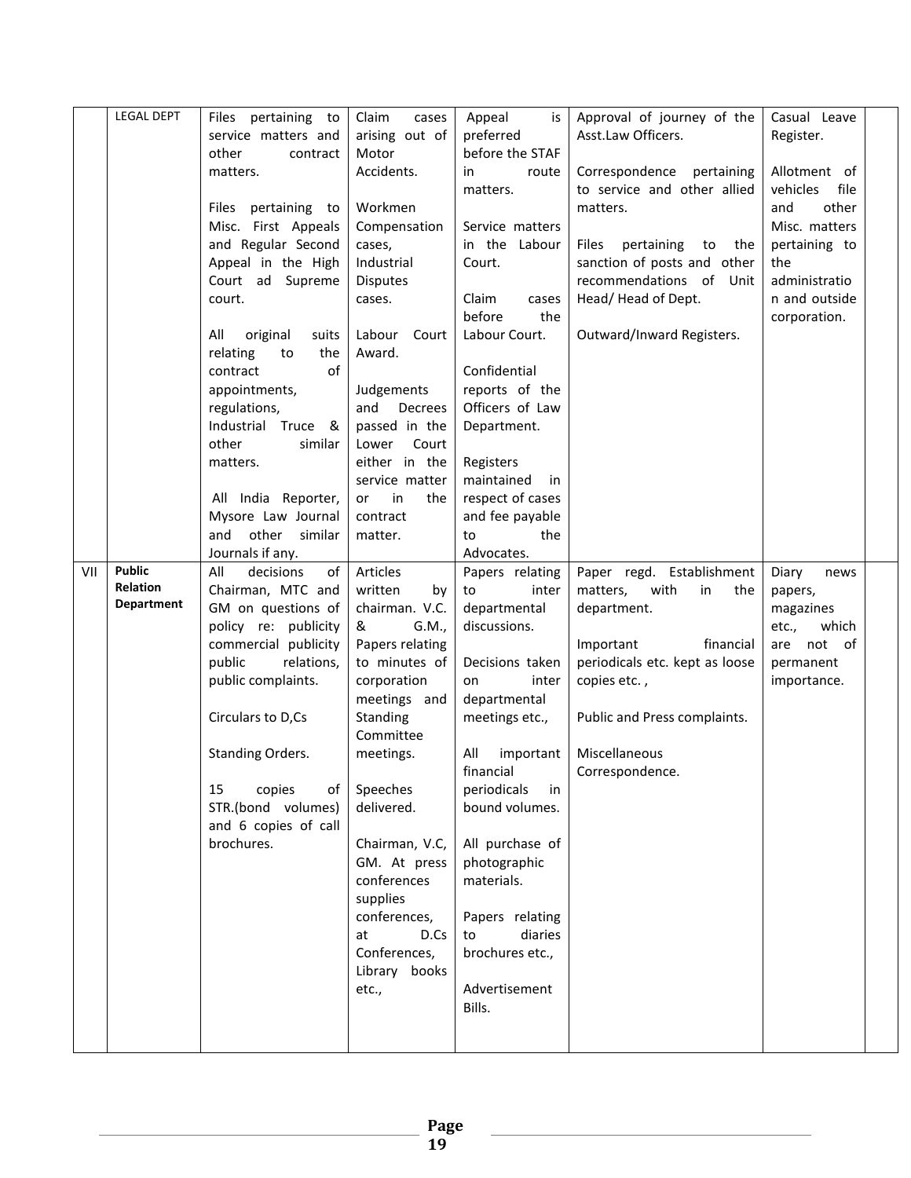| | | | | | | | |
|---|---|---|---|---|---|---|---|
| | LEGAL DEPT | Files pertaining to service matters and other contract matters.<br><br>Files pertaining to Misc. First Appeals and Regular Second Appeal in the High Court ad Supreme court.<br><br>All original suits relating to the contract of appointments, regulations, Industrial Truce & other similar matters.<br><br>All India Reporter, Mysore Law Journal and other similar Journals if any. | Claim cases arising out of Motor Accidents.<br><br>Workmen Compensation cases, Industrial Disputes cases.<br><br>Labour Court Award.<br><br>Judgements and Decrees passed in the Lower Court either in the service matter or in the contract matter. | Appeal is preferred before the STAF in route matters.<br><br>Service matters in the Labour Court.<br><br>Claim cases before the Labour Court.<br><br>Confidential reports of the Officers of Law Department.<br><br>Registers maintained in respect of cases and fee payable to the Advocates. | Approval of journey of the Asst.Law Officers.<br><br>Correspondence pertaining to service and other allied matters.<br><br>Files pertaining to the sanction of posts and other recommendations of Unit Head/ Head of Dept.<br><br>Outward/Inward Registers. | Casual Leave Register.<br><br>Allotment of vehicles file and other Misc. matters pertaining to the administration and outside corporation. | |
| VII | **Public Relation Department** | All decisions of Chairman, MTC and GM on questions of policy re: publicity commercial publicity public relations, public complaints.<br><br>Circulars to D,Cs<br><br>Standing Orders.<br><br>15 copies of STR.(bond volumes) and 6 copies of call brochures. | Articles written by chairman. V.C. & G.M., Papers relating to minutes of corporation meetings and Standing Committee meetings.<br><br>Speeches delivered.<br><br>Chairman, V.C, GM. At press conferences supplies conferences, at D.Cs Conferences, Library books etc., | Papers relating to inter departmental discussions.<br><br>Decisions taken on inter departmental meetings etc.,<br><br>All important financial periodicals in bound volumes.<br><br>All purchase of photographic materials.<br><br>Papers relating to diaries brochures etc.,<br><br>Advertisement Bills. | Paper regd. Establishment matters, with in the department.<br><br>Important financial periodicals etc. kept as loose copies etc. ,<br><br>Public and Press complaints.<br><br>Miscellaneous Correspondence. | Diary news papers, magazines etc., which are not of permanent importance. | |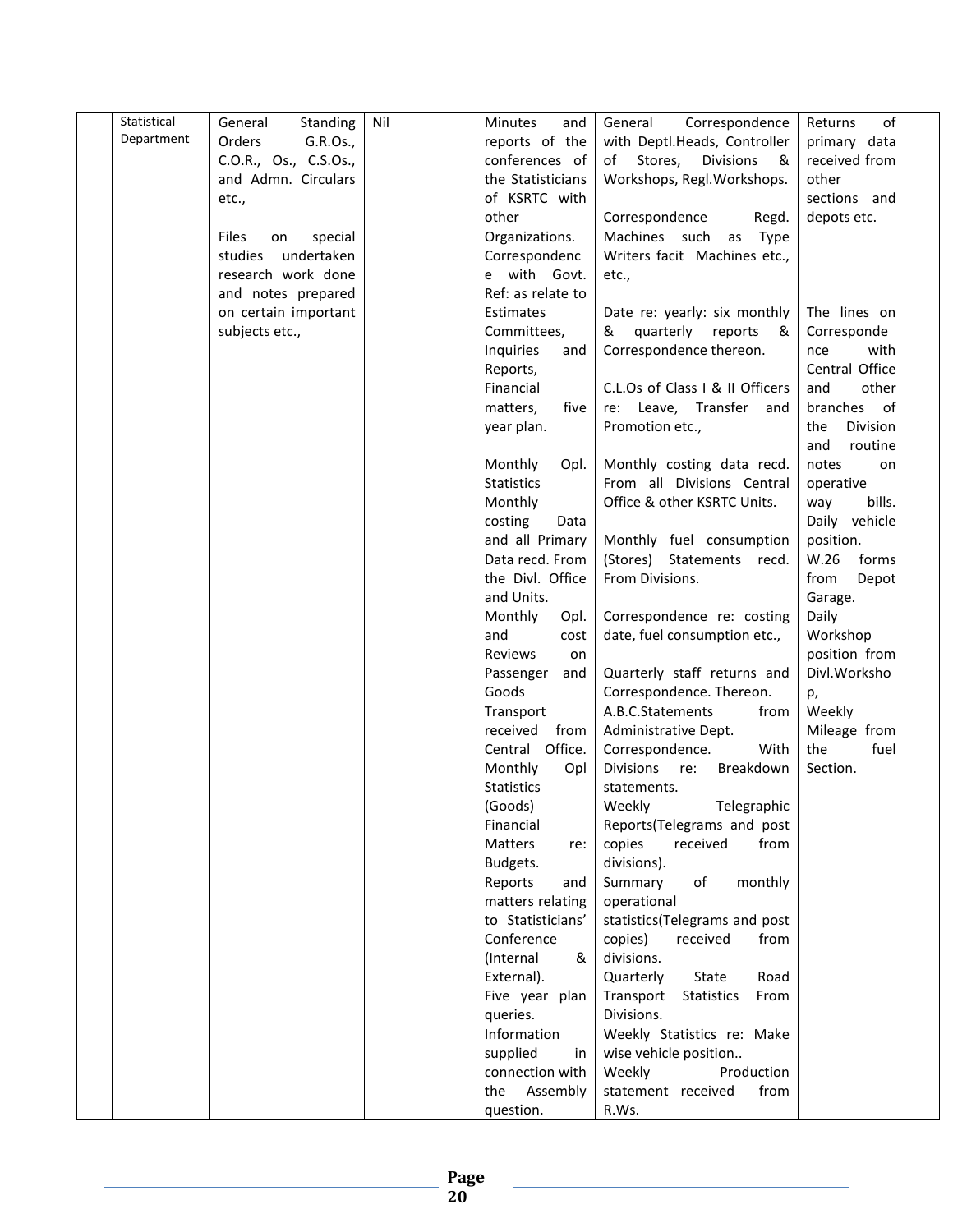| | | | | | | | |
|---|---|---|---|---|---|---|---|
| | Statistical Department | General Standing Orders G.R.Os., C.O.R., Os., C.S.Os., and Admn. Circulars etc.,<br><br>Files on special studies undertaken research work done and notes prepared on certain important subjects etc., | Nil | Minutes and reports of the conferences of the Statisticians of KSRTC with other Organizations. Correspondence with Govt. Ref: as relate to Estimates Committees, Inquiries and Reports, Financial matters, five year plan.<br><br>Monthly Opl. Statistics Monthly costing Data and all Primary Data recd. From the Divl. Office and Units.<br>Monthly Opl. and cost Reviews on Passenger and Goods Transport received from Central Office.<br>Monthly Opl Statistics (Goods)<br>Financial Matters re: Budgets.<br>Reports and matters relating to Statisticians' Conference (Internal & External).<br>Five year plan queries.<br>Information supplied in connection with the Assembly question. | General Correspondence with Deptl.Heads, Controller of Stores, Divisions & Workshops, Regl.Workshops.<br><br>Correspondence Regd. Machines such as Type Writers facit Machines etc., etc.,<br><br>Date re: yearly: six monthly & quarterly reports & Correspondence thereon.<br><br>C.L.Os of Class I & II Officers re: Leave, Transfer and Promotion etc.,<br><br>Monthly costing data recd. From all Divisions Central Office & other KSRTC Units.<br><br>Monthly fuel consumption (Stores) Statements recd. From Divisions.<br><br>Correspondence re: costing date, fuel consumption etc.,<br><br>Quarterly staff returns and Correspondence. Thereon.<br>A.B.C.Statements from Administrative Dept.<br>Correspondence. With Divisions re: Breakdown statements.<br>Weekly Telegraphic Reports(Telegrams and post copies received from divisions).<br>Summary of monthly operational statistics(Telegrams and post copies) received from divisions.<br>Quarterly State Road Transport Statistics From Divisions.<br>Weekly Statistics re: Make wise vehicle position..<br>Weekly Production statement received from R.Ws. | Returns of primary data received from other sections and depots etc.<br><br>The lines on Correspondence with Central Office and other branches of the Division and routine notes on operative way bills. Daily vehicle position.<br>W.26 forms from Depot Garage.<br>Daily Workshop position from Divl.Workshop,<br>Weekly Mileage from the fuel Section. | |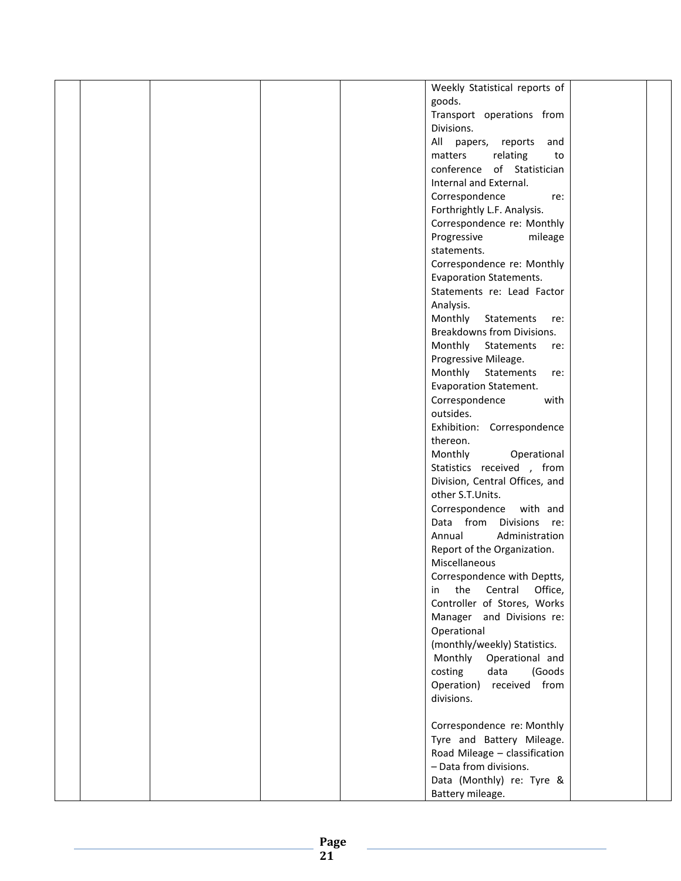|  |  |  |  |  | Weekly Statistical reports of goods.<br>Transport operations from Divisions.<br>All papers, reports and matters relating to conference of Statistician Internal and External.<br>Correspondence re: Forthrightly L.F. Analysis.<br>Correspondence re: Monthly Progressive mileage statements.<br>Correspondence re: Monthly Evaporation Statements.<br>Statements re: Lead Factor Analysis.<br>Monthly Statements re: Breakdowns from Divisions.<br>Monthly Statements re: Progressive Mileage.<br>Monthly Statements re: Evaporation Statement.<br>Correspondence with outsides.<br>Exhibition: Correspondence thereon.<br>Monthly Operational Statistics received , from Division, Central Offices, and other S.T.Units.<br>Correspondence with and Data from Divisions re: Annual Administration Report of the Organization.<br>Miscellaneous Correspondence with Deptts, in the Central Office, Controller of Stores, Works Manager and Divisions re: Operational (monthly/weekly) Statistics.<br>Monthly Operational and costing data (Goods Operation) received from divisions.<br><br>Correspondence re: Monthly Tyre and Battery Mileage.<br>Road Mileage – classification – Data from divisions.<br>Data (Monthly) re: Tyre & Battery mileage. |  |  |
|---|---|---|---|---|---|---|---|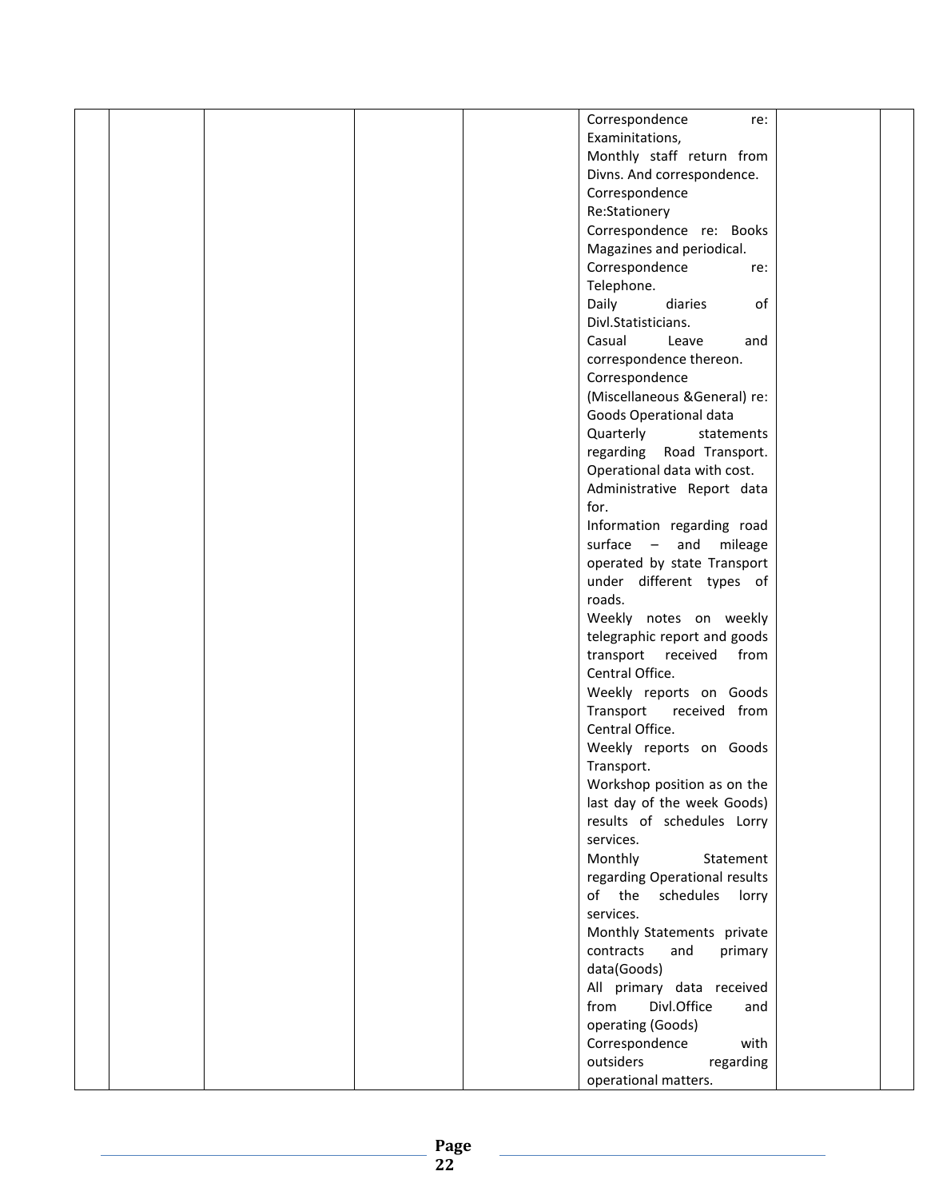| | | | | | | | |
|---|---|---|---|---|---|---|---|
| | | | | | Correspondence re: Examinitations,<br>Monthly staff return from Divns. And correspondence.<br>Correspondence Re:Stationery<br>Correspondence re: Books Magazines and periodical.<br>Correspondence re: Telephone.<br>Daily diaries of Divl.Statisticians.<br>Casual Leave and correspondence thereon.<br>Correspondence (Miscellaneous &General) re: Goods Operational data<br>Quarterly statements regarding Road Transport. Operational data with cost.<br>Administrative Report data for.<br>Information regarding road surface – and mileage operated by state Transport under different types of roads.<br>Weekly notes on weekly telegraphic report and goods transport received from Central Office.<br>Weekly reports on Goods Transport received from Central Office.<br>Weekly reports on Goods Transport.<br>Workshop position as on the last day of the week Goods) results of schedules Lorry services.<br>Monthly Statement regarding Operational results of the schedules lorry services.<br>Monthly Statements private contracts and primary data(Goods)<br>All primary data received from Divl.Office and operating (Goods)<br>Correspondence with outsiders regarding operational matters. | | |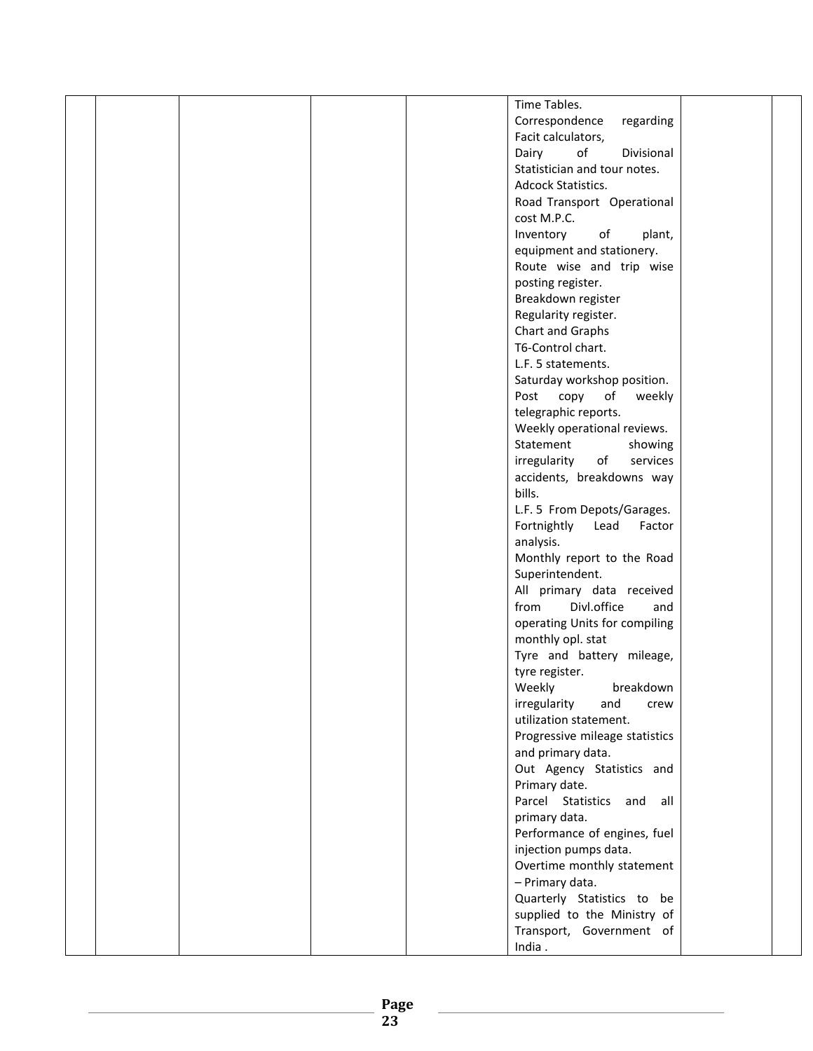| | | | | | | | |
|---|---|---|---|---|---|---|---|
| | | | | | Time Tables.<br>Correspondence regarding Facit calculators,<br>Dairy of Divisional Statistician and tour notes.<br>Adcock Statistics.<br>Road Transport Operational cost M.P.C.<br>Inventory of plant, equipment and stationery.<br>Route wise and trip wise posting register.<br>Breakdown register<br>Regularity register.<br>Chart and Graphs<br>T6-Control chart.<br>L.F. 5 statements.<br>Saturday workshop position.<br>Post copy of weekly telegraphic reports.<br>Weekly operational reviews.<br>Statement showing irregularity of services accidents, breakdowns way bills.<br>L.F. 5 From Depots/Garages.<br>Fortnightly Lead Factor analysis.<br>Monthly report to the Road Superintendent.<br>All primary data received from Divl.office and operating Units for compiling monthly opl. stat<br>Tyre and battery mileage, tyre register.<br>Weekly breakdown irregularity and crew utilization statement.<br>Progressive mileage statistics and primary data.<br>Out Agency Statistics and Primary date.<br>Parcel Statistics and all primary data.<br>Performance of engines, fuel injection pumps data.<br>Overtime monthly statement – Primary data.<br>Quarterly Statistics to be supplied to the Ministry of Transport, Government of India . | | |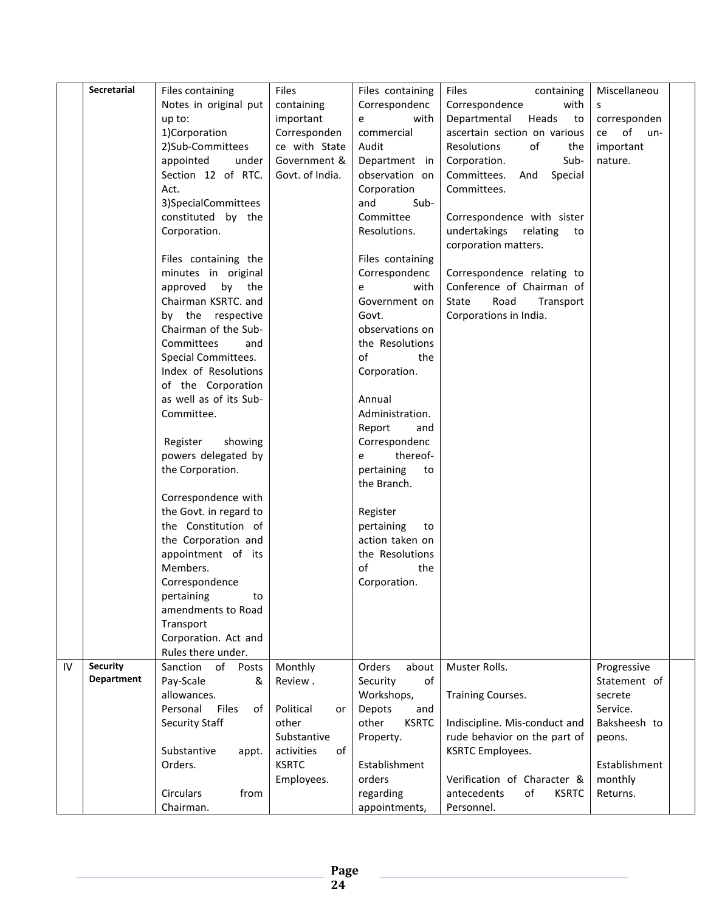|  |  |  |  |  |  |  |  |
|---|---|---|---|---|---|---|---|
|  | **Secretarial** | Files containing Notes in original put up to:<br>1)Corporation<br>2)Sub-Committees appointed under Section 12 of RTC. Act.<br>3)SpecialCommittees constituted by the Corporation.<br><br>Files containing the minutes in original approved by the Chairman KSRTC. and by the respective Chairman of the Sub-Committees and Special Committees.<br>Index of Resolutions of the Corporation as well as of its Sub-Committee.<br><br>Register showing powers delegated by the Corporation.<br><br>Correspondence with the Govt. in regard to the Constitution of the Corporation and appointment of its Members.<br>Correspondence pertaining to amendments to Road Transport Corporation. Act and Rules there under. | Files containing important Correspondence with State Government & Govt. of India. | Files containing Correspondence with commercial Audit Department in observation on Corporation and Sub-Committee Resolutions.<br><br>Files containing Correspondence with Government on Govt. observations on the Resolutions of the Corporation.<br><br>Annual Administration. Report and Correspondence thereof-pertaining to the Branch.<br><br>Register pertaining to action taken on the Resolutions of the Corporation. | Files containing Correspondence with Departmental Heads to ascertain section on various Resolutions of the Corporation. Sub-Committees. And Special Committees.<br><br>Correspondence with sister undertakings relating to corporation matters.<br><br>Correspondence relating to Conference of Chairman of State Road Transport Corporations in India. | Miscellaneous correspondence of un-important nature. |  |
| IV | **Security Department** | Sanction of Posts Pay-Scale & allowances.<br>Personal Files of Security Staff<br><br>Substantive appt. Orders.<br><br>Circulars from Chairman. | Monthly Review .<br><br>Political or other Substantive activities of KSRTC Employees. | Orders about Security of Workshops, Depots and other KSRTC Property.<br><br>Establishment orders regarding appointments, | Muster Rolls.<br><br>Training Courses.<br><br>Indiscipline. Mis-conduct and rude behavior on the part of KSRTC Employees.<br><br>Verification of Character & antecedents of KSRTC Personnel. | Progressive Statement of secrete Service.<br>Baksheesh to peons.<br><br>Establishment monthly Returns. |  |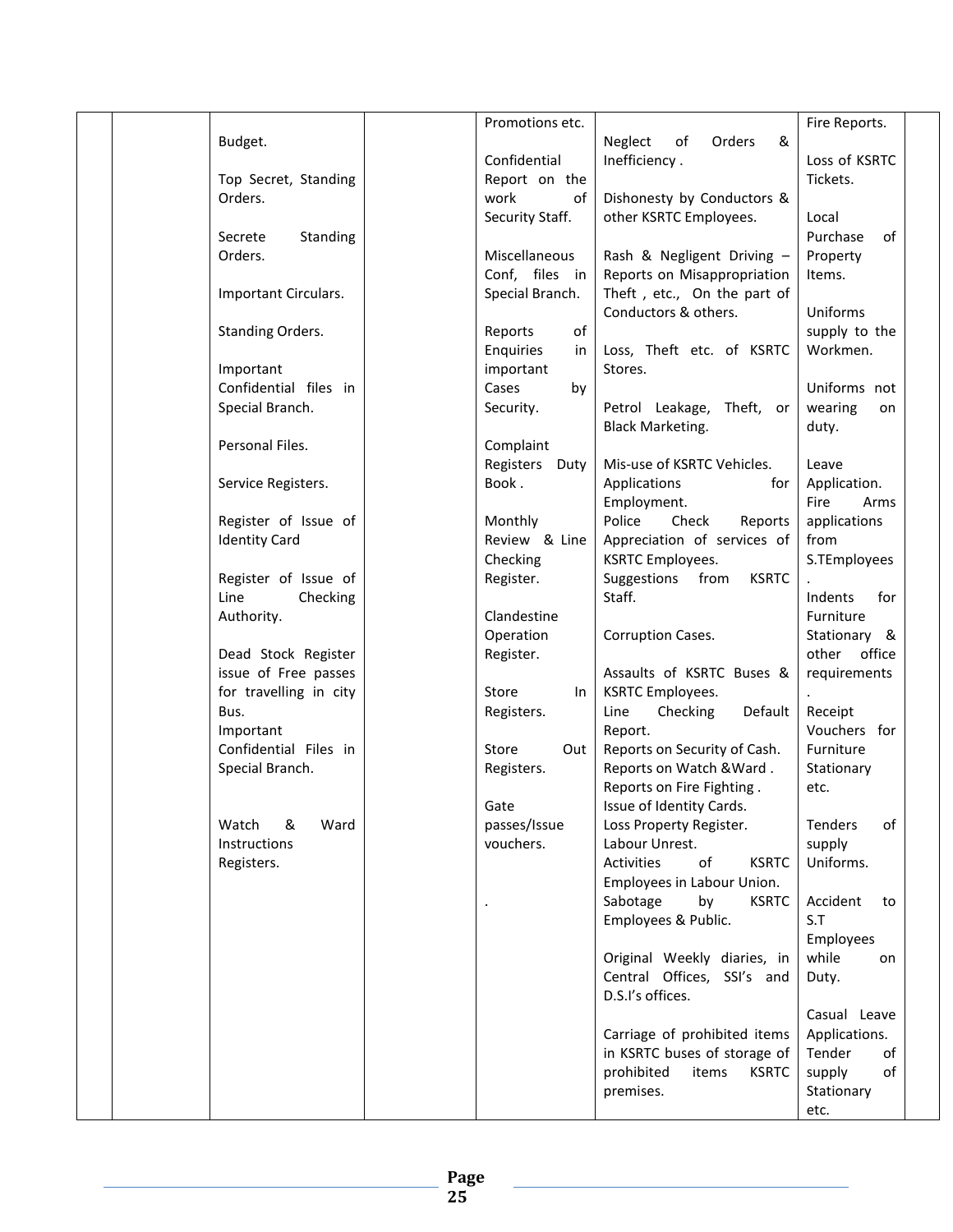| | | | | | | | |
|---|---|---|---|---|---|---|---|
| | | Budget.<br><br>Top Secret, Standing Orders.<br><br>Secrete Standing Orders.<br><br>Important Circulars.<br><br>Standing Orders.<br><br>Important Confidential files in Special Branch.<br><br>Personal Files.<br><br>Service Registers.<br><br>Register of Issue of Identity Card<br><br>Register of Issue of Line Checking Authority.<br><br>Dead Stock Register issue of Free passes for travelling in city Bus.<br>Important Confidential Files in Special Branch.<br><br>Watch & Ward Instructions Registers. | | Promotions etc.<br><br>Confidential Report on the work of Security Staff.<br><br>Miscellaneous Conf, files in Special Branch.<br><br>Reports of Enquiries in important Cases by Security.<br><br>Complaint Registers Duty Book .<br><br>Monthly Review & Line Checking Register.<br><br>Clandestine Operation Register.<br><br>Store In Registers.<br><br>Store Out Registers.<br><br>Gate passes/Issue vouchers.<br><br>. | Neglect of Orders & Inefficiency .<br><br>Dishonesty by Conductors & other KSRTC Employees.<br><br>Rash & Negligent Driving – Reports on Misappropriation Theft , etc., On the part of Conductors & others.<br><br>Loss, Theft etc. of KSRTC Stores.<br><br>Petrol Leakage, Theft, or Black Marketing.<br><br>Mis-use of KSRTC Vehicles.<br>Applications for Employment.<br>Police Check Reports<br>Appreciation of services of KSRTC Employees.<br>Suggestions from KSRTC Staff.<br><br>Corruption Cases.<br><br>Assaults of KSRTC Buses & KSRTC Employees.<br>Line Checking Default Report.<br>Reports on Security of Cash.<br>Reports on Watch &Ward .<br>Reports on Fire Fighting .<br>Issue of Identity Cards.<br>Loss Property Register.<br>Labour Unrest.<br>Activities of KSRTC Employees in Labour Union.<br>Sabotage by KSRTC Employees & Public.<br><br>Original Weekly diaries, in Central Offices, SSI's and D.S.I's offices.<br><br>Carriage of prohibited items in KSRTC buses of storage of prohibited items KSRTC premises. | Fire Reports.<br><br>Loss of KSRTC Tickets.<br><br>Local Purchase of Property Items.<br><br>Uniforms supply to the Workmen.<br><br>Uniforms not wearing on duty.<br><br>Leave Application.<br>Fire Arms applications from S.TEmployees<br>.<br>Indents for Furniture Stationary & other office requirements<br>.<br>Receipt Vouchers for Furniture Stationary etc.<br><br>Tenders of supply Uniforms.<br><br>Accident to S.T Employees while on Duty.<br><br>Casual Leave Applications.<br>Tender of supply of Stationary etc. | |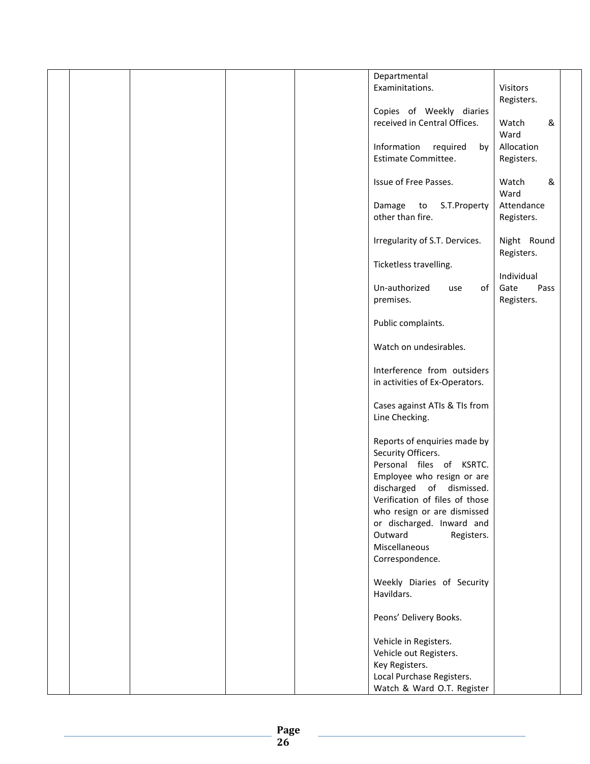| | | | | | | | |
|---|---|---|---|---|---|---|---|
| | | | | | Departmental Examinitations.<br><br>Copies of Weekly diaries received in Central Offices.<br><br>Information required by Estimate Committee.<br><br>Issue of Free Passes.<br><br>Damage to S.T.Property other than fire.<br><br>Irregularity of S.T. Dervices.<br><br>Ticketless travelling.<br><br>Un-authorized use of premises.<br><br>Public complaints.<br><br>Watch on undesirables.<br><br>Interference from outsiders in activities of Ex-Operators.<br><br>Cases against ATIs & TIs from Line Checking.<br><br>Reports of enquiries made by Security Officers.<br>Personal files of KSRTC. Employee who resign or are discharged of dismissed. Verification of files of those who resign or are dismissed or discharged. Inward and Outward Registers. Miscellaneous Correspondence.<br><br>Weekly Diaries of Security Havildars.<br><br>Peons' Delivery Books.<br><br>Vehicle in Registers.<br>Vehicle out Registers.<br>Key Registers.<br>Local Purchase Registers.<br>Watch & Ward O.T. Register | Visitors Registers.<br><br>Watch & Ward Allocation Registers.<br><br>Watch & Ward Attendance Registers.<br><br>Night Round Registers.<br><br>Individual Gate Pass Registers. | |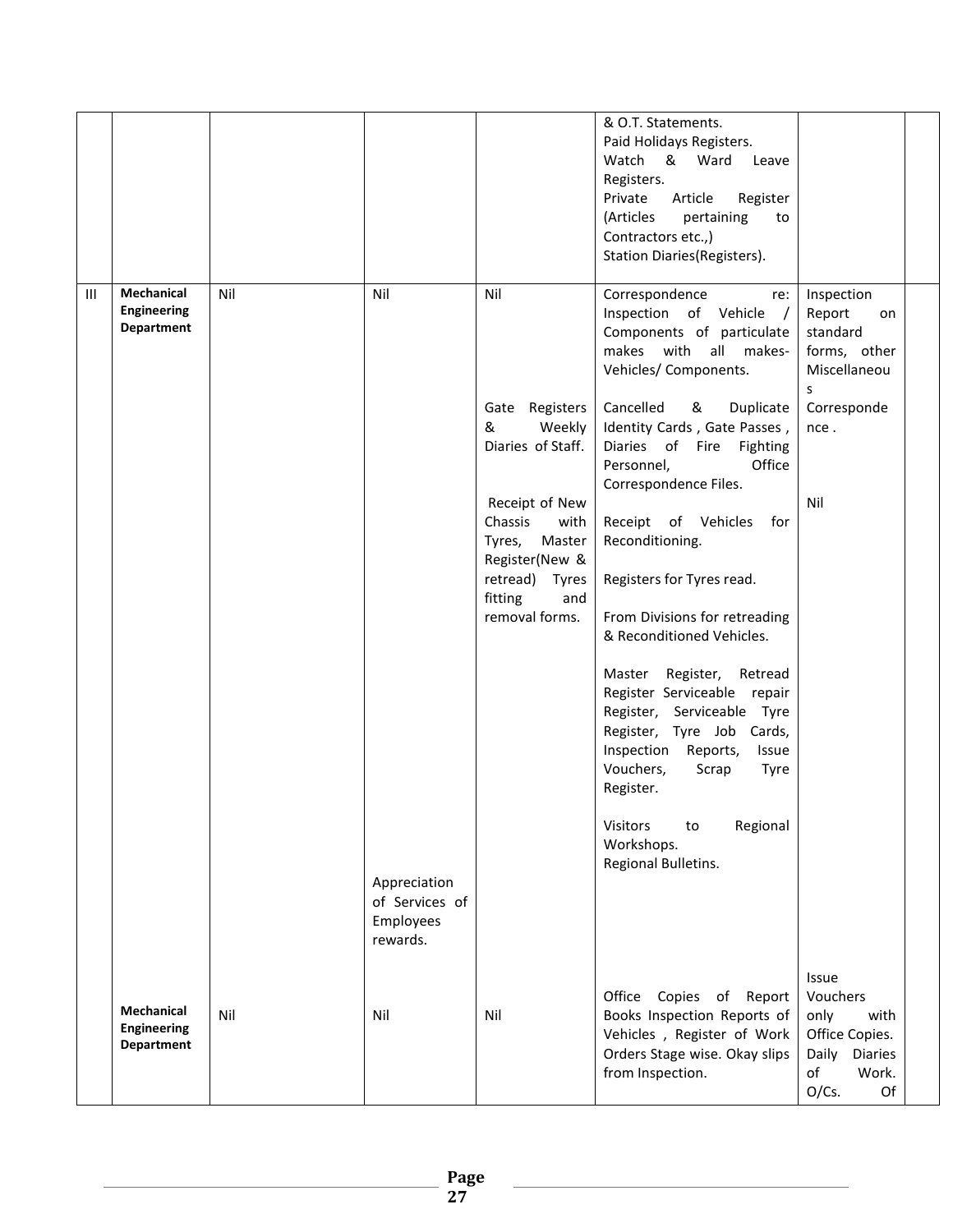| | | | | | | | |
|---|---|---|---|---|---|---|---|
| | | | | | & O.T. Statements.<br>Paid Holidays Registers.<br>Watch & Ward Leave Registers.<br>Private Article Register (Articles pertaining to Contractors etc.,)<br>Station Diaries(Registers). | | |
| III | **Mechanical Engineering Department** | Nil | Nil | Nil | Correspondence re: Inspection of Vehicle / Components of particulate makes with all makes-Vehicles/ Components. | Inspection Report on standard forms, other Miscellaneous Correspondence . | |
| | | | | Gate Registers & Weekly Diaries of Staff. | Cancelled & Duplicate Identity Cards , Gate Passes , Diaries of Fire Fighting Personnel, Office Correspondence Files. | | |
| | | | | Receipt of New Chassis with Tyres, Master Register(New & retread) Tyres fitting and removal forms. | Receipt of Vehicles for Reconditioning.<br><br>Registers for Tyres read.<br><br>From Divisions for retreading & Reconditioned Vehicles.<br><br>Master Register, Retread Register Serviceable repair Register, Serviceable Tyre Register, Tyre Job Cards, Inspection Reports, Issue Vouchers, Scrap Tyre Register.<br><br>Visitors to Regional Workshops.<br>Regional Bulletins. | Nil | |
| | | | Appreciation of Services of Employees rewards. | | | | |
| | **Mechanical Engineering Department** | Nil | Nil | Nil | Office Copies of Report Books Inspection Reports of Vehicles , Register of Work Orders Stage wise. Okay slips from Inspection. | Issue Vouchers only with Office Copies. Daily Diaries of Work. O/Cs. Of | |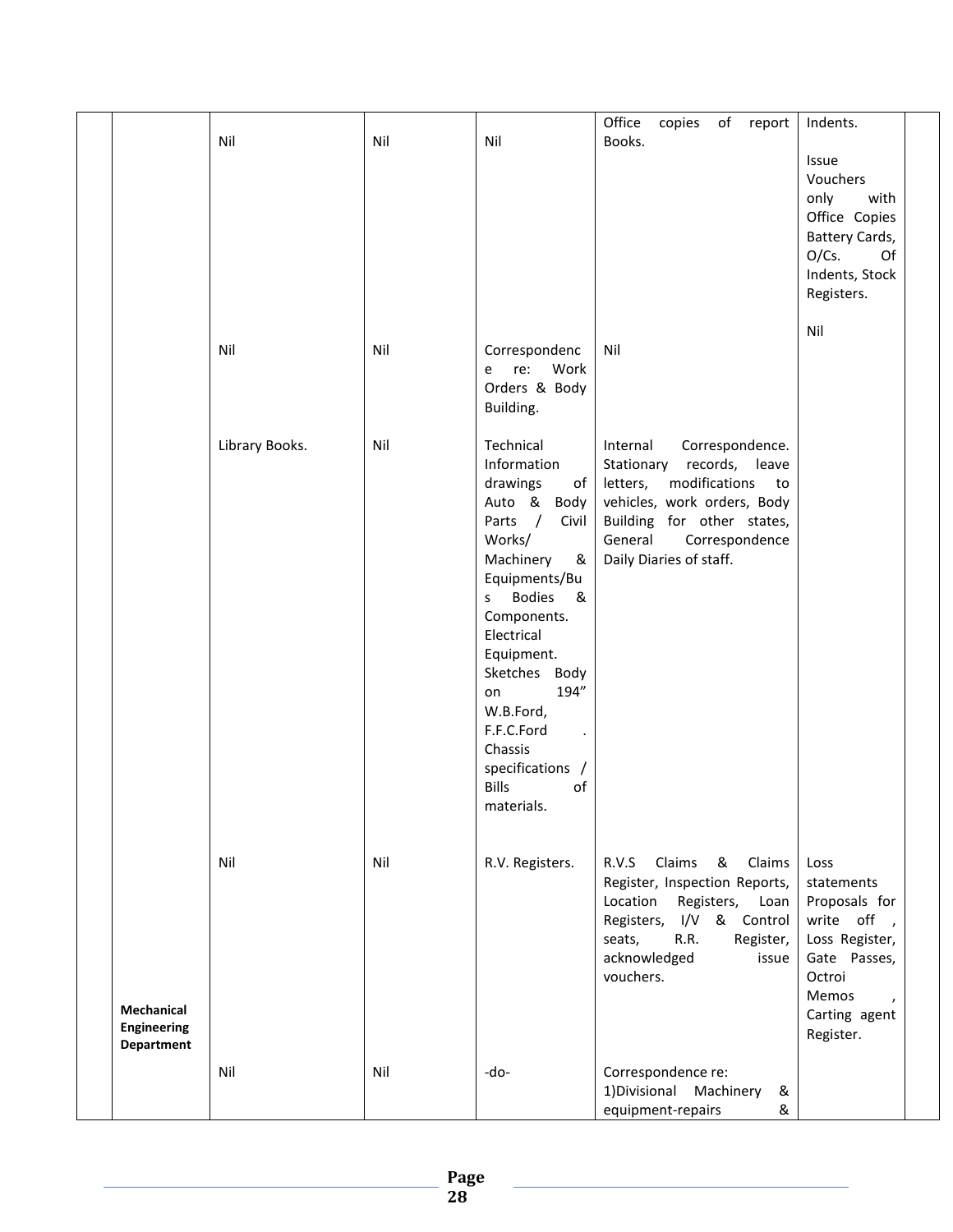| | | | | | | | |
|---|---|---|---|---|---|---|---|
| | | Nil | Nil | Nil | Office copies of report Books. | Indents.<br><br>Issue Vouchers only with Office Copies Battery Cards, O/Cs. Of Indents, Stock Registers. | |
| | | Nil | Nil | Correspondence re: Work Orders & Body Building. | Nil | Nil | |
| | | Library Books. | Nil | Technical Information drawings of Auto & Body Parts / Civil Works/ Machinery & Equipments/Bus Bodies & Components. Electrical Equipment. Sketches Body on 194" W.B.Ford, F.F.C.Ford . Chassis specifications / Bills of materials. | Internal Correspondence. Stationary records, leave letters, modifications to vehicles, work orders, Body Building for other states, General Correspondence Daily Diaries of staff. | | |
| | **Mechanical Engineering Department** | Nil | Nil | R.V. Registers. | R.V.S Claims & Claims Register, Inspection Reports, Location Registers, Loan Registers, I/V & Control seats, R.R. Register, acknowledged issue vouchers. | Loss statements Proposals for write off , Loss Register, Gate Passes, Octroi Memos , Carting agent Register. | |
| | | Nil | Nil | -do- | Correspondence re:<br>1)Divisional Machinery & equipment-repairs & | | |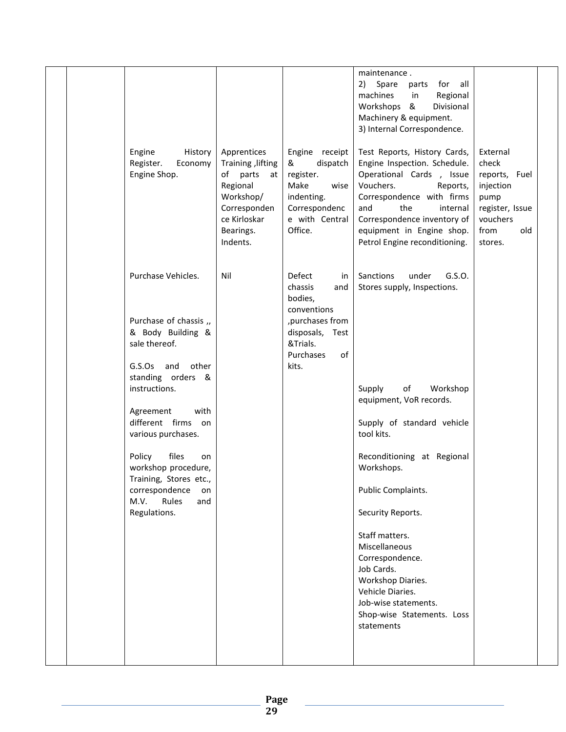|  |  |  |  |  |  |  |  |
|---|---|---|---|---|---|---|---|
|  |  |  |  |  | maintenance .<br>2) Spare parts for all machines in Regional Workshops & Divisional Machinery & equipment.<br>3) Internal Correspondence. |  |  |
|  |  | Engine History Register. Economy Engine Shop. | Apprentices Training ,lifting of parts at Regional Workshop/ Correspondence Kirloskar Bearings. Indents. | Engine receipt & dispatch register.<br>Make wise indenting.<br>Correspondence with Central Office. | Test Reports, History Cards, Engine Inspection. Schedule. Operational Cards , Issue Vouchers. Reports, Correspondence with firms and the internal Correspondence inventory of equipment in Engine shop. Petrol Engine reconditioning. | External check reports, Fuel injection pump register, Issue vouchers from old stores. |  |
|  |  | Purchase Vehicles.<br><br>Purchase of chassis ,, & Body Building & sale thereof.<br><br>G.S.Os and other standing orders & instructions.<br><br>Agreement with different firms on various purchases.<br><br>Policy files on workshop procedure, Training, Stores etc., correspondence on M.V. Rules and Regulations. | Nil | Defect in chassis and bodies, conventions ,purchases from disposals, Test &Trials.<br>Purchases of kits. | Sanctions under G.S.O. Stores supply, Inspections.<br><br>Supply of Workshop equipment, VoR records.<br><br>Supply of standard vehicle tool kits.<br><br>Reconditioning at Regional Workshops.<br><br>Public Complaints.<br><br>Security Reports.<br><br>Staff matters.<br>Miscellaneous Correspondence.<br>Job Cards.<br>Workshop Diaries.<br>Vehicle Diaries.<br>Job-wise statements.<br>Shop-wise Statements. Loss statements |  |  |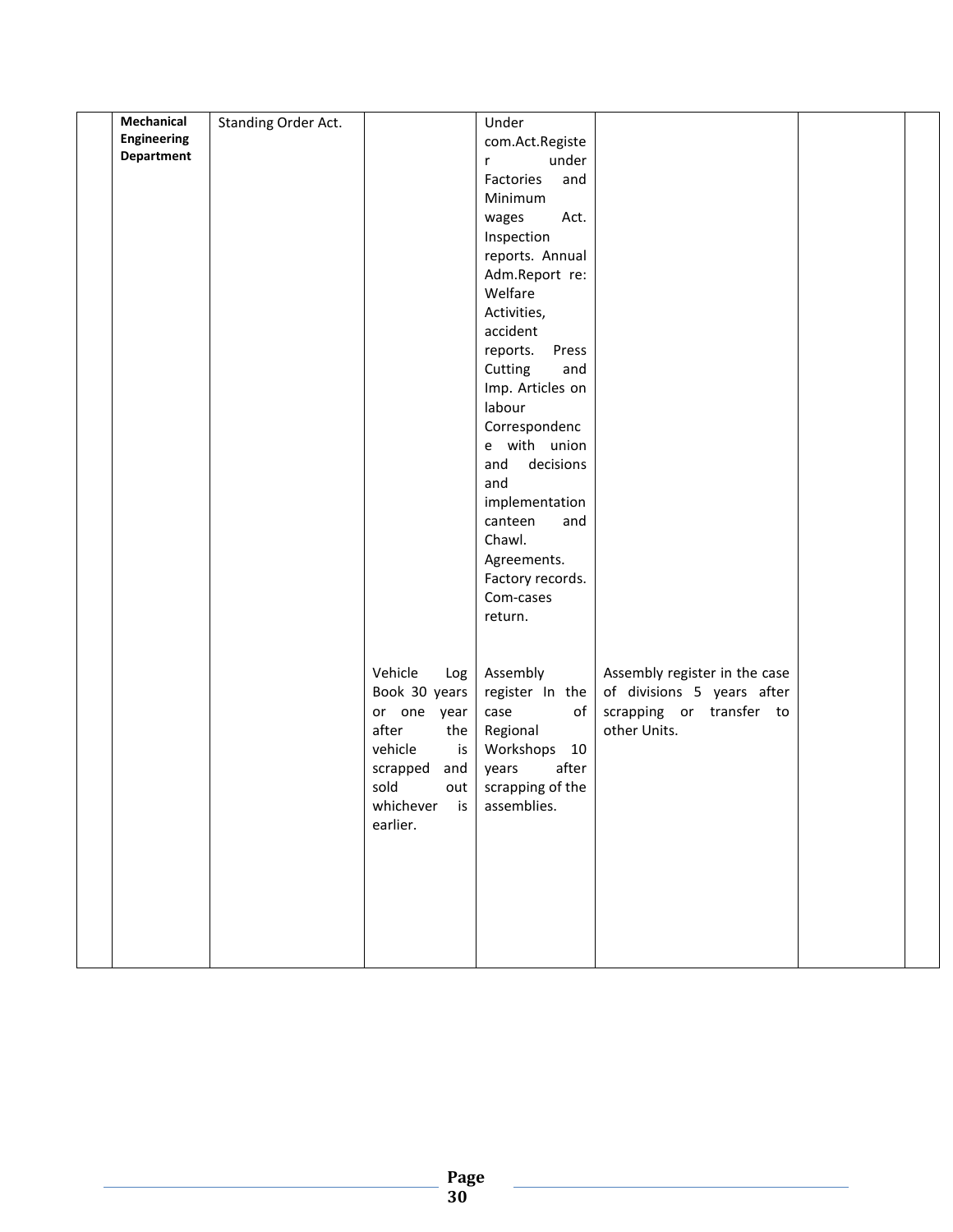| | | | | | | | |
|---|---|---|---|---|---|---|---|
| | **Mechanical Engineering Department** | Standing Order Act. | | Under com.Act.Register under Factories and Minimum wages Act. Inspection reports. Annual Adm.Report re: Welfare Activities, accident reports. Press Cutting and Imp. Articles on labour Correspondence with union and decisions and implementation canteen and Chawl. Agreements. Factory records. Com-cases return. | | | |
| | | | Vehicle Log Book 30 years or one year after the vehicle is scrapped and sold out whichever is earlier. | Assembly register In the case of Regional Workshops 10 years after scrapping of the assemblies. | Assembly register in the case of divisions 5 years after scrapping or transfer to other Units. | | |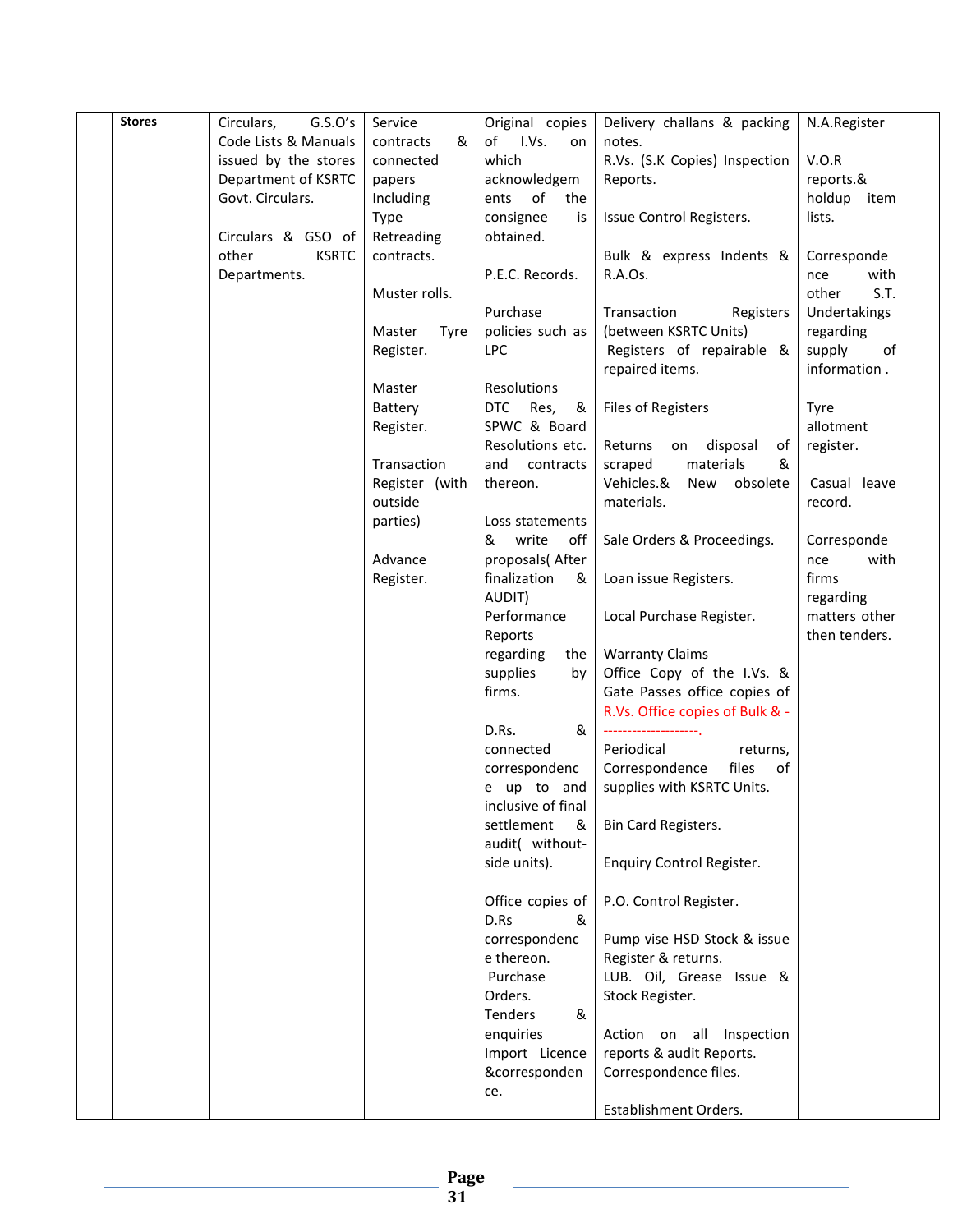|  | Stores | Circulars, G.S.O's Code Lists & Manuals issued by the stores Department of KSRTC Govt. Circulars.<br><br>Circulars & GSO of other KSRTC Departments. | Service contracts & connected papers Including Type Retreading contracts.<br><br>Muster rolls.<br><br>Master Tyre Register.<br><br>Master Battery Register.<br><br>Transaction Register (with outside parties)<br><br>Advance Register. | Original copies of I.Vs. on which acknowledgements of the consignee is obtained.<br><br>P.E.C. Records.<br><br>Purchase policies such as LPC<br><br>Resolutions DTC Res, & SPWC & Board Resolutions etc. and contracts thereon.<br><br>Loss statements & write off proposals( After finalization & AUDIT)<br>Performance Reports regarding the supplies by firms.<br><br>D.Rs. & connected correspondence up to and inclusive of final settlement & audit( without-side units).<br><br>Office copies of D.Rs & correspondence thereon.<br>Purchase Orders.<br>Tenders & enquiries<br>Import Licence &correspondence. | Delivery challans & packing notes.<br>R.Vs. (S.K Copies) Inspection Reports.<br><br>Issue Control Registers.<br><br>Bulk & express Indents & R.A.Os.<br><br>Transaction Registers (between KSRTC Units)<br>Registers of repairable & repaired items.<br><br>Files of Registers<br><br>Returns on disposal of scraped materials & Vehicles.& New obsolete materials.<br><br>Sale Orders & Proceedings.<br><br>Loan issue Registers.<br><br>Local Purchase Register.<br><br>Warranty Claims<br>Office Copy of the I.Vs. & Gate Passes office copies of R.Vs. Office copies of Bulk & ---------------------.<br>Periodical returns, Correspondence files of supplies with KSRTC Units.<br><br>Bin Card Registers.<br><br>Enquiry Control Register.<br><br>P.O. Control Register.<br><br>Pump vise HSD Stock & issue Register & returns.<br>LUB. Oil, Grease Issue & Stock Register.<br><br>Action on all Inspection reports & audit Reports.<br>Correspondence files.<br><br>Establishment Orders. | N.A.Register<br><br>V.O.R reports.& holdup item lists.<br><br>Correspondence with other S.T. Undertakings regarding supply of information .<br><br>Tyre allotment register.<br><br>Casual leave record.<br><br>Correspondence with firms regarding matters other then tenders. |  |
|---|---|---|---|---|---|---|---|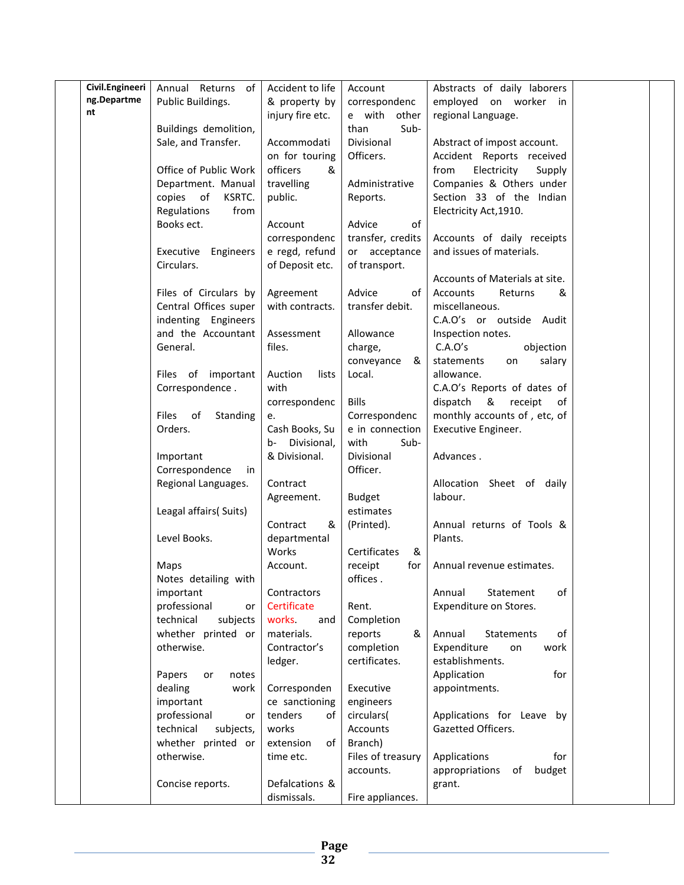| | Civil.Engineering.Department | Annual Returns of Public Buildings.<br><br>Buildings demolition, Sale, and Transfer.<br><br>Office of Public Work Department. Manual copies of KSRTC. Regulations from Books ect.<br><br>Executive Engineers Circulars.<br><br>Files of Circulars by Central Offices super indenting Engineers and the Accountant General.<br><br>Files of important Correspondence .<br><br>Files of Standing Orders.<br><br>Important Correspondence in Regional Languages.<br><br>Leagal affairs( Suits)<br><br>Level Books.<br><br>Maps<br>Notes detailing with important professional or technical subjects whether printed or otherwise.<br><br>Papers or notes dealing work important professional or technical subjects, whether printed or otherwise.<br><br>Concise reports. | Accident to life & property by injury fire etc.<br><br>Accommodation for touring officers & travelling public.<br><br>Account correspondence regd, refund of Deposit etc.<br><br>Agreement with contracts.<br><br>Assessment files.<br><br>Auction lists with correspondence.<br>Cash Books, Sub- Divisional, & Divisional.<br><br>Contract Agreement.<br><br>Contract & departmental Works Account.<br><br>Contractors Certificate works. and materials.<br>Contractor's ledger.<br><br>Correspondence sanctioning tenders of works extension of time etc.<br><br>Defalcations & dismissals. | Account correspondence with other than Sub-Divisional Officers.<br><br>Administrative Reports.<br><br>Advice of transfer, credits or acceptance of transport.<br><br>Advice of transfer debit.<br><br>Allowance charge, conveyance & Local.<br><br>Bills Correspondence in connection with Sub-Divisional Officer.<br><br>Budget estimates (Printed).<br><br>Certificates & receipt for offices .<br><br>Rent.<br>Completion reports & completion certificates.<br><br>Executive engineers circulars( Accounts Branch)<br>Files of treasury accounts.<br><br>Fire appliances. | Abstracts of daily laborers employed on worker in regional Language.<br><br>Abstract of impost account.<br>Accident Reports received from Electricity Supply Companies & Others under Section 33 of the Indian Electricity Act,1910.<br><br>Accounts of daily receipts and issues of materials.<br><br>Accounts of Materials at site.<br>Accounts Returns & miscellaneous.<br>C.A.O's or outside Audit Inspection notes.<br>C.A.O's objection statements on salary allowance.<br>C.A.O's Reports of dates of dispatch & receipt of monthly accounts of , etc, of Executive Engineer.<br><br>Advances .<br><br>Allocation Sheet of daily labour.<br><br>Annual returns of Tools & Plants.<br><br>Annual revenue estimates.<br><br>Annual Statement of Expenditure on Stores.<br><br>Annual Statements of Expenditure on work establishments.<br>Application for appointments.<br><br>Applications for Leave by Gazetted Officers.<br><br>Applications for appropriations of budget grant. | | |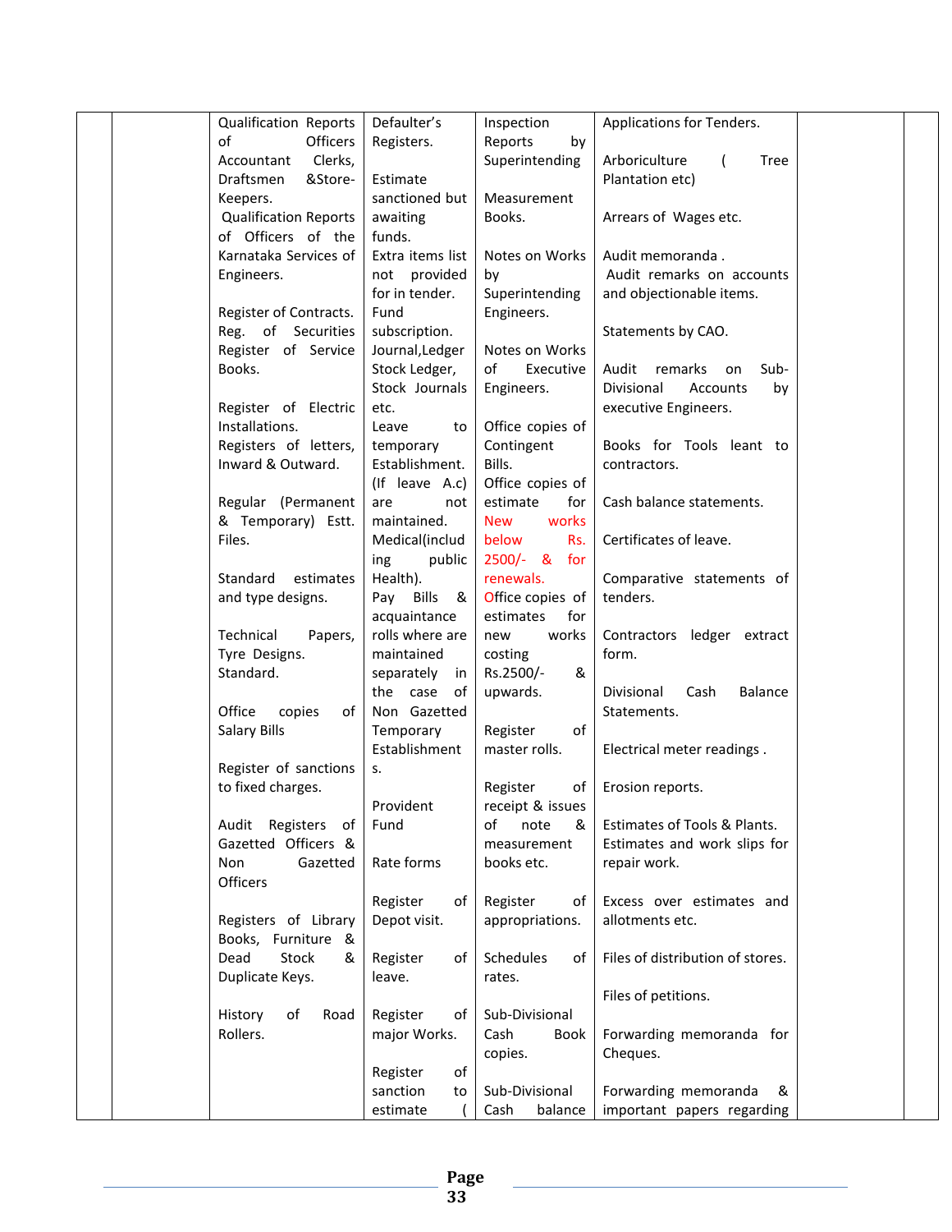|  |  | Qualification Reports of Officers Accountant Clerks, Draftsmen &Store-Keepers.<br>Qualification Reports of Officers of the Karnataka Services of Engineers.<br><br>Register of Contracts.<br>Reg. of Securities<br>Register of Service Books.<br><br>Register of Electric Installations.<br>Registers of letters, Inward & Outward.<br><br>Regular (Permanent & Temporary) Estt. Files.<br><br>Standard estimates and type designs.<br><br>Technical Papers, Tyre Designs. Standard.<br><br>Office copies of Salary Bills<br><br>Register of sanctions to fixed charges.<br><br>Audit Registers of Gazetted Officers & Non Gazetted Officers<br><br>Registers of Library Books, Furniture & Dead Stock & Duplicate Keys.<br><br>History of Road Rollers. | Defaulter's Registers.<br><br>Estimate sanctioned but awaiting funds.<br>Extra items list not provided for in tender.<br>Fund subscription.<br>Journal,Ledger Stock Ledger, Stock Journals etc.<br>Leave to temporary Establishment. (If leave A.c) are not maintained.<br>Medical(including public Health).<br>Pay Bills & acquaintance rolls where are maintained separately in the case of Non Gazetted Temporary Establishments.<br><br>Provident Fund<br><br>Rate forms<br><br>Register of Depot visit.<br><br>Register of leave.<br><br>Register of major Works.<br><br>Register of sanction to estimate ( | Inspection Reports by Superintending<br><br>Measurement Books.<br><br>Notes on Works by Superintending Engineers.<br><br>Notes on Works of Executive Engineers.<br><br>Office copies of Contingent Bills.<br>Office copies of estimate for New works below Rs. 2500/- & for renewals.<br>Office copies of estimates for new works costing Rs.2500/- & upwards.<br><br>Register of master rolls.<br><br>Register of receipt & issues of note & measurement books etc.<br><br>Register of appropriations.<br><br>Schedules of rates.<br><br>Sub-Divisional Cash Book copies.<br><br>Sub-Divisional Cash balance | Applications for Tenders.<br><br>Arboriculture ( Tree Plantation etc)<br><br>Arrears of Wages etc.<br><br>Audit memoranda .<br>Audit remarks on accounts and objectionable items.<br><br>Statements by CAO.<br><br>Audit remarks on Sub-Divisional Accounts by executive Engineers.<br><br>Books for Tools leant to contractors.<br><br>Cash balance statements.<br><br>Certificates of leave.<br><br>Comparative statements of tenders.<br><br>Contractors ledger extract form.<br><br>Divisional Cash Balance Statements.<br><br>Electrical meter readings .<br><br>Erosion reports.<br><br>Estimates of Tools & Plants.<br>Estimates and work slips for repair work.<br><br>Excess over estimates and allotments etc.<br><br>Files of distribution of stores.<br><br>Files of petitions.<br><br>Forwarding memoranda for Cheques.<br><br>Forwarding memoranda & important papers regarding |  |  |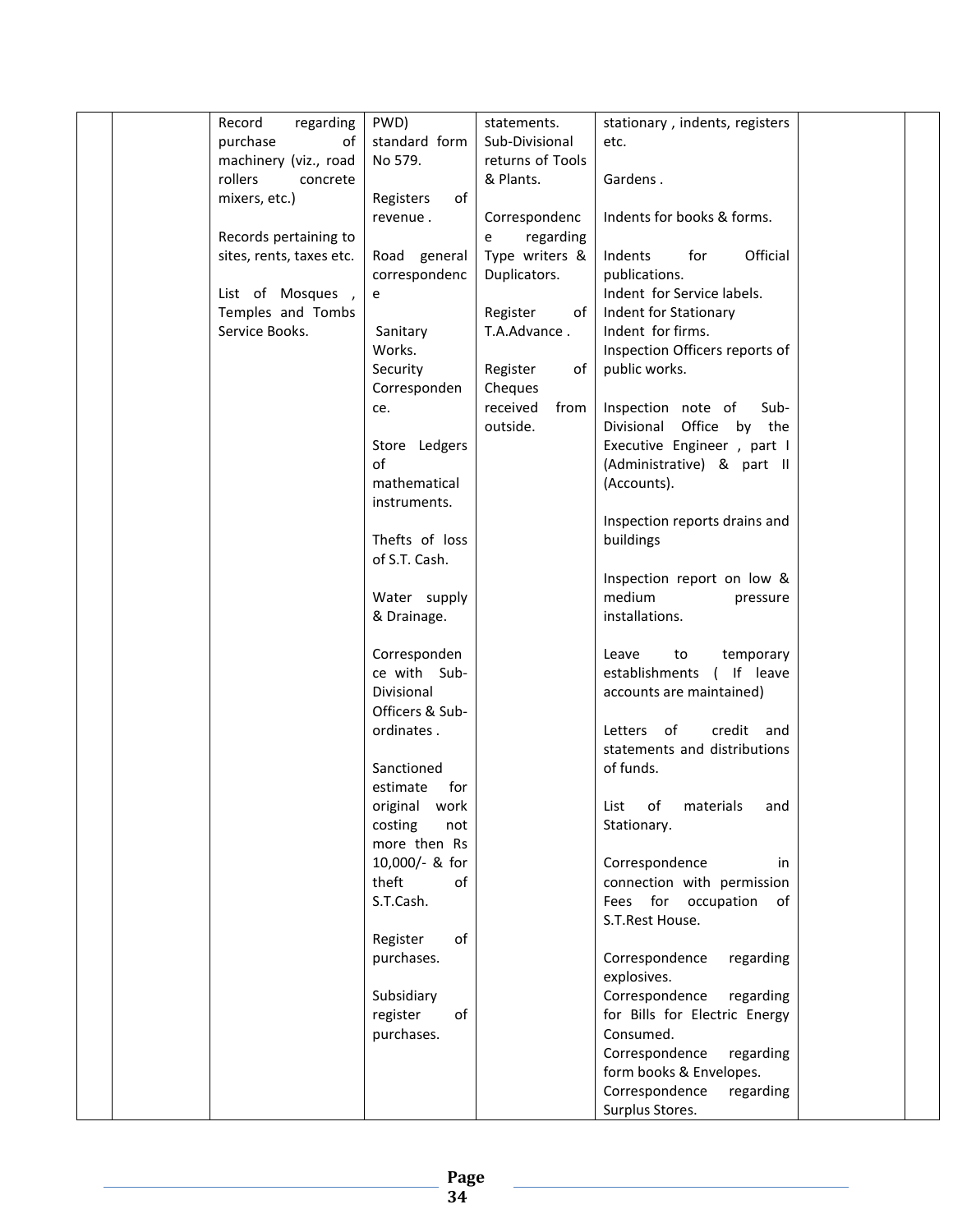| | | | | | | | |
|---|---|---|---|---|---|---|---|
| | | Record regarding purchase of machinery (viz., road rollers concrete mixers, etc.)<br><br>Records pertaining to sites, rents, taxes etc.<br><br>List of Mosques , Temples and Tombs Service Books. | PWD) standard form No 579.<br><br>Registers of revenue .<br><br>Road general correspondence<br><br>Sanitary Works.<br>Security Correspondence.<br><br>Store Ledgers of mathematical instruments.<br><br>Thefts of loss of S.T. Cash.<br><br>Water supply & Drainage.<br><br>Correspondence with Sub-Divisional Officers & Sub-ordinates .<br><br>Sanctioned estimate for original work costing not more then Rs 10,000/- & for theft of S.T.Cash.<br><br>Register of purchases.<br><br>Subsidiary register of purchases. | statements.<br>Sub-Divisional returns of Tools & Plants.<br><br>Correspondence regarding Type writers & Duplicators.<br><br>Register of T.A.Advance .<br><br>Register of Cheques received from outside. | stationary , indents, registers etc.<br><br>Gardens .<br><br>Indents for books & forms.<br><br>Indents for Official publications.<br>Indent for Service labels.<br>Indent for Stationary<br>Indent for firms.<br>Inspection Officers reports of public works.<br><br>Inspection note of Sub-Divisional Office by the Executive Engineer , part I (Administrative) & part II (Accounts).<br><br>Inspection reports drains and buildings<br><br>Inspection report on low & medium pressure installations.<br><br>Leave to temporary establishments ( If leave accounts are maintained)<br><br>Letters of credit and statements and distributions of funds.<br><br>List of materials and Stationary.<br><br>Correspondence in connection with permission Fees for occupation of S.T.Rest House.<br><br>Correspondence regarding explosives.<br>Correspondence regarding for Bills for Electric Energy Consumed.<br>Correspondence regarding form books & Envelopes.<br>Correspondence regarding Surplus Stores. | | |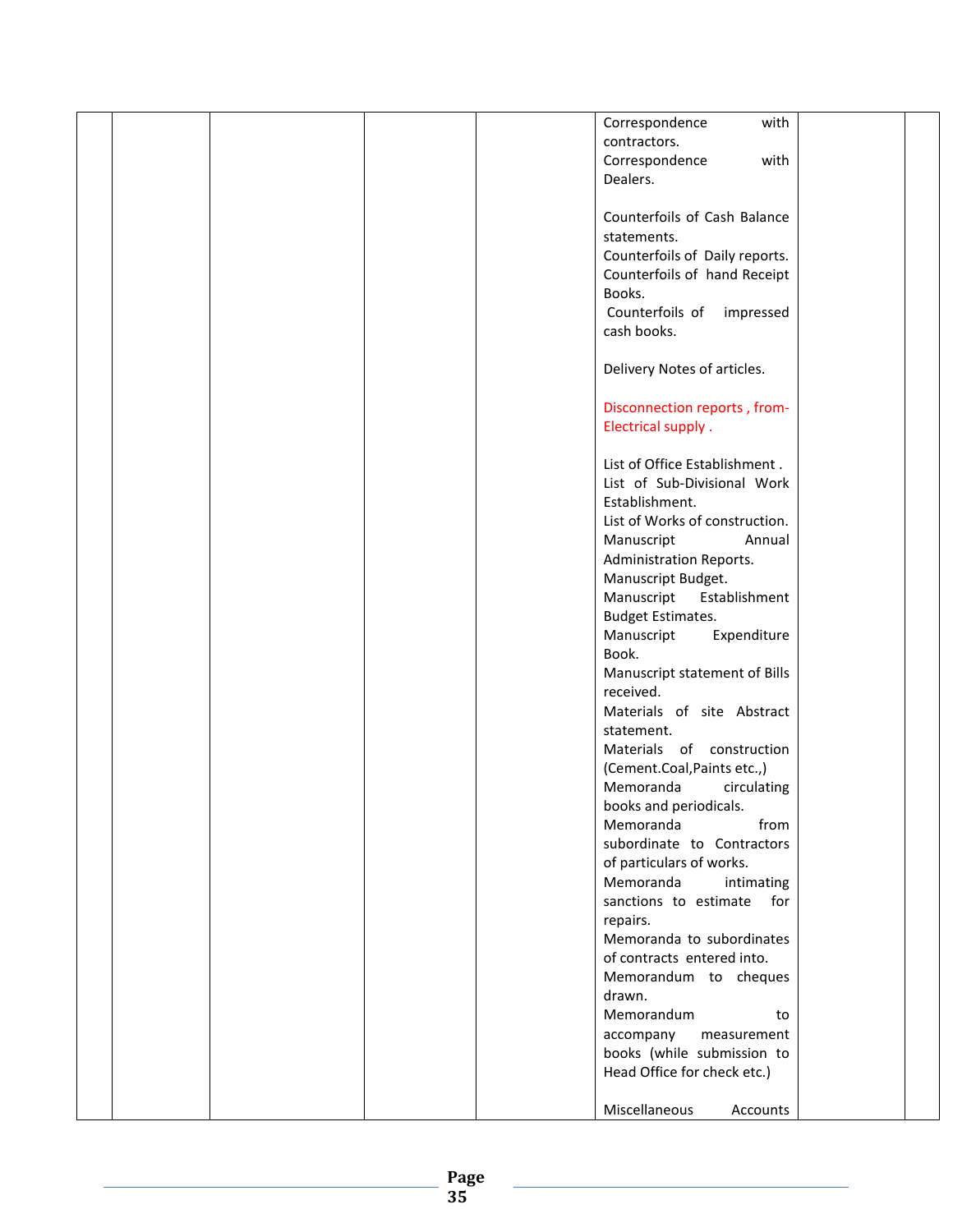| | | | | | | | |
|---|---|---|---|---|---|---|---|
| | | | | | Correspondence with contractors.<br>Correspondence with Dealers.<br><br>Counterfoils of Cash Balance statements.<br>Counterfoils of Daily reports.<br>Counterfoils of hand Receipt Books.<br>Counterfoils of impressed cash books.<br><br>Delivery Notes of articles.<br><br>Disconnection reports , from- Electrical supply .<br><br>List of Office Establishment .<br>List of Sub-Divisional Work Establishment.<br>List of Works of construction.<br>Manuscript Annual Administration Reports.<br>Manuscript Budget.<br>Manuscript Establishment Budget Estimates.<br>Manuscript Expenditure Book.<br>Manuscript statement of Bills received.<br>Materials of site Abstract statement.<br>Materials of construction (Cement.Coal,Paints etc.,)<br>Memoranda circulating books and periodicals.<br>Memoranda from subordinate to Contractors of particulars of works.<br>Memoranda intimating sanctions to estimate for repairs.<br>Memoranda to subordinates of contracts entered into.<br>Memorandum to cheques drawn.<br>Memorandum to accompany measurement books (while submission to Head Office for check etc.)<br><br>Miscellaneous Accounts | | |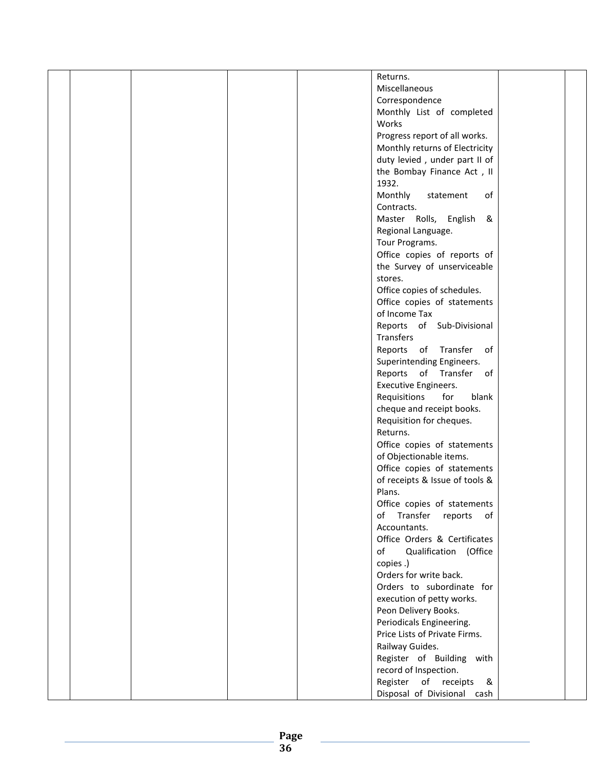| | | | | | | | |
|---|---|---|---|---|---|---|---|
| | | | | | Returns.<br>Miscellaneous Correspondence<br>Monthly List of completed Works<br>Progress report of all works.<br>Monthly returns of Electricity duty levied , under part II of the Bombay Finance Act , II 1932.<br>Monthly statement of Contracts.<br>Master Rolls, English & Regional Language.<br>Tour Programs.<br>Office copies of reports of the Survey of unserviceable stores.<br>Office copies of schedules.<br>Office copies of statements of Income Tax<br>Reports of Sub-Divisional Transfers<br>Reports of Transfer of Superintending Engineers.<br>Reports of Transfer of Executive Engineers.<br>Requisitions for blank cheque and receipt books.<br>Requisition for cheques.<br>Returns.<br>Office copies of statements of Objectionable items.<br>Office copies of statements of receipts & Issue of tools & Plans.<br>Office copies of statements of Transfer reports of Accountants.<br>Office Orders & Certificates of Qualification (Office copies .)<br>Orders for write back.<br>Orders to subordinate for execution of petty works.<br>Peon Delivery Books.<br>Periodicals Engineering.<br>Price Lists of Private Firms.<br>Railway Guides.<br>Register of Building with record of Inspection.<br>Register of receipts & Disposal of Divisional cash | | |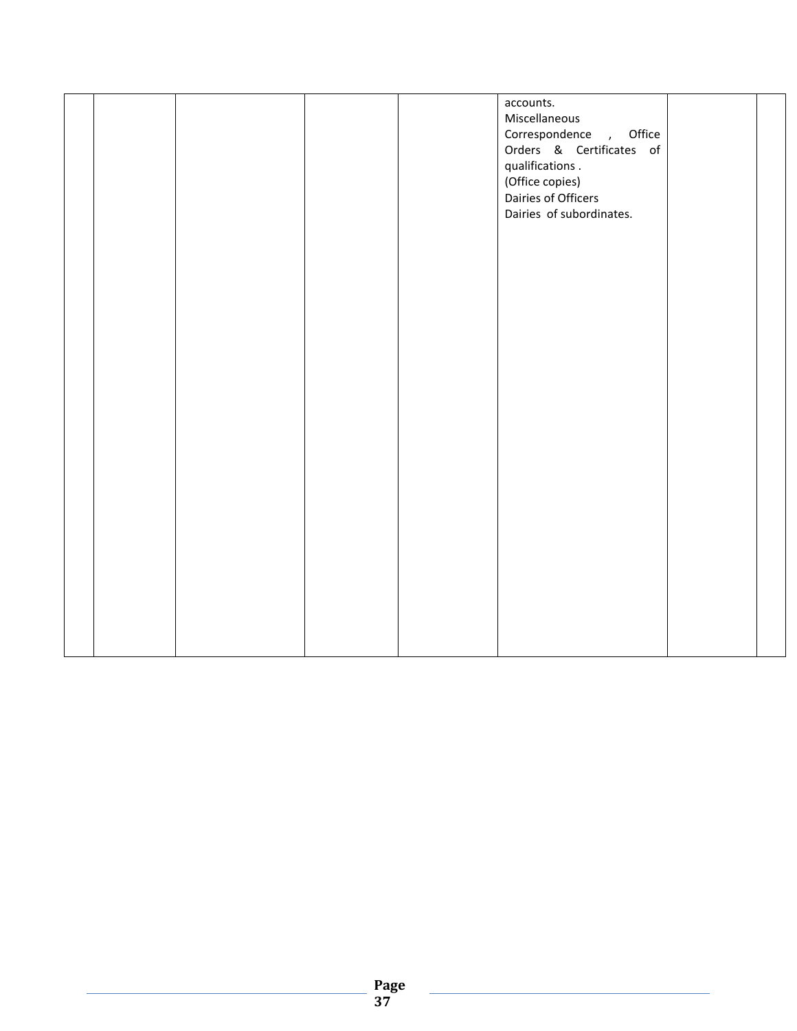|  |  |  |  |  |  |  |  |
|---|---|---|---|---|---|---|---|
|  |  |  |  |  | accounts.<br>Miscellaneous Correspondence , Office Orders & Certificates of qualifications .<br>(Office copies)<br>Dairies of Officers<br>Dairies of subordinates. |  |  |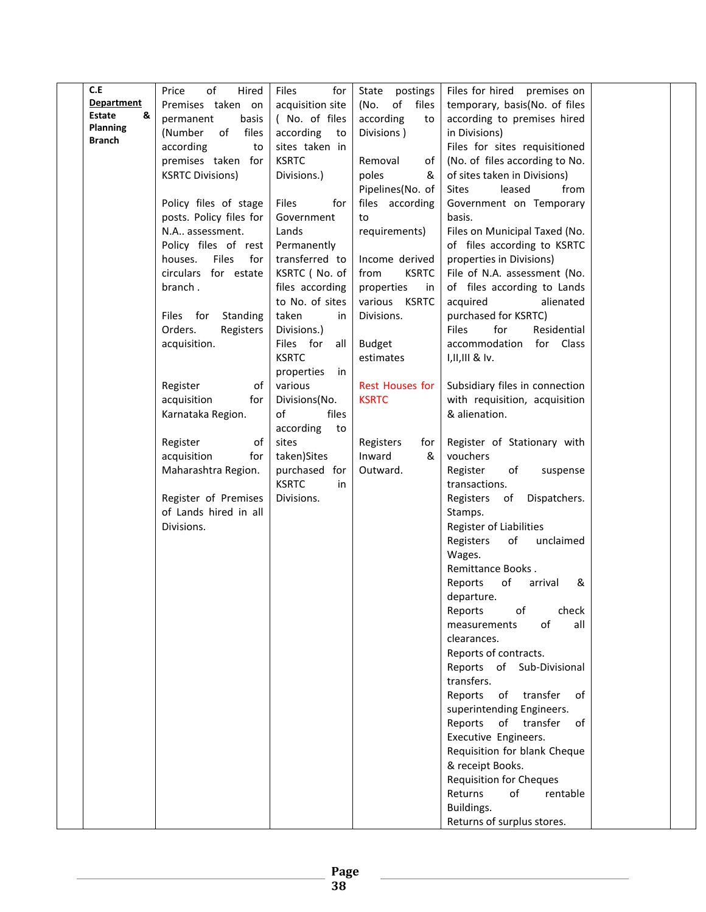| | | | | | | |
|---|---|---|---|---|---|---|
| | **C.E Department Estate & Planning Branch** | Price of Hired Premises taken on permanent basis (Number of files according to premises taken for KSRTC Divisions)<br><br>Policy files of stage posts. Policy files for N.A.. assessment.<br>Policy files of rest houses. Files for circulars for estate branch .<br><br>Files for Standing Orders. Registers acquisition.<br><br>Register of acquisition for Karnataka Region.<br><br>Register of acquisition for Maharashtra Region.<br><br>Register of Premises of Lands hired in all Divisions. | Files for acquisition site ( No. of files according to sites taken in KSRTC Divisions.)<br><br>Files for Government Lands Permanently transferred to KSRTC ( No. of files according to No. of sites taken in Divisions.)<br>Files for all KSRTC properties in various Divisions(No. of files according to sites taken)Sites purchased for KSRTC in Divisions. | State postings (No. of files according to Divisions )<br><br>Removal of poles & Pipelines(No. of files according to requirements)<br><br>Income derived from KSRTC properties in various KSRTC Divisions.<br><br>Budget estimates<br><br>Rest Houses for KSRTC<br><br>Registers for Inward & Outward. | Files for hired premises on temporary, basis(No. of files according to premises hired in Divisions)<br>Files for sites requisitioned (No. of files according to No. of sites taken in Divisions)<br>Sites leased from Government on Temporary basis.<br>Files on Municipal Taxed (No. of files according to KSRTC properties in Divisions)<br>File of N.A. assessment (No. of files according to Lands acquired alienated purchased for KSRTC)<br>Files for Residential accommodation for Class I,II,III & Iv.<br>Subsidiary files in connection with requisition, acquisition & alienation.<br><br>Register of Stationary with vouchers<br>Register of suspense transactions.<br>Registers of Dispatchers. Stamps.<br>Register of Liabilities<br>Registers of unclaimed Wages.<br>Remittance Books .<br>Reports of arrival & departure.<br>Reports of check measurements of all clearances.<br>Reports of contracts.<br>Reports of Sub-Divisional transfers.<br>Reports of transfer of superintending Engineers.<br>Reports of transfer of Executive Engineers.<br>Requisition for blank Cheque & receipt Books.<br>Requisition for Cheques<br>Returns of rentable Buildings.<br>Returns of surplus stores. | | |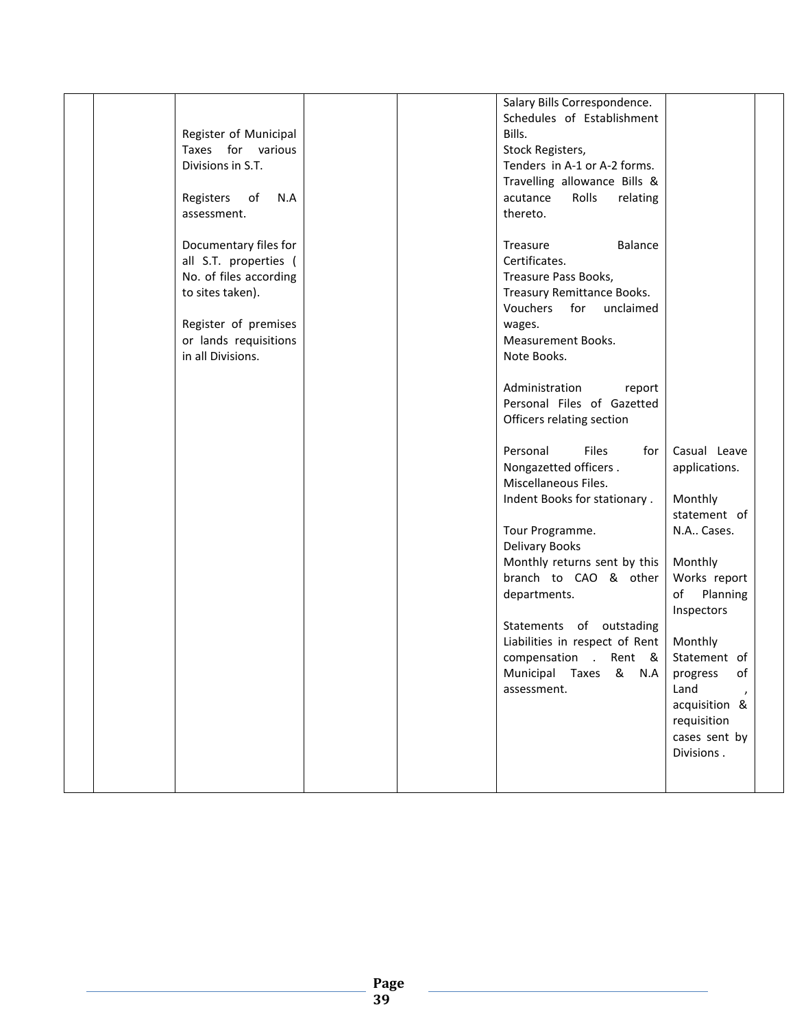| | | | | | | | |
|---|---|---|---|---|---|---|---|
| | | Register of Municipal Taxes for various Divisions in S.T.<br><br>Registers of N.A assessment.<br><br>Documentary files for all S.T. properties ( No. of files according to sites taken).<br><br>Register of premises or lands requisitions in all Divisions. | | | Salary Bills Correspondence.<br>Schedules of Establishment Bills.<br>Stock Registers,<br>Tenders in A-1 or A-2 forms.<br>Travelling allowance Bills & acutance Rolls relating thereto.<br><br>Treasure Balance Certificates.<br>Treasure Pass Books,<br>Treasury Remittance Books.<br>Vouchers for unclaimed wages.<br>Measurement Books.<br>Note Books.<br><br>Administration report Personal Files of Gazetted Officers relating section<br><br>Personal Files for Nongazetted officers .<br>Miscellaneous Files.<br>Indent Books for stationary .<br><br>Tour Programme.<br>Delivary Books<br>Monthly returns sent by this branch to CAO & other departments.<br><br>Statements of outstading Liabilities in respect of Rent compensation . Rent & Municipal Taxes & N.A assessment. | Casual Leave applications.<br><br>Monthly statement of N.A.. Cases.<br><br>Monthly Works report of Planning Inspectors<br><br>Monthly Statement of progress of Land , acquisition & requisition cases sent by Divisions . | |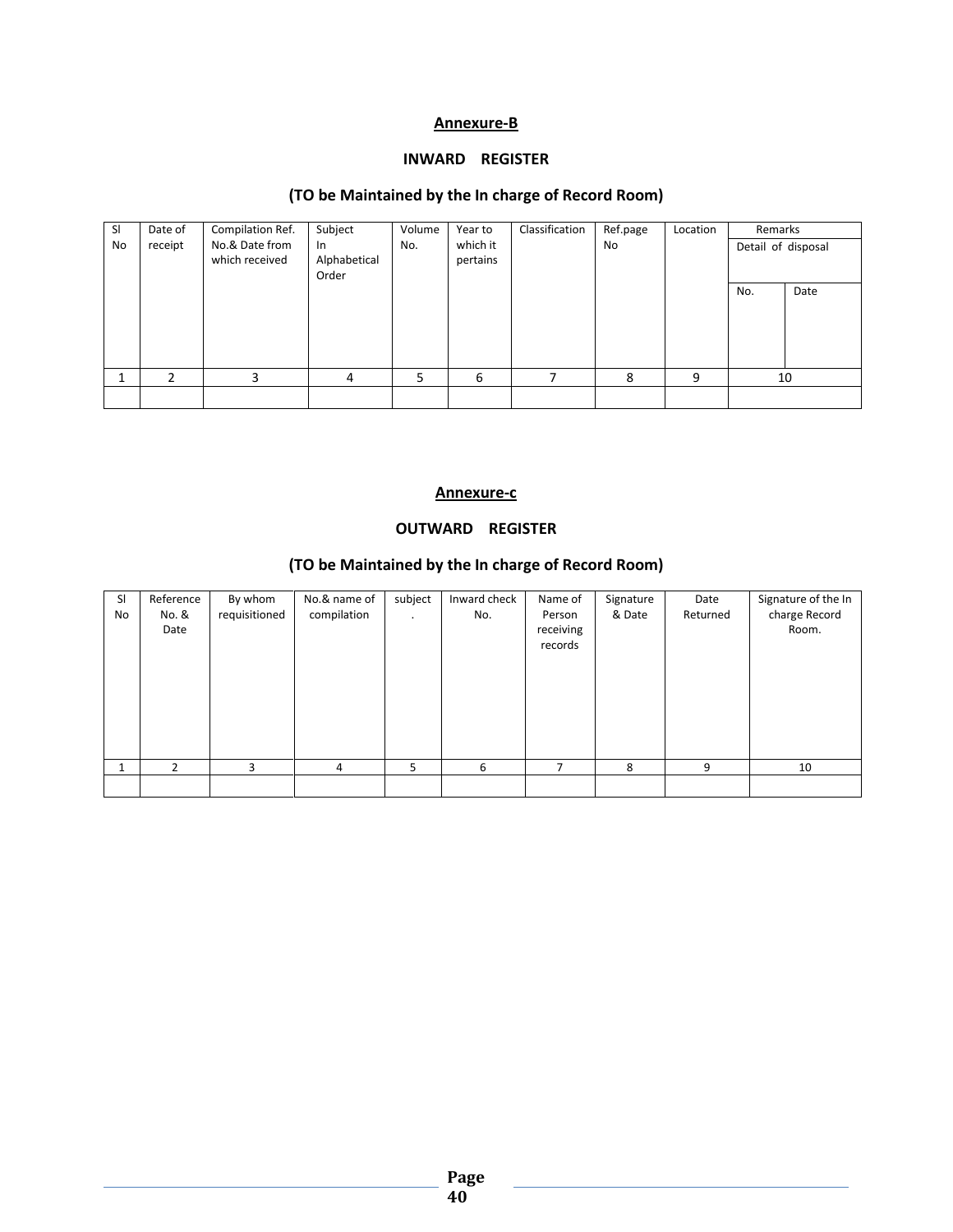**Annexure-B**

**INWARD REGISTER**

**(TO be Maintained by the In charge of Record Room)**

| Sl No | Date of receipt | Compilation Ref. No.& Date from which received | Subject In Alphabetical Order | Volume No. | Year to which it pertains | Classification | Ref.page No | Location | Remarks Detail of disposal | |
|---|---|---|---|---|---|---|---|---|---|---|
| | | | | | | | | | No. | Date |
| 1 | 2 | 3 | 4 | 5 | 6 | 7 | 8 | 9 | 10 | |
| | | | | | | | | | | |

**Annexure-c**

**OUTWARD REGISTER**

**(TO be Maintained by the In charge of Record Room)**

| Sl No | Reference No. & Date | By whom requisitioned | No.& name of compilation | subject . | Inward check No. | Name of Person receiving records | Signature & Date | Date Returned | Signature of the In charge Record Room. |
|---|---|---|---|---|---|---|---|---|---|
| 1 | 2 | 3 | 4 | 5 | 6 | 7 | 8 | 9 | 10 |
| | | | | | | | | | |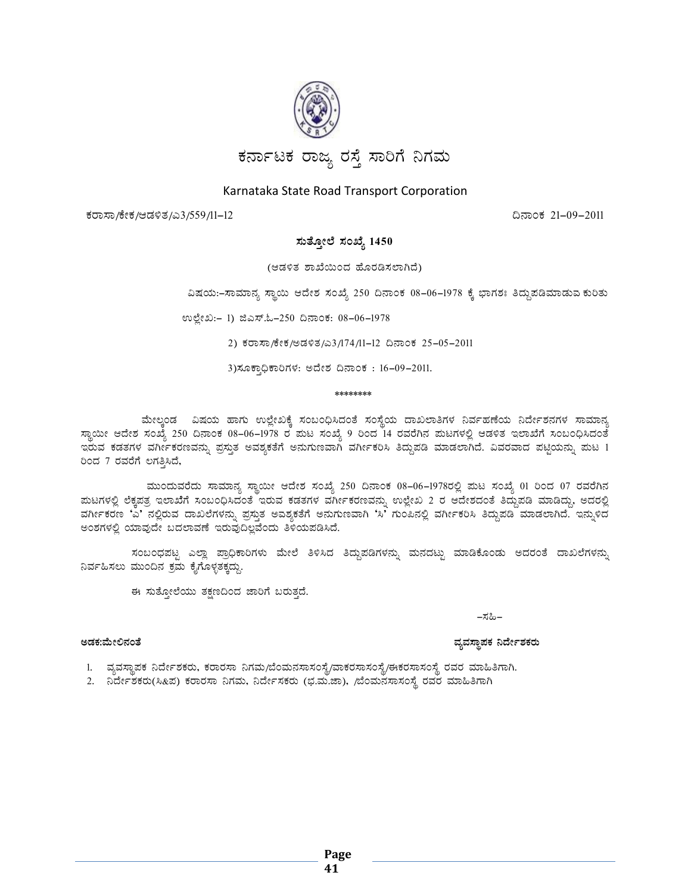# ಕರ್ನಾಟಕ ರಾಜ್ಯ ರಸ್ತೆ ಸಾರಿಗೆ ನಿಗಮ

Karnataka State Road Transport Corporation

ಕರಾಸಾ/ಕೇಕ/ಆಡಳಿತ/ಎ3/559/11-12 ದಿನಾಂಕ 21-09-2011

## ಸುತ್ತೋಲೆ ಸಂಖ್ಯೆ 1450

(ಆಡಳಿತ ಶಾಖೆಯಿಂದ ಹೊರಡಿಸಲಾಗಿದೆ)

ವಿಷಯ:-ಸಾಮಾನ್ಯ ಸ್ಥಾಯಿ ಆದೇಶ ಸಂಖ್ಯೆ 250 ದಿನಾಂಕ 08-06-1978 ಕ್ಕೆ ಭಾಗಶಃ ತಿದ್ದುಪಡಿಮಾಡುವ ಕುರಿತು

ಉಲ್ಲೇಖ:- 1) ಜಿಎಸ್.ಓ-250 ದಿನಾಂಕ: 08-06-1978

2) ಕರಾಸಾ/ಕೇಕ/ಅಡಳಿತ/ಎ3/174/11-12 ದಿನಾಂಕ 25-05-2011

3)ಸೂಕ್ತಾಧಿಕಾರಿಗಳ: ಅದೇಶ ದಿನಾಂಕ : 16-09-2011.

\*\*\*\*\*\*\*\*

ಮೇಲ್ಕಂಡ ವಿಷಯ ಹಾಗು ಉಲ್ಲೇಖಕ್ಕೆ ಸಂಬಂಧಿಸಿದಂತೆ ಸಂಸ್ಥೆಯ ದಾಖಲಾತಿಗಳ ನಿರ್ವಹಣೆಯ ನಿರ್ದೇಶನಗಳ ಸಾಮಾನ್ಯ ಸ್ಥಾಯೀ ಆದೇಶ ಸಂಖ್ಯೆ 250 ದಿನಾಂಕ 08-06-1978 ರ ಪುಟ ಸಂಖ್ಯೆ 9 ರಿಂದ 14 ರವರೆಗಿನ ಪುಟಗಳಲ್ಲಿ ಆಡಳಿತ ಇಲಾಖೆಗೆ ಸಂಬಂಧಿಸಿದಂತೆ ಇರುವ ಕಡತಗಳ ವರ್ಗೀಕರಣವನ್ನು ಪ್ರಸ್ತುತ ಅವಶ್ಯಕತೆಗೆ ಅನುಗುಣವಾಗಿ ವರ್ಗೀಕರಿಸಿ ತಿದ್ದುಪಡಿ ಮಾಡಲಾಗಿದೆ. ವಿವರವಾದ ಪಟ್ಟಿಯನ್ನು ಪುಟ 1 ರಿಂದ 7 ರವರೆಗೆ ಲಗತ್ತಿಸಿದೆ,

ಮುಂದುವರೆದು ಸಾಮಾನ್ಯ ಸ್ಥಾಯೀ ಆದೇಶ ಸಂಖ್ಯೆ 250 ದಿನಾಂಕ 08-06-1978ರಲ್ಲಿ ಪುಟ ಸಂಖ್ಯೆ 01 ರಿಂದ 07 ರವರೆಗಿನ ಪುಟಗಳಲ್ಲಿ ಲೆಕ್ಕಪತ್ರ ಇಲಾಖೆಗೆ ಸಂಬಂಧಿಸಿದಂತೆ ಇರುವ ಕಡತಗಳ ವರ್ಗೀಕರಣವನ್ನು ಉಲ್ಲೇಖ 2 ರ ಆದೇಶದಂತೆ ತಿದ್ದುಪಡಿ ಮಾಡಿದ್ದು, ಅದರಲ್ಲಿ ವರ್ಗೀಕರಣ 'ಎ' ನಲ್ಲಿರುವ ದಾಖಲೆಗಳನ್ನು ಪ್ರಸ್ತುತ ಅವಶ್ಯಕತೆಗೆ ಅನುಗುಣವಾಗಿ 'ಸಿ' ಗುಂಪಿನಲ್ಲಿ ವರ್ಗೀಕರಿಸಿ ತಿದ್ದುಪಡಿ ಮಾಡಲಾಗಿದೆ. ಇನ್ನುಳಿದ ಅಂಶಗಳಲ್ಲಿ ಯಾವುದೇ ಬದಲಾವಣೆ ಇರುವುದಿಲ್ಲವೆಂದು ತಿಳಿಯಪಡಿಸಿದೆ.

ಸಂಬಂಧಪಟ್ಟ ಎಲ್ಲಾ ಪ್ರಾಧಿಕಾರಿಗಳು ಮೇಲೆ ತಿಳಿಸಿದ ತಿದ್ದುಪಡಿಗಳನ್ನು ಮನದಟ್ಟು ಮಾಡಿಕೊಂಡು ಅದರಂತೆ ದಾಖಲೆಗಳನ್ನು ನಿರ್ವಹಿಸಲು ಮುಂದಿನ ಕ್ರಮ ಕೈಗೊಳ್ಳತಕ್ಕದ್ದು.

ಈ ಸುತ್ತೋಲೆಯು ತಕ್ಷಣದಿಂದ ಜಾರಿಗೆ ಬರುತ್ತದೆ.

-ಸಹಿ-

**ಅಡಕ:ಮೇಲಿನಂತೆ** **ವ್ಯವಸ್ಥಾಪಕ ನಿರ್ದೇಶಕರು**

1. ವ್ಯವಸ್ಥಾಪಕ ನಿರ್ದೇಶಕರು, ಕರಾರಸಾ ನಿಗಮ/ಬೆಂಮನಸಾಸಂಸ್ಥೆ/ವಾಕರಸಾಸಂಸ್ಥೆ/ಈಕರಸಾಸಂಸ್ಥೆ ರವರ ಮಾಹಿತಿಗಾಗಿ.
2. ನಿರ್ದೇಶಕರು(ಸಿ&ಪ) ಕರಾರಸಾ ನಿಗಮ, ನಿರ್ದೇಸಕರು (ಭ.ಮ.ಜಾ), /ಬೆಂಮನಸಾಸಂಸ್ಥೆ ರವರ ಮಾಹಿತಿಗಾಗಿ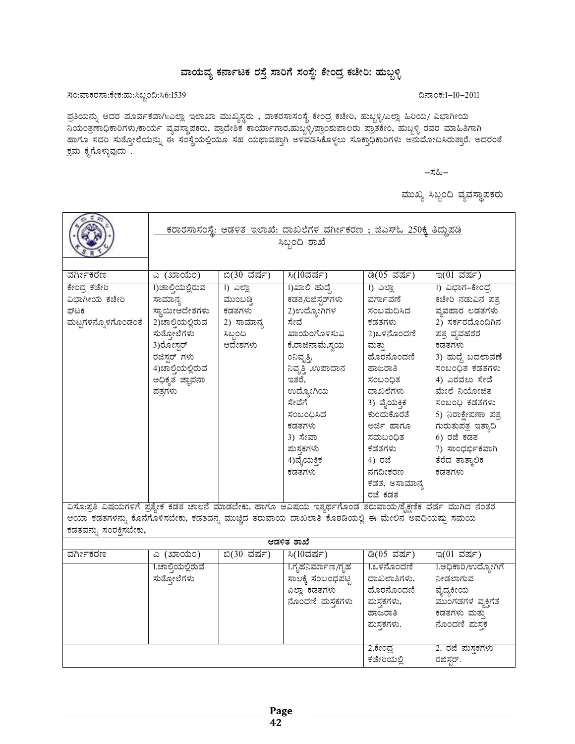# ವಾಯವ್ಯ ಕರ್ನಾಟಕ ರಸ್ತೆ ಸಾರಿಗೆ ಸಂಸ್ಥೆ: ಕೇಂದ್ರ ಕಚೇರಿ: ಹುಬ್ಬಳ್ಳಿ

ಸಂ:ವಾಕರಸಾ:ಕೇಕ:ಹು:ಸಿಬ್ಬಂದಿ:ಸಿ6:1539 ದಿನಾಂಕ:1–10–2011

ಪ್ರತಿಯನ್ನು ಆದರ ಪೂರ್ವಕವಾಗಿ:ಎಲ್ಲಾ ಇಲಾಖಾ ಮುಖ್ಯಸ್ಥರು , ವಾಕರಸಾಸಂಸ್ಥೆ ಕೇಂದ್ರ ಕಚೇರಿ, ಹುಬ್ಬಳ್ಳಿ/ಎಲ್ಲಾ ಹಿರಿಯ/ ವಿಭಾಗೀಯ ನಿಯಂತ್ರಣಾಧಿಕಾರಿಗಳು/ಕಾರ್ಯ ವ್ಯವಸ್ಥಾಪಕರು, ಪ್ರಾದೇಶಿಕ ಕಾರ್ಯಾಗಾರ,ಹುಬ್ಬಳ್ಳಿ/ಪ್ರಾಂಶುಪಾಲರು ಪ್ರಾತಕೇಂ, ಹುಬ್ಬಳ್ಳಿ ರವರ ಮಾಹಿತಿಗಾಗಿ ಹಾಗೂ ಸದರಿ ಸುತ್ತೋಲೆಯನ್ನು ಈ ಸಂಸ್ಥೆಯಲ್ಲಿಯೂ ಸಹ ಯಥಾವತ್ತಾಗಿ ಅಳವಡಿಸಿಕೊಳ್ಳಲು ಸೂಕ್ತಾಧಿಕಾರಿಗಳು ಅನುಮೋದಿಸಿರುತ್ತಾರೆ. ಅದರಂತೆ ಕ್ರಮ ಕೈಗೊಳ್ಳುವುದು .

–ಸಹಿ–

ಮುಖ್ಯ ಸಿಬ್ಬಂದಿ ವ್ಯವಸ್ಥಾಪಕರು

**ಕರಾರಸಾಸಂಸ್ಥೆ: ಆಡಳಿತ ಇಲಾಖೆ: ದಾಖಲೆಗಳ ವರ್ಗೀಕರಣ ; ಜಿಎಸ್‌ಓ 250ಕ್ಕೆ ತಿದ್ದುಪಡಿ**

**ಸಿಬ್ಬಂದಿ ಶಾಖೆ**

| ವರ್ಗೀಕರಣ | ಎ (ಖಾಯಂ) | ಬಿ(30 ವರ್ಷ) | ಸಿ(10ವರ್ಷ) | ಡಿ(05 ವರ್ಷ) | ಇ(01 ವರ್ಷ) |
|---|---|---|---|---|---|
| ಕೇಂದ್ರ ಕಚೇರಿ ವಿಭಾಗೀಯ ಕಚೇರಿ ಘಟಕ ಮಟ್ಟಗಳನ್ನೊಳಗೊಂಡಂತೆ | 1)ಚಾಲ್ತಿಯಲ್ಲಿರುವ ಸಾಮಾನ್ಯ ಸ್ಥಾಯೀಆದೇಶಗಳು 2)ಚಾಲ್ತಿಯಲ್ಲಿರುವ ಸುತ್ತೋಲೆಗಳು 3)ರೋಸ್ಟರ್ ರಜಿಸ್ಟರ್ ಗಳು 4)ಚಾಲ್ತಿಯಲ್ಲಿರುವ ಅಧಿಕೃತ ಜ್ಞಾಪನಾ ಪತ್ರಗಳು | 1) ಎಲ್ಲಾ ಮುಂಬಡ್ತಿ ಕಡತಗಳು 2) ಸಾಮಾನ್ಯ ಸಿಬ್ಬಂದಿ ಆದೇಶಗಳು | 1)ಖಾಲಿ ಹುದ್ದೆ ಕಡತ/ರಿಜಿಸ್ಟರ್‌ಗಳು 2)ಉದ್ಯೋಗಿಗಳ ಸೇವೆ ಖಾಯಂಗೊಳಿಸುವಿಕೆ,ರಾಜಿನಾಮೆ,ಸ್ವಯಂನಿವೃತ್ತಿ, ನಿವೃತ್ತಿ ,ಉಪಾದಾನ ಇತರೆ, ಉದ್ಯೋಗಿಯ ಸೇವೆಗೆ ಸಂಬಂಧಿಸಿದ ಕಡತಗಳು 3) ಸೇವಾ ಪುಸ್ತಕಗಳು 4)ವೈಯಕ್ತಿಕ ಕಡತಗಳು | 1) ಎಲ್ಲಾ ವರ್ಗಾವಣೆ ಸಂಬಮದಿಸಿದ ಕಡತಗಳು 2)ಒಳನೊಂದಣಿ ಮತ್ತು ಹೊರನೊಂದಣಿ ಹಾಜರಾತಿ ಸಂಬಂಧಿತ ದಾಖಲೆಗಳು 3) ವೈಯಕ್ತಿಕ ಕುಂದುಕೊರತೆ ಅರ್ಜಿ ಹಾಗೂ ಸಮಬಂಧಿತ ಕಡತಗಳು 4) ರಜೆ ನಗದೀಕರಣ ಕಡತ, ಅಸಾಮಾನ್ಯ ರಜೆ ಕಡತ | 1) ವಿಭಾಗ–ಕೇಂದ್ರ ಕಚೇರಿ ನಡುವಿನ ಪತ್ರ ವ್ಯವಹಾರ ಲಡತಗಳು 2) ಸರ್ಕಾರದೊಂದಿಗಿನ ಪತ್ರ ವ್ಯವಹಶರ ಕಡತಗಳು 3) ಹುದ್ದೆ ಬದಲಾವಣೆ ಸಂಬಂಧಿತ ಕಡತಗಳು 4) ಎರವಲು ಸೇವೆ ಮೇಲೆ ನಿಯೋಜಿತ ಸಂಬಂಧಿ ಕಡತಗಳು 5) ನಿರಾಕ್ಷೇಪಣಾ ಪತ್ರ ಗುರುತುಪತ್ರ ಇತ್ಯಾದಿ 6) ರಜೆ ಕಡತ 7) ಸಾಂಧರ್ಭಿಕವಾಗಿ ತೆರೆದ ತಾತ್ಕಾಲಿಕ ಕಡತಗಳು |
| ವಿಸೂ:ಪ್ರತಿ ವಿಷಯಗಳಿಗೆ ಪ್ರತ್ಯೇಕ ಕಡತ ಚಾಲನೆ ಮಾಡಬೇಕು, ಹಾಗೂ ಆವಿಷಯ ಇತ್ಯರ್ಥಗೊಂಡ ತರುವಾಯ/ಶೈಕ್ಷಣಿಕ ವರ್ಷ ಮುಗಿದ ನಂತರ ಆಯಾ ಕಡತಗಳನ್ನು ಕೊನೆಗೊಳಿಸಬೇಕು, ಕಡತವನ್ನ ಮುಚ್ಚಿದ ತರುವಾಯ ದಾಖಲಾತಿ ಕೊಠಡಿಯಲ್ಲಿ ಈ ಮೇಲಿನ ಅವಧಿಯಷ್ಟು ಸಮಯ ಕಡತವನ್ನು ಸಂರಕ್ಷಿಸಬೇಕು. | | | | | |
| **ಆಡಳಿತ ಶಾಖೆ** | | | | | |
| ವರ್ಗೀಕರಣ | ಎ (ಖಾಯಂ) | ಬಿ(30 ವರ್ಷ) | ಸಿ(10ವರ್ಷ) | ಡಿ(05 ವರ್ಷ) | ಇ(01 ವರ್ಷ) |
| | 1.ಚಾಲ್ತಿಯಲ್ಲಿರುವ ಸುತ್ತೋಲೆಗಳು | | 1.ಗೃಹನಿರ್ಮಾಣ/ಗೃಹ ಸಾಲಕ್ಕೆ ಸಂಬಂಧಪಟ್ಟ ಎಲ್ಲಾ ಕಡತಗಳು ನೊಂದಣಿ ಪುಸ್ತಕಗಳು | 1.ಒಳನೊಂದಣಿ ದಾಖಲಾತಿಗಳು, ಹೊರನೊಂದಣಿ ಪುಸ್ತಕಗಳು, ಹಾಜರಾತಿ ಪುಸ್ತಕಗಳು. | 1.ಅಧಿಕಾರಿ/ಉದ್ಯೋಗಿಗೆ ನೀಡಲಾಗುವ ವೈದ್ಯಕೀಯ ಮುಂಗಡಗಳ ವ್ಯಕ್ತಿಗತ ಕಡತಗಳು ಮತ್ತು ನೊಂದಣಿ ಪುಸ್ತಕ |
| | | | | 2.ಕೇಂದ್ರ ಕಚೇರಿಯಲ್ಲಿ | 2. ರಜೆ ಪುಸ್ತಕಗಳು ರಜಿಸ್ಟರ್. |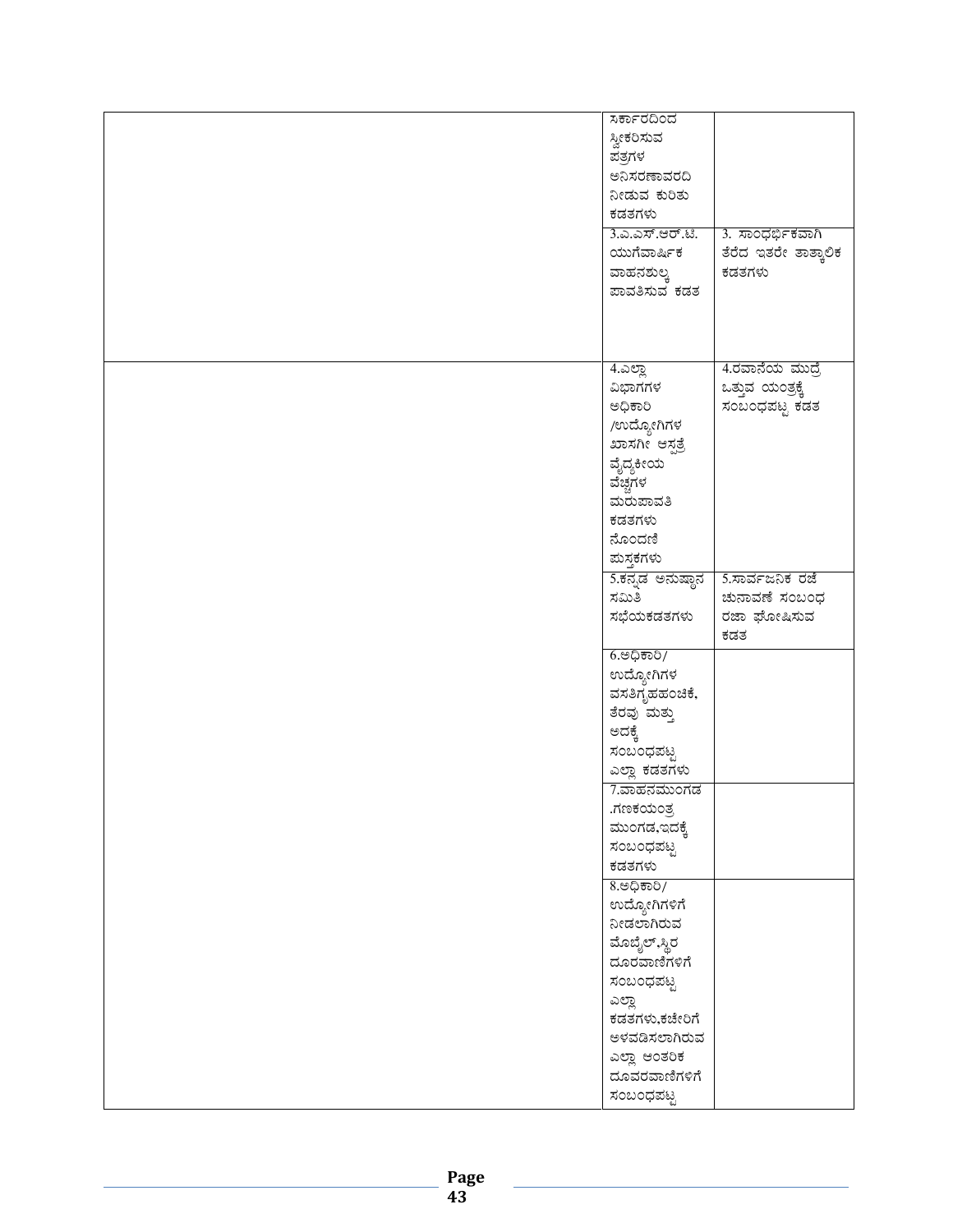| | | |
|---|---|---|
| | ಸರ್ಕಾರದಿಂದ ಸ್ವೀಕರಿಸುವ ಪತ್ರಗಳ ಅನಿಸರಣಾವರದಿ ನೀಡುವ ಕುರಿತು ಕಡತಗಳು | |
| | 3.ಎ.ಎಸ್.ಆರ್.ಟಿ. ಯುಗೆವಾರ್ಷಿಕ ವಾಹನಶುಲ್ಕ ಪಾವತಿಸುವ ಕಡತ | 3. ಸಾಂಧರ್ಭಿಕವಾಗಿ ತೆರೆದ ಇತರೇ ತಾತ್ಕಾಲಿಕ ಕಡತಗಳು |
| | 4.ಎಲ್ಲಾ ವಿಭಾಗಗಳ ಅಧಿಕಾರಿ /ಉದ್ಯೋಗಿಗಳ ಖಾಸಗೀ ಆಸ್ಪತ್ರೆ ವೈದ್ಯಕೀಯ ವೆಚ್ಚಗಳ ಮರುಪಾವತಿ ಕಡತಗಳು ನೊಂದಣಿ ಪುಸ್ತಕಗಳು | 4.ರವಾನೆಯ ಮುದ್ರೆ ಒತ್ತುವ ಯಂತ್ರಕ್ಕೆ ಸಂಬಂಧಪಟ್ಟ ಕಡತ |
| | 5.ಕನ್ನಡ ಅನುಷ್ಠಾನ ಸಮಿತಿ ಸಭೆಯಕಡತಗಳು | 5.ಸಾರ್ವಜನಿಕ ರಜೆ ಚುನಾವಣೆ ಸಂಬಂಧ ರಜಾ ಘೋಷಿಸುವ ಕಡತ |
| | 6.ಅಧಿಕಾರಿ/ ಉದ್ಯೋಗಿಗಳ ವಸತಿಗೃಹಹಂಚಿಕೆ, ತೆರವು ಮತ್ತು ಅದಕ್ಕೆ ಸಂಬಂಧಪಟ್ಟ ಎಲ್ಲಾ ಕಡತಗಳು | |
| | 7.ವಾಹನಮುಂಗಡ .ಗಣಕಯಂತ್ರ ಮುಂಗಡ,ಇದಕ್ಕೆ ಸಂಬಂಧಪಟ್ಟ ಕಡತಗಳು | |
| | 8.ಅಧಿಕಾರಿ/ ಉದ್ಯೋಗಿಗಳಿಗೆ ನೀಡಲಾಗಿರುವ ಮೊಬೈಲ್,ಸ್ಥಿರ ದೂರವಾಣಿಗಳಿಗೆ ಸಂಬಂಧಪಟ್ಟ ಎಲ್ಲಾ ಕಡತಗಳು,ಕಚೇರಿಗೆ ಅಳವಡಿಸಲಾಗಿರುವ ಎಲ್ಲಾ ಆಂತರಿಕ ದೂವರವಾಣಿಗಳಿಗೆ ಸಂಬಂಧಪಟ್ಟ | |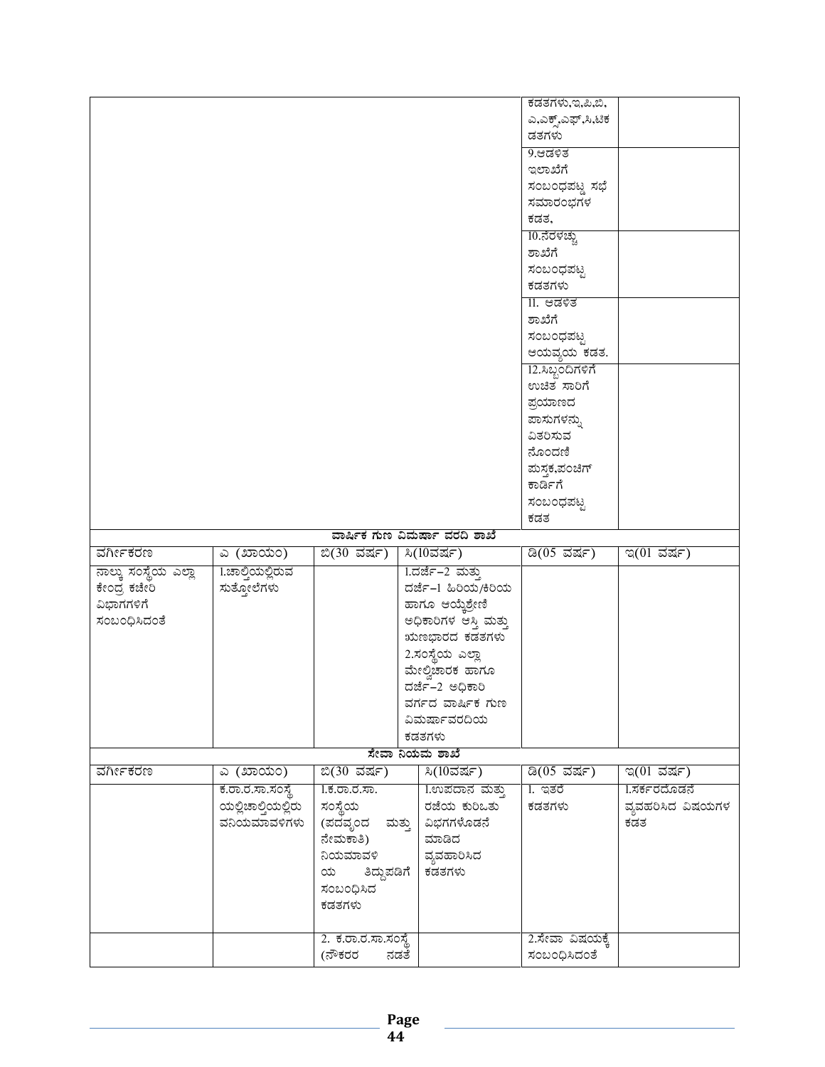| | | | | | |
|---|---|---|---|---|---|
| | | | | ಕಡತಗಳು,ಇ,ಖಿ,ಬಿ, ಎ,ಎಕ್ಸ್,ಎಫ್,ಸಿ,ಟಿಕ ಡತಗಳು | |
| | | | | 9.ಆಡಳಿತ ಇಲಾಖೆಗೆ ಸಂಬಂಧಪಟ್ಟ ಸಭೆ ಸಮಾರಂಭಗಳ ಕಡತ, | |
| | | | | 10.ನೆರಳಚ್ಚು ಶಾಖೆಗೆ ಸಂಬಂಧಪಟ್ಟ ಕಡತಗಳು | |
| | | | | 11. ಆಡಳಿತ ಶಾಖೆಗೆ ಸಂಬಂಧಪಟ್ಟ ಆಯವ್ಯಯ ಕಡತ. | |
| | | | | 12.ಸಿಬ್ಬಂದಿಗಳಿಗೆ ಉಚಿತ ಸಾರಿಗೆ ಪ್ರಯಾಣದ ಪಾಸುಗಳನ್ನು ವಿತರಿಸುವ ನೊಂದಣಿ ಪುಸ್ತಕ,ಪಂಚಿಗ್ ಕಾರ್ಡಿಗೆ ಸಂಬಂಧಪಟ್ಟ ಕಡತ | |
| **ವಾರ್ಷಿಕ ಗುಣ ವಿಮರ್ಷಾ ವರದಿ ಶಾಖೆ** | | | | | |
| ವರ್ಗೀಕರಣ | ಎ (ಖಾಯಂ) | ಬಿ(30 ವರ್ಷ) | ಸಿ(10ವರ್ಷ) | ಡಿ(05 ವರ್ಷ) | ಇ(01 ವರ್ಷ) |
| ನಾಲ್ಕು ಸಂಸ್ಥೆಯ ಎಲ್ಲಾ ಕೇಂದ್ರ ಕಚೇರಿ ವಿಭಾಗಗಳಿಗೆ ಸಂಬಂಧಿಸಿದಂತೆ | 1.ಚಾಲ್ತಿಯಲ್ಲಿರುವ ಸುತ್ತೋಲೆಗಳು | | 1.ದರ್ಜೆ–2 ಮತ್ತು ದರ್ಜೆ–1 ಹಿರಿಯ/ಕಿರಿಯ ಹಾಗೂ ಆಯ್ಕೆಶ್ರೇಣಿ ಅಧಿಕಾರಿಗಳ ಆಸ್ತಿ ಮತ್ತು ಋಣಭಾರದ ಕಡತಗಳು 2.ಸಂಸ್ಥೆಯ ಎಲ್ಲಾ ಮೇಲ್ವಿಚಾರಕ ಹಾಗೂ ದರ್ಜೆ–2 ಅಧಿಕಾರಿ ವರ್ಗದ ವಾರ್ಷಿಕ ಗುಣ ವಿಮರ್ಷಾವರದಿಯ ಕಡತಗಳು | | |
| **ಸೇವಾ ನಿಯಮ ಶಾಖೆ** | | | | | |
| ವರ್ಗೀಕರಣ | ಎ (ಖಾಯಂ) | ಬಿ(30 ವರ್ಷ) | ಸಿ(10ವರ್ಷ) | ಡಿ(05 ವರ್ಷ) | ಇ(01 ವರ್ಷ) |
| | ಕ.ರಾ.ರ.ಸಾ.ಸಂಸ್ಥೆ ಯಲ್ಲಿಚಾಲ್ತಿಯಲ್ಲಿರು ವನಿಯಮಾವಳಿಗಳು | 1.ಕ.ರಾ.ರ.ಸಾ. ಸಂಸ್ಥೆಯ (ಪದವೃಂದ ಮತ್ತು ನೇಮಕಾತಿ) ನಿಯಮಾವಳಿ ಯ ತಿದ್ದುಪಡಿಗೆ ಸಂಬಂಧಿಸಿದ ಕಡತಗಳು | 1.ಉಪದಾನ ಮತ್ತು ರಜೆಯ ಕುರಿಒತು ವಿಭಗಗಳೊಡನೆ ಮಾಡಿದ ವ್ಯವಹಾರಿಸಿದ ಕಡತಗಳು | 1. ಇತರೆ ಕಡತಗಳು | 1.ಸರ್ಕರದೊಡನೆ ವ್ಯವಹರಿಸಿದ ವಿಷಯಗಳ ಕಡತ |
| | | 2. ಕ.ರಾ.ರ.ಸಾ.ಸಂಸ್ಥೆ (ನೌಕರರ ನಡತೆ | | 2.ಸೇವಾ ವಿಷಯಕ್ಕೆ ಸಂಬಂಧಿಸಿದಂತೆ | |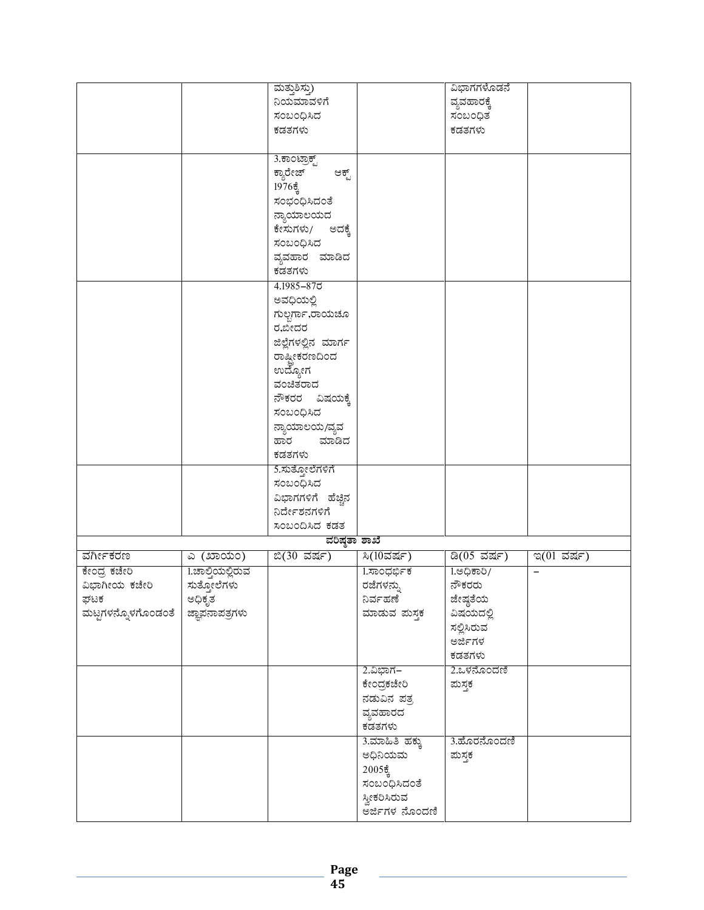| | | ಮತ್ತುಶಿಸ್ತು) ನಿಯಮಾವಳಿಗೆ ಸಂಬಂಧಿಸಿದ ಕಡತಗಳು | | ವಿಭಾಗಗಳೊಡನೆ ವ್ಯವಹಾರಕ್ಕೆ ಸಂಬಂಧಿತ ಕಡತಗಳು | |
|---|---|---|---|---|---|
| | | 3.ಕಾಂಟ್ರಾಕ್ಟ್ ಕ್ಯಾರೇಜ್ ಆಕ್ಟ್ 1976ಕ್ಕೆ ಸಂಭಂಧಿಸಿದಂತೆ ನ್ಯಾಯಾಲಯದ ಕೇಸುಗಳು/ ಅದಕ್ಕೆ ಸಂಬಂಧಿಸಿದ ವ್ಯವಹಾರ ಮಾಡಿದ ಕಡತಗಳು | | | |
| | | 4.1985–87ರ ಅವಧಿಯಲ್ಲಿ ಗುಲ್ಬರ್ಗಾ,ರಾಯಚೂರ,ಬೀದರ ಜಿಲ್ಲೆಗಳಲ್ಲಿನ ಮಾರ್ಗ ರಾಷ್ಟ್ರೀಕರಣದಿಂದ ಉದ್ಯೋಗ ವಂಚಿತರಾದ ನೌಕರರ ವಿಷಯಕ್ಕೆ ಸಂಬಂಧಿಸಿದ ನ್ಯಾಯಾಲಯ/ವ್ಯವಹಾರ ಮಾಡಿದ ಕಡತಗಳು | | | |
| | | 5.ಸುತ್ತೋಲೆಗಳಿಗೆ ಸಂಬಂಧಿಸಿದ ವಿಭಾಗಗಳಿಗೆ ಹೆಚ್ಚಿನ ನಿರ್ದೇಶನಗಳಿಗೆ ಸಂಬಂದಿಸಿದ ಕಡತ | | | |
| **ವರಿಷ್ಠತಾ ಶಾಖೆ** | | | | | |
| ವರ್ಗೀಕರಣ | ಎ (ಖಾಯಂ) | ಬಿ(30 ವರ್ಷ) | ಸಿ(10ವರ್ಷ) | ಡಿ(05 ವರ್ಷ) | ಇ(01 ವರ್ಷ) |
| ಕೇಂದ್ರ ಕಚೇರಿ ವಿಭಾಗೀಯ ಕಚೇರಿ ಘಟಕ ಮಟ್ಟಗಳನ್ನೊಳಗೊಂಡಂತೆ | 1.ಚಾಲ್ತಿಯಲ್ಲಿರುವ ಸುತ್ತೋಲೆಗಳು ಅಧಿಕೃತ ಜ್ಞಾಪನಾಪತ್ರಗಳು | | 1.ಸಾಂಧರ್ಭಿಕ ರಜೆಗಳನ್ನು ನಿರ್ವಹಣೆ ಮಾಡುವ ಪುಸ್ತಕ | 1.ಅಧಿಕಾರಿ/ ನೌಕರರು ಜೇಷ್ಠತೆಯ ವಿಷಯದಲ್ಲಿ ಸಲ್ಲಿಸಿರುವ ಅರ್ಜಿಗಳ ಕಡತಗಳು | – |
| | | | 2.ವಿಭಾಗ–ಕೇಂದ್ರಕಚೇರಿ ನಡುವಿನ ಪತ್ರ ವ್ಯವಹಾರದ ಕಡತಗಳು | 2.ಒಳನೊಂದಣಿ ಪುಸ್ತಕ | |
| | | | 3.ಮಾಹಿತಿ ಹಕ್ಕು ಅಧಿನಿಯಮ 2005ಕ್ಕೆ ಸಂಬಂಧಿಸಿದಂತೆ ಸ್ವೀಕರಿಸಿರುವ ಅರ್ಜಿಗಳ ನೊಂದಣಿ | 3.ಹೊರನೊಂದಣಿ ಪುಸ್ತಕ | |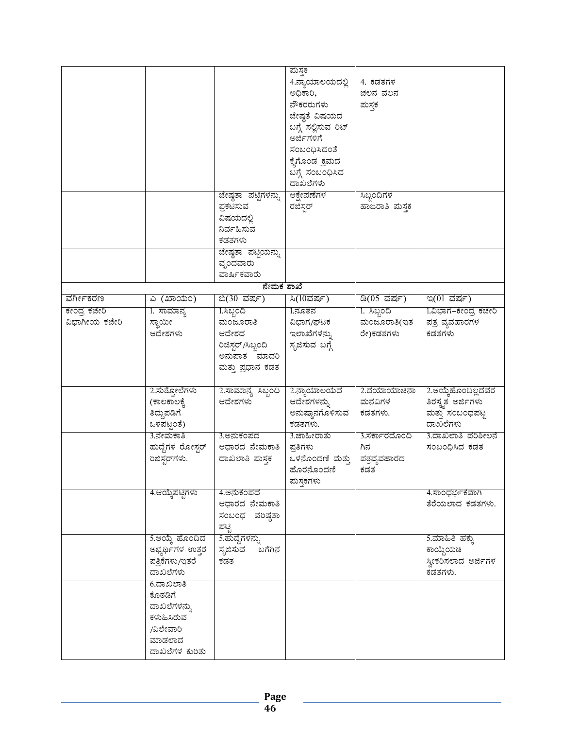| | | | ಪುಸ್ತಕ | | |
|---|---|---|---|---|---|
| | | | 4.ನ್ಯಾಯಾಲಯದಲ್ಲಿ ಅಧಿಕಾರಿ, ನೌಕರರುಗಳು ಜೇಷ್ಠತೆ ವಿಷಯದ ಬಗ್ಗೆ ಸಲ್ಲಿಸುವ ರಿಟ್ ಅರ್ಜಿಗಳಿಗೆ ಸಂಬಂಧಿಸಿದಂತೆ ಕೈಗೊಂಡ ಕ್ರಮದ ಬಗ್ಗೆ ಸಂಬಂಧಿಸಿದ ದಾಖಲೆಗಳು | 4. ಕಡತಗಳ ಚಲನ ವಲನ ಪುಸ್ತಕ | |
| | | ಜೇಷ್ಠತಾ ಪಟ್ಟಿಗಳನ್ನು ಪ್ರಕಟಿಸುವ ವಿಷಯದಲ್ಲಿ ನಿರ್ವಹಿಸುವ ಕಡತಗಳು | ಆಕ್ಷೇಪಣೆಗಳ ರಜಿಸ್ಟರ್ | ಸಿಬ್ಬಂದಿಗಳ ಹಾಜರಾತಿ ಪುಸ್ತಕ | |
| | | ಜೇಷ್ಠತಾ ಪಟ್ಟಿಯನ್ನು ವೃಂದವಾರು ವಾರ್ಷಿಕವಾರು | | | |
| **ನೇಮಕ ಶಾಖೆ** | | | | | |
| ವರ್ಗೀಕರಣ | ಎ (ಖಾಯಂ) | ಬಿ(30 ವರ್ಷ) | ಸಿ(10ವರ್ಷ) | ಡಿ(05 ವರ್ಷ) | ಇ(01 ವರ್ಷ) |
| ಕೇಂದ್ರ ಕಚೇರಿ ವಿಭಾಗೀಯ ಕಚೇರಿ | 1. ಸಾಮಾನ್ಯ ಸ್ಥಾಯೀ ಆದೇಶಗಳು | 1.ಸಿಬ್ಬಂದಿ ಮಂಜೂರಾತಿ ಆದೇಶದ ರಿಜಿಸ್ಟರ್/ಸಿಬ್ಬಂದಿ ಅನುಪಾತ ಮಾದರಿ ಮತ್ತು ಪ್ರಧಾನ ಕಡತ | 1.ನೂತನ ವಿಭಾಗ/ಘಟಕ ಇಲಾಖೆಗಳನ್ನು ಸೃಜಿಸುವ ಬಗ್ಗೆ | 1. ಸಿಬ್ಬಂದಿ ಮಂಜೂರಾತಿ(ಇತರೇ)ಕಡತಗಳು | 1.ವಿಭಾಗ–ಕೇಂದ್ರ ಕಚೇರಿ ಪತ್ರ ವ್ಯವಹಾರಗಳ ಕಡತಗಳು |
| | 2.ಸುತ್ತೋಲೆಗಳು (ಕಾಲಕಾಲಕ್ಕೆ ತಿದ್ದುಪಡಿಗೆ ಒಳಪಟ್ಟಂತೆ) | 2.ಸಾಮಾನ್ಯ ಸಿಬ್ಬಂದಿ ಆದೇಶಗಳು | 2.ನ್ಯಾಯಾಲಯದ ಆದೇಶಗಳನ್ನು ಅನುಷ್ಠಾನಗೊಳಿಸುವ ಕಡತಗಳು. | 2.ದಯಾಯಾಚನಾ ಮನವಿಗಳ ಕಡತಗಳು. | 2.ಆಯ್ಕೆಹೊಂದಿಲ್ಲದವರ ತಿರಸ್ಕೃತ ಅರ್ಜಿಗಳು ಮತ್ತು ಸಂಬಂಧಪಟ್ಟ ದಾಖಲೆಗಳು |
| | 3.ನೇಮಕಾತಿ ಹುದ್ದೆಗಳ ರೋಸ್ಟರ್ ರಿಜಿಸ್ಟರ್‌ಗಳು. | 3.ಅನುಕಂಪದ ಆಧಾರದ ನೇಮಕಾತಿ ದಾಖಲಾತಿ ಪುಸ್ತಕ | 3.ಜಾಹೀರಾತು ಪ್ರತಿಗಳು ಒಳನೊಂದಣಿ ಮತ್ತು ಹೊರನೊಂದಣಿ ಪುಸ್ತಕಗಳು | 3.ಸರ್ಕಾರದೊಂದಿಗಿನ ಪತ್ರವ್ಯವಹಾರದ ಕಡತ | 3.ದಾಖಲಾತಿ ಪರಿಶೀಲನೆ ಸಂಬಂಧಿಸಿದ ಕಡತ |
| | 4.ಆಯ್ಕೆಪಟ್ಟಿಗಳು | 4.ಅನುಕಂಪದ ಆಧಾರದ ನೇಮಕಾತಿ ಸಂಬಂಧ ವರಿಷ್ಠತಾ ಪಟ್ಟಿ | | | 4.ಸಾಂಧರ್ಭಿಕವಾಗಿ ತೆರೆಯಲಾದ ಕಡತಗಳು. |
| | 5.ಆಯ್ಕೆ ಹೊಂದಿದ ಅಭ್ಯರ್ಥಿಗಳ ಉತ್ತರ ಪತ್ರಿಕೆಗಳು/ಇತರೆ ದಾಖಲೆಗಳು | 5.ಹುದ್ದೆಗಳನ್ನು ಸೃಜಿಸುವ ಬಗೆಗಿನ ಕಡತ | | | 5.ಮಾಹಿತಿ ಹಕ್ಕು ಕಾಯ್ದೆಯಡಿ ಸ್ವೀಕರಿಸಲಾದ ಅರ್ಜಿಗಳ ಕಡತಗಳು. |
| | 6.ದಾಖಲಾತಿ ಕೊಠಡಿಗೆ ದಾಖಲೆಗಳನ್ನು ಕಳುಹಿಸಿರುವ /ವಿಲೇವಾರಿ ಮಾಡಲಾದ ದಾಖಲೆಗಳ ಕುರಿತು | | | | |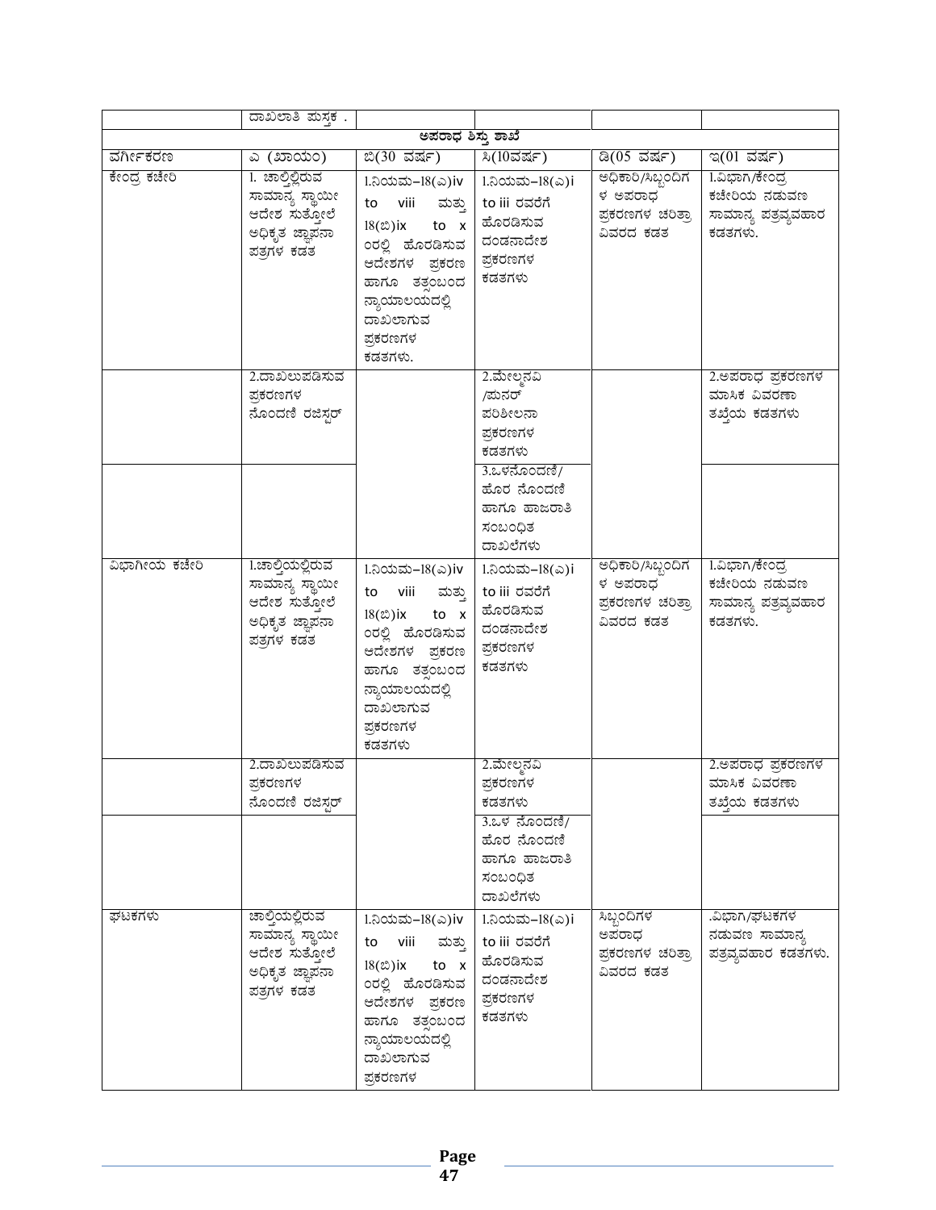|  | ದಾಖಲಾತಿ ಪುಸ್ತಕ . |  |  |  |  |
|---|---|---|---|---|---|
| **ಅಪರಾಧ ಶಿಸ್ತು ಶಾಖೆ** | | | | | |
| ವರ್ಗೀಕರಣ | ಎ (ಖಾಯಂ) | ಬಿ(30 ವರ್ಷ) | ಸಿ(10ವರ್ಷ) | ಡಿ(05 ವರ್ಷ) | ಇ(01 ವರ್ಷ) |
| ಕೇಂದ್ರ ಕಚೇರಿ | 1. ಚಾಲ್ತಿಲ್ಲಿರುವ ಸಾಮಾನ್ಯ ಸ್ಥಾಯೀ ಆದೇಶ ಸುತ್ತೋಲೆ ಅಧಿಕೃತ ಜ್ಞಾಪನಾ ಪತ್ರಗಳ ಕಡತ | 1.ನಿಯಮ–18(ಎ)iv to viii ಮತ್ತು 18(ಬಿ)ix to x ಂರಲ್ಲಿ ಹೊರಡಿಸುವ ಆದೇಶಗಳ ಪ್ರಕರಣ ಹಾಗೂ ತತ್ಸಂಬಂಧ ನ್ಯಾಯಾಲಯದಲ್ಲಿ ದಾಖಲಾಗುವ ಪ್ರಕರಣಗಳ ಕಡತಗಳು. | 1.ನಿಯಮ–18(ಎ)i to iii ರವರೆಗೆ ಹೊರಡಿಸುವ ದಂಡನಾದೇಶ ಪ್ರಕರಣಗಳ ಕಡತಗಳು | ಅಧಿಕಾರಿ/ಸಿಬ್ಬಂದಿಗಳ ಅಪರಾಧ ಪ್ರಕರಣಗಳ ಚರಿತ್ರಾ ವಿವರದ ಕಡತ | 1.ವಿಭಾಗ/ಕೇಂದ್ರ ಕಚೇರಿಯ ನಡುವಣ ಸಾಮಾನ್ಯ ಪತ್ರವ್ಯವಹಾರ ಕಡತಗಳು. |
|  | 2.ದಾಖಲುಪಡಿಸುವ ಪ್ರಕರಣಗಳ ನೊಂದಣಿ ರಜಿಸ್ಟರ್ |  | 2.ಮೇಲ್ಮನವಿ /ಪುನರ್ ಪರಿಶೀಲನಾ ಪ್ರಕರಣಗಳ ಕಡತಗಳು |  | 2.ಅಪರಾಧ ಪ್ರಕರಣಗಳ ಮಾಸಿಕ ವಿವರಣಾ ತಖ್ತೆಯ ಕಡತಗಳು |
|  |  |  | 3.ಒಳನೊಂದಣಿ/ ಹೊರ ನೊಂದಣಿ ಹಾಗೂ ಹಾಜರಾತಿ ಸಂಬಂಧಿತ ದಾಖಲೆಗಳು |  |  |
| ವಿಭಾಗೀಯ ಕಚೇರಿ | 1.ಚಾಲ್ತಿಯಲ್ಲಿರುವ ಸಾಮಾನ್ಯ ಸ್ಥಾಯೀ ಆದೇಶ ಸುತ್ತೋಲೆ ಅಧಿಕೃತ ಜ್ಞಾಪನಾ ಪತ್ರಗಳ ಕಡತ | 1.ನಿಯಮ–18(ಎ)iv to viii ಮತ್ತು 18(ಬಿ)ix to x ಂರಲ್ಲಿ ಹೊರಡಿಸುವ ಆದೇಶಗಳ ಪ್ರಕರಣ ಹಾಗೂ ತತ್ಸಂಬಂಧ ನ್ಯಾಯಾಲಯದಲ್ಲಿ ದಾಖಲಾಗುವ ಪ್ರಕರಣಗಳ ಕಡತಗಳು | 1.ನಿಯಮ–18(ಎ)i to iii ರವರೆಗೆ ಹೊರಡಿಸುವ ದಂಡನಾದೇಶ ಪ್ರಕರಣಗಳ ಕಡತಗಳು | ಅಧಿಕಾರಿ/ಸಿಬ್ಬಂದಿಗಳ ಅಪರಾಧ ಪ್ರಕರಣಗಳ ಚರಿತ್ರಾ ವಿವರದ ಕಡತ | 1.ವಿಭಾಗ/ಕೇಂದ್ರ ಕಚೇರಿಯ ನಡುವಣ ಸಾಮಾನ್ಯ ಪತ್ರವ್ಯವಹಾರ ಕಡತಗಳು. |
|  | 2.ದಾಖಲುಪಡಿಸುವ ಪ್ರಕರಣಗಳ ನೊಂದಣಿ ರಜಿಸ್ಟರ್ |  | 2.ಮೇಲ್ಮನವಿ ಪ್ರಕರಣಗಳ ಕಡತಗಳು |  | 2.ಅಪರಾಧ ಪ್ರಕರಣಗಳ ಮಾಸಿಕ ವಿವರಣಾ ತಖ್ತೆಯ ಕಡತಗಳು |
|  |  |  | 3.ಒಳ ನೊಂದಣಿ/ ಹೊರ ನೊಂದಣಿ ಹಾಗೂ ಹಾಜರಾತಿ ಸಂಬಂಧಿತ ದಾಖಲೆಗಳು |  |  |
| ಘಟಕಗಳು | ಚಾಲ್ತಿಯಲ್ಲಿರುವ ಸಾಮಾನ್ಯ ಸ್ಥಾಯೀ ಆದೇಶ ಸುತ್ತೋಲೆ ಅಧಿಕೃತ ಜ್ಞಾಪನಾ ಪತ್ರಗಳ ಕಡತ | 1.ನಿಯಮ–18(ಎ)iv to viii ಮತ್ತು 18(ಬಿ)ix to x ಂರಲ್ಲಿ ಹೊರಡಿಸುವ ಆದೇಶಗಳ ಪ್ರಕರಣ ಹಾಗೂ ತತ್ಸಂಬಂಧ ನ್ಯಾಯಾಲಯದಲ್ಲಿ ದಾಖಲಾಗುವ ಪ್ರಕರಣಗಳ | 1.ನಿಯಮ–18(ಎ)i to iii ರವರೆಗೆ ಹೊರಡಿಸುವ ದಂಡನಾದೇಶ ಪ್ರಕರಣಗಳ ಕಡತಗಳು | ಸಿಬ್ಬಂದಿಗಳ ಅಪರಾಧ ಪ್ರಕರಣಗಳ ಚರಿತ್ರಾ ವಿವರದ ಕಡತ | .ವಿಭಾಗ/ಘಟಕಗಳ ನಡುವಣ ಸಾಮಾನ್ಯ ಪತ್ರವ್ಯವಹಾರ ಕಡತಗಳು. |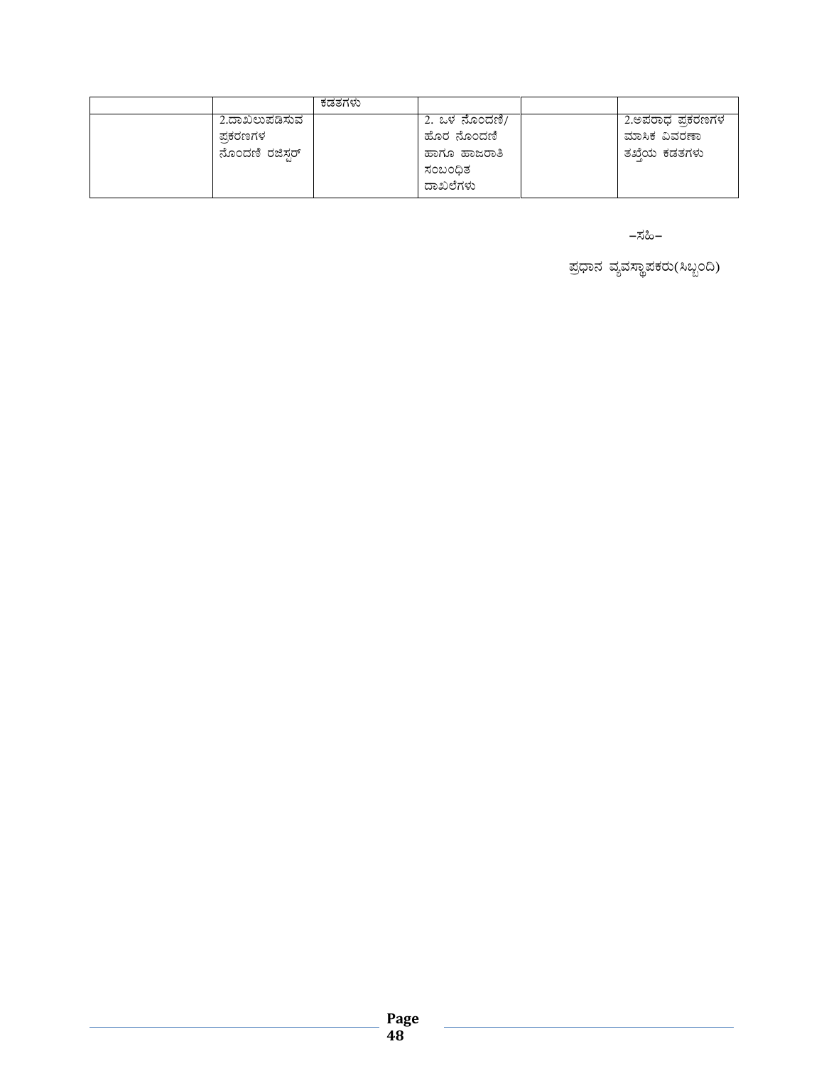| | | | | | |
|---|---|---|---|---|---|
| | | ಕಡತಗಳು | | | |
| | 2.ದಾಖಲುಪಡಿಸುವ ಪ್ರಕರಣಗಳ ನೊಂದಣಿ ರಜಿಸ್ಟರ್ | | 2. ಒಳ ನೊಂದಣಿ/ ಹೊರ ನೊಂದಣಿ ಹಾಗೂ ಹಾಜರಾತಿ ಸಂಬಂಧಿತ ದಾಖಲೆಗಳು | | 2.ಅಪರಾಧ ಪ್ರಕರಣಗಳ ಮಾಸಿಕ ವಿವರಣಾ ತಖ್ತೆಯ ಕಡತಗಳು |

–ಸಹಿ–

ಪ್ರಧಾನ ವ್ಯವಸ್ಥಾಪಕರು(ಸಿಬ್ಬಂದಿ)